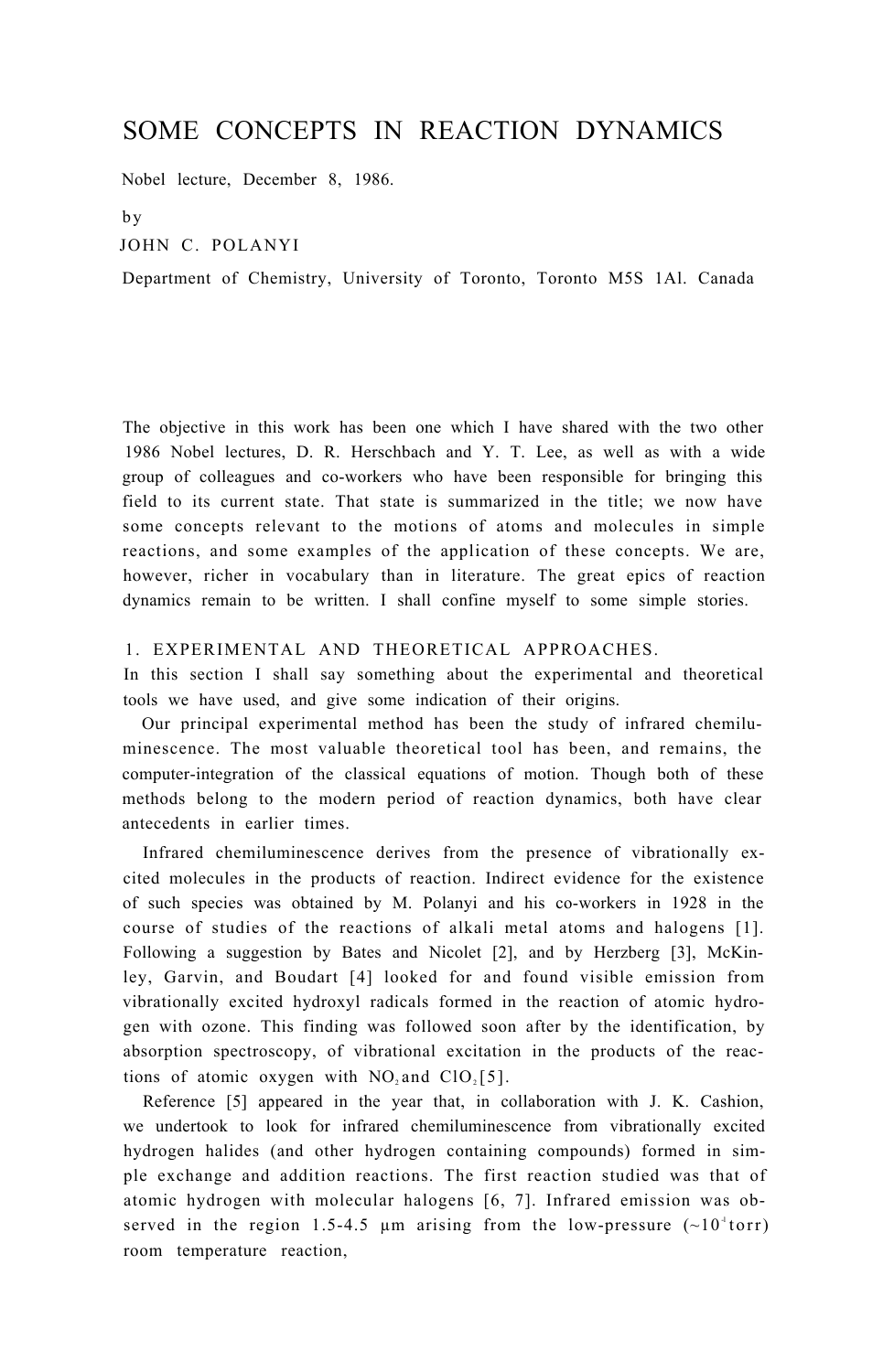# SOME CONCEPTS IN REACTION DYNAMICS

Nobel lecture, December 8, 1986.

by

JOHN C. POLANYI

Department of Chemistry, University of Toronto, Toronto M5S 1Al. Canada

The objective in this work has been one which I have shared with the two other 1986 Nobel lectures, D. R. Herschbach and Y. T. Lee, as well as with a wide group of colleagues and co-workers who have been responsible for bringing this field to its current state. That state is summarized in the title; we now have some concepts relevant to the motions of atoms and molecules in simple reactions, and some examples of the application of these concepts. We are, however, richer in vocabulary than in literature. The great epics of reaction dynamics remain to be written. I shall confine myself to some simple stories.

## 1. EXPERIMENTAL AND THEORETICAL APPROACHES.

In this section I shall say something about the experimental and theoretical tools we have used, and give some indication of their origins.

Our principal experimental method has been the study of infrared chemiluminescence. The most valuable theoretical tool has been, and remains, the computer-integration of the classical equations of motion. Though both of these methods belong to the modern period of reaction dynamics, both have clear antecedents in earlier times.

Infrared chemiluminescence derives from the presence of vibrationally excited molecules in the products of reaction. Indirect evidence for the existence of such species was obtained by M. Polanyi and his co-workers in 1928 in the course of studies of the reactions of alkali metal atoms and halogens [1]. Following a suggestion by Bates and Nicolet [2], and by Herzberg [3], McKinley, Garvin, and Boudart [4] looked for and found visible emission from vibrationally excited hydroxyl radicals formed in the reaction of atomic hydrogen with ozone. This finding was followed soon after by the identification, by absorption spectroscopy, of vibrational excitation in the products of the reactions of atomic oxygen with $NO_2$ and $ClO_2$ [5].

Reference [5] appeared in the year that, in collaboration with J. K. Cashion, we undertook to look for infrared chemiluminescence from vibrationally excited hydrogen halides (and other hydrogen containing compounds) formed in simple exchange and addition reactions. The first reaction studied was that of atomic hydrogen with molecular halogens [6, 7]. Infrared emission was observed in the region 1.5-4.5 µm arising from the low-pressure (~$10^{-1}$ torr) room temperature reaction,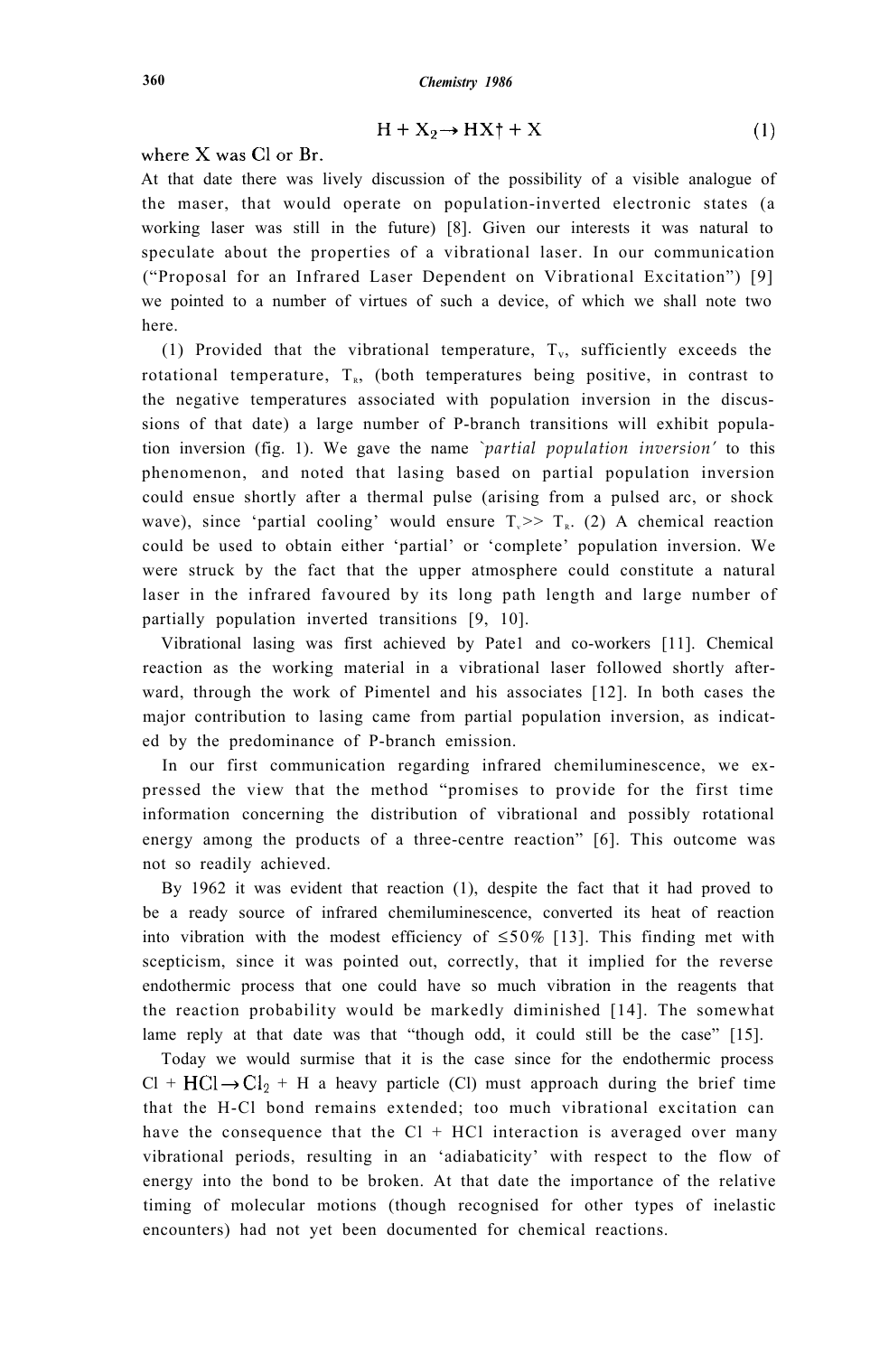$$H + X_2 \rightarrow HX^{\dagger} + X \tag{1}$$

where X was Cl or Br.

At that date there was lively discussion of the possibility of a visible analogue of the maser, that would operate on population-inverted electronic states (a working laser was still in the future) [8]. Given our interests it was natural to speculate about the properties of a vibrational laser. In our communication ("Proposal for an Infrared Laser Dependent on Vibrational Excitation") [9] we pointed to a number of virtues of such a device, of which we shall note two here.

(1) Provided that the vibrational temperature, $T_V$, sufficiently exceeds the rotational temperature, $T_R$, (both temperatures being positive, in contrast to the negative temperatures associated with population inversion in the discussions of that date) a large number of P-branch transitions will exhibit population inversion (fig. 1). We gave the name *'partial population inversion'* to this phenomenon, and noted that lasing based on partial population inversion could ensue shortly after a thermal pulse (arising from a pulsed arc, or shock wave), since 'partial cooling' would ensure $T_v >> T_R$. (2) A chemical reaction could be used to obtain either 'partial' or 'complete' population inversion. We were struck by the fact that the upper atmosphere could constitute a natural laser in the infrared favoured by its long path length and large number of partially population inverted transitions [9, 10].

Vibrational lasing was first achieved by Patel and co-workers [11]. Chemical reaction as the working material in a vibrational laser followed shortly afterward, through the work of Pimentel and his associates [12]. In both cases the major contribution to lasing came from partial population inversion, as indicated by the predominance of P-branch emission.

In our first communication regarding infrared chemiluminescence, we expressed the view that the method "promises to provide for the first time information concerning the distribution of vibrational and possibly rotational energy among the products of a three-centre reaction" [6]. This outcome was not so readily achieved.

By 1962 it was evident that reaction (1), despite the fact that it had proved to be a ready source of infrared chemiluminescence, converted its heat of reaction into vibration with the modest efficiency of ≤50% [13]. This finding met with scepticism, since it was pointed out, correctly, that it implied for the reverse endothermic process that one could have so much vibration in the reagents that the reaction probability would be markedly diminished [14]. The somewhat lame reply at that date was that "though odd, it could still be the case" [15].

Today we would surmise that it is the case since for the endothermic process $Cl + HCl \rightarrow Cl_2 + H$ a heavy particle (Cl) must approach during the brief time that the H-Cl bond remains extended; too much vibrational excitation can have the consequence that the Cl + HCl interaction is averaged over many vibrational periods, resulting in an 'adiabaticity' with respect to the flow of energy into the bond to be broken. At that date the importance of the relative timing of molecular motions (though recognised for other types of inelastic encounters) had not yet been documented for chemical reactions.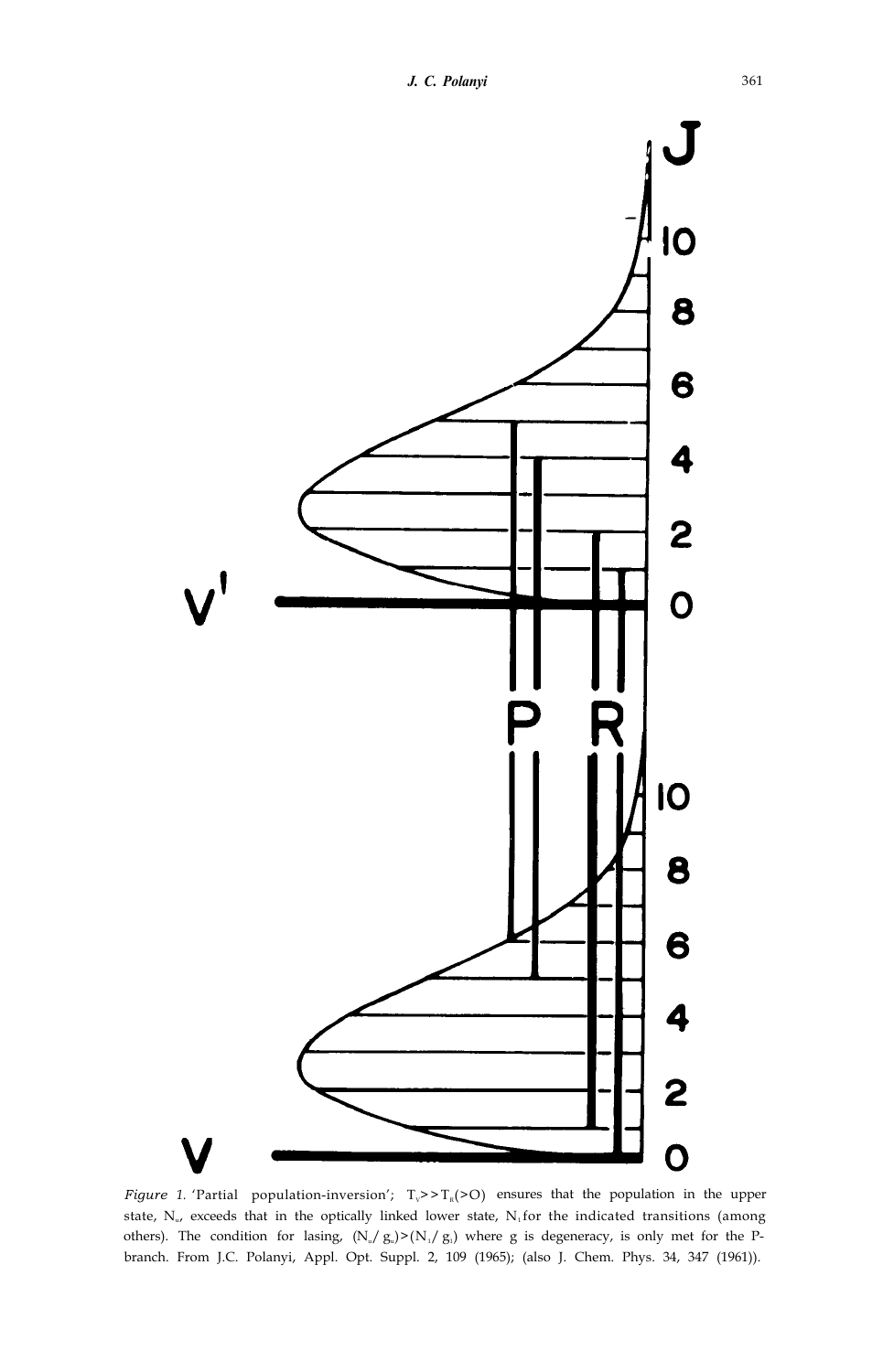*Figure 1.* 'Partial population-inversion'; $T_V >> T_R (>O)$ ensures that the population in the upper state, $N_u$, exceeds that in the optically linked lower state, $N_l$ for the indicated transitions (among others). The condition for lasing, $(N_u/g_u) > (N_l/g_l)$ where g is degeneracy, is only met for the P-branch. From J.C. Polanyi, Appl. Opt. Suppl. 2, 109 (1965); (also J. Chem. Phys. 34, 347 (1961)).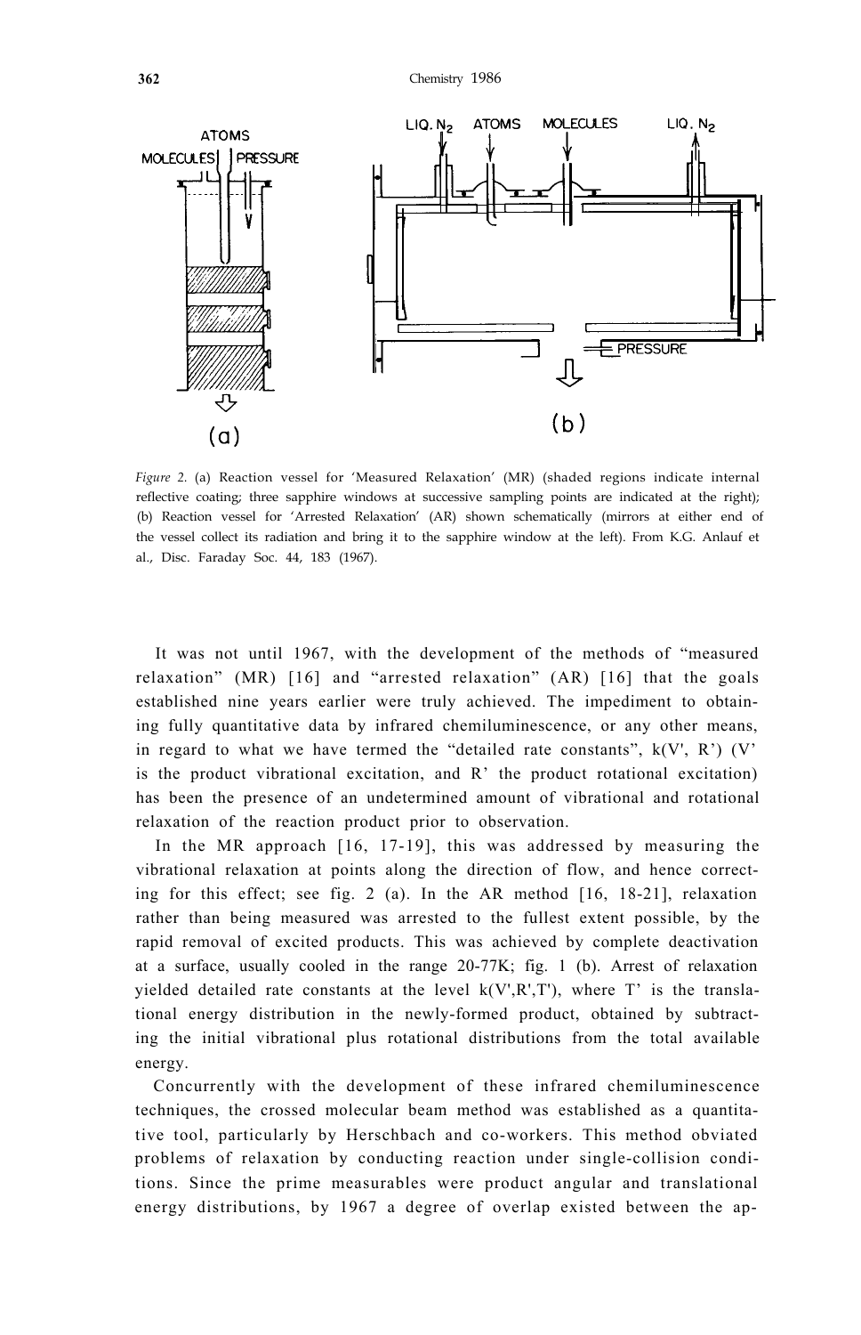*Figure 2.* (a) Reaction vessel for 'Measured Relaxation' (MR) (shaded regions indicate internal reflective coating; three sapphire windows at successive sampling points are indicated at the right); (b) Reaction vessel for 'Arrested Relaxation' (AR) shown schematically (mirrors at either end of the vessel collect its radiation and bring it to the sapphire window at the left). From K.G. Anlauf et al., Disc. Faraday Soc. 44, 183 (1967).

It was not until 1967, with the development of the methods of "measured relaxation" (MR) [16] and "arrested relaxation" (AR) [16] that the goals established nine years earlier were truly achieved. The impediment to obtaining fully quantitative data by infrared chemiluminescence, or any other means, in regard to what we have termed the "detailed rate constants", k(V', R') (V' is the product vibrational excitation, and R' the product rotational excitation) has been the presence of an undetermined amount of vibrational and rotational relaxation of the reaction product prior to observation.

In the MR approach [16, 17-19], this was addressed by measuring the vibrational relaxation at points along the direction of flow, and hence correcting for this effect; see fig. 2 (a). In the AR method [16, 18-21], relaxation rather than being measured was arrested to the fullest extent possible, by the rapid removal of excited products. This was achieved by complete deactivation at a surface, usually cooled in the range 20-77K; fig. 1 (b). Arrest of relaxation yielded detailed rate constants at the level k(V',R',T'), where T' is the translational energy distribution in the newly-formed product, obtained by subtracting the initial vibrational plus rotational distributions from the total available energy.

Concurrently with the development of these infrared chemiluminescence techniques, the crossed molecular beam method was established as a quantitative tool, particularly by Herschbach and co-workers. This method obviated problems of relaxation by conducting reaction under single-collision conditions. Since the prime measurables were product angular and translational energy distributions, by 1967 a degree of overlap existed between the ap-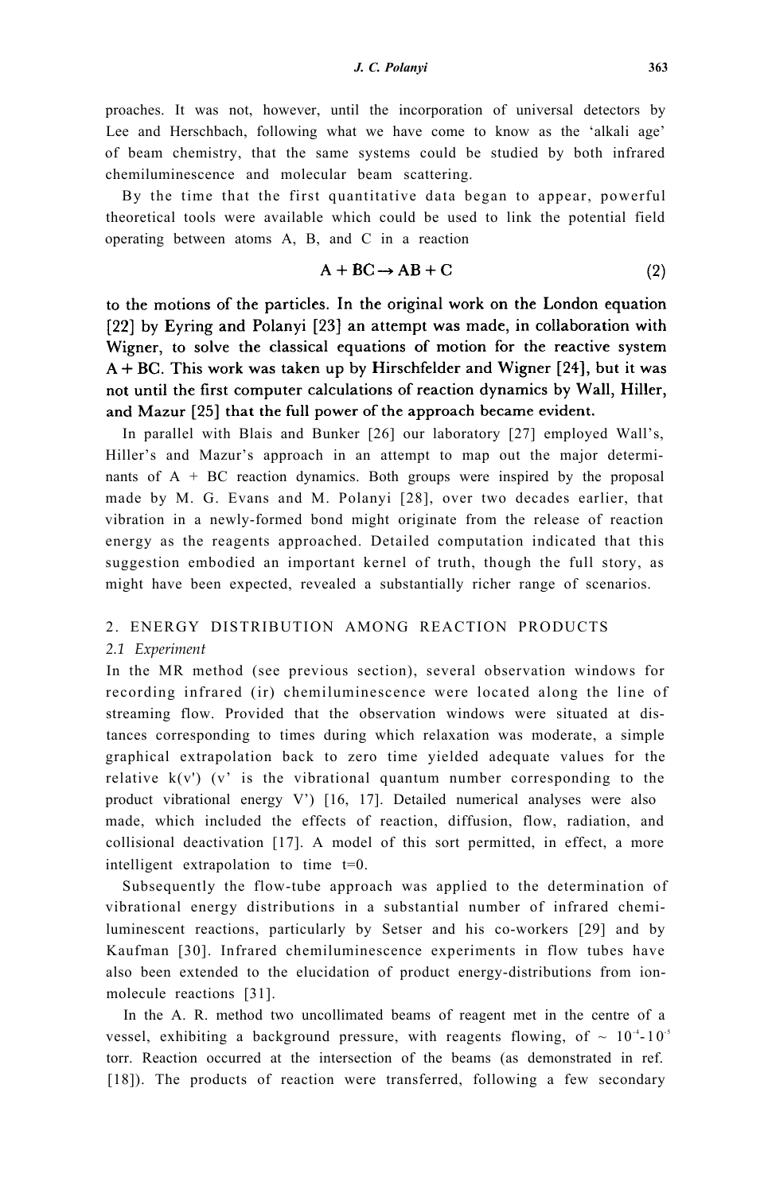proaches. It was not, however, until the incorporation of universal detectors by Lee and Herschbach, following what we have come to know as the 'alkali age' of beam chemistry, that the same systems could be studied by both infrared chemiluminescence and molecular beam scattering.

By the time that the first quantitative data began to appear, powerful theoretical tools were available which could be used to link the potential field operating between atoms A, B, and C in a reaction

$$A + BC \rightarrow AB + C \tag{2}$$

to the motions of the particles. In the original work on the London equation [22] by Eyring and Polanyi [23] an attempt was made, in collaboration with Wigner, to solve the classical equations of motion for the reactive system A + BC. This work was taken up by Hirschfelder and Wigner [24], but it was not until the first computer calculations of reaction dynamics by Wall, Hiller, and Mazur [25] that the full power of the approach became evident.

In parallel with Blais and Bunker [26] our laboratory [27] employed Wall's, Hiller's and Mazur's approach in an attempt to map out the major determinants of A + BC reaction dynamics. Both groups were inspired by the proposal made by M. G. Evans and M. Polanyi [28], over two decades earlier, that vibration in a newly-formed bond might originate from the release of reaction energy as the reagents approached. Detailed computation indicated that this suggestion embodied an important kernel of truth, though the full story, as might have been expected, revealed a substantially richer range of scenarios.

## 2. ENERGY DISTRIBUTION AMONG REACTION PRODUCTS

### 2.1 *Experiment*

In the MR method (see previous section), several observation windows for recording infrared (ir) chemiluminescence were located along the line of streaming flow. Provided that the observation windows were situated at distances corresponding to times during which relaxation was moderate, a simple graphical extrapolation back to zero time yielded adequate values for the relative k(v') (v' is the vibrational quantum number corresponding to the product vibrational energy V') [16, 17]. Detailed numerical analyses were also made, which included the effects of reaction, diffusion, flow, radiation, and collisional deactivation [17]. A model of this sort permitted, in effect, a more intelligent extrapolation to time t=0.

Subsequently the flow-tube approach was applied to the determination of vibrational energy distributions in a substantial number of infrared chemiluminescent reactions, particularly by Setser and his co-workers [29] and by Kaufman [30]. Infrared chemiluminescence experiments in flow tubes have also been extended to the elucidation of product energy-distributions from ion-molecule reactions [31].

In the A. R. method two uncollimated beams of reagent met in the centre of a vessel, exhibiting a background pressure, with reagents flowing, of ~ $10^{-4}$-$10^{-5}$ torr. Reaction occurred at the intersection of the beams (as demonstrated in ref. [18]). The products of reaction were transferred, following a few secondary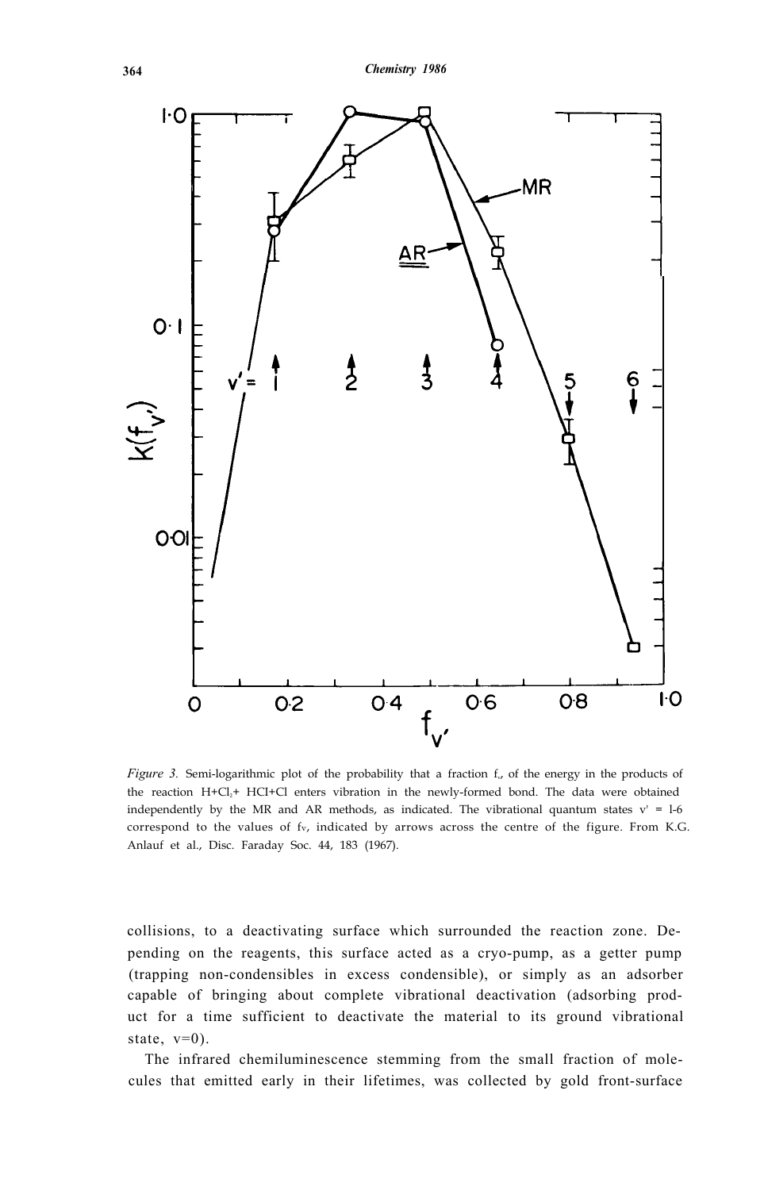*Figure 3.* Semi-logarithmic plot of the probability that a fraction $f_{v'}$ of the energy in the products of the reaction $H+Cl_2 \rightarrow HCl+Cl$ enters vibration in the newly-formed bond. The data were obtained independently by the MR and AR methods, as indicated. The vibrational quantum states v' = 1-6 correspond to the values of $f_{v'}$ indicated by arrows across the centre of the figure. From K.G. Anlauf et al., Disc. Faraday Soc. 44, 183 (1967).

collisions, to a deactivating surface which surrounded the reaction zone. Depending on the reagents, this surface acted as a cryo-pump, as a getter pump (trapping non-condensibles in excess condensible), or simply as an adsorber capable of bringing about complete vibrational deactivation (adsorbing product for a time sufficient to deactivate the material to its ground vibrational state, v=0).

The infrared chemiluminescence stemming from the small fraction of molecules that emitted early in their lifetimes, was collected by gold front-surface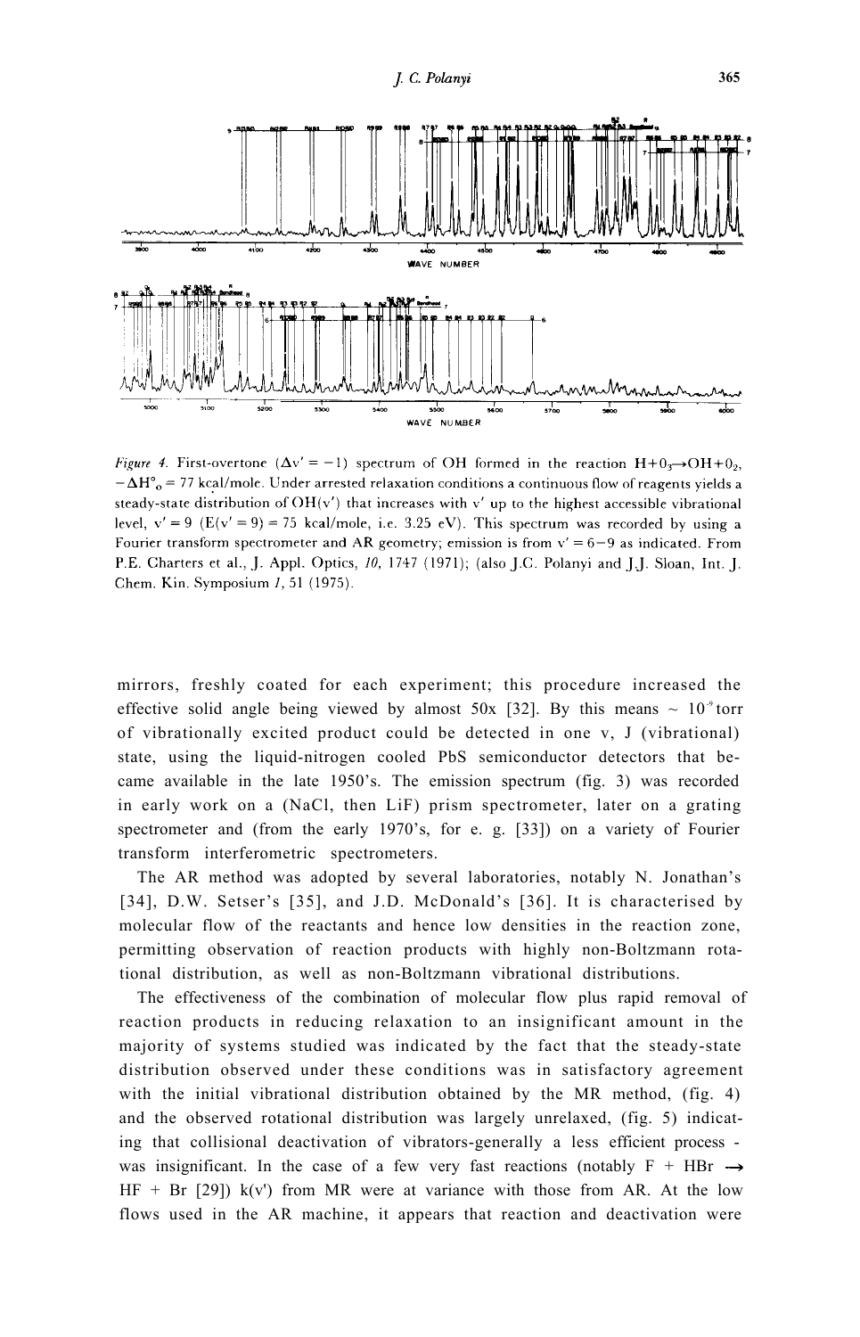*Figure 4.* First-overtone ($\Delta v' = -1$) spectrum of OH formed in the reaction $H + O_3 \rightarrow OH + O_2$, $-\Delta H^\circ_0 = 77$ kcal/mole. Under arrested relaxation conditions a continuous flow of reagents yields a steady-state distribution of OH(v') that increases with v' up to the highest accessible vibrational level, v' = 9 (E(v' = 9) = 75 kcal/mole, i.e. 3.25 eV). This spectrum was recorded by using a Fourier transform spectrometer and AR geometry; emission is from v' = 6−9 as indicated. From P.E. Charters et al., J. Appl. Optics, *10*, 1747 (1971); (also J.C. Polanyi and J.J. Sloan, Int. J. Chem. Kin. Symposium *1*, 51 (1975).

mirrors, freshly coated for each experiment; this procedure increased the effective solid angle being viewed by almost 50x [32]. By this means ~ $10^{-9}$ torr of vibrationally excited product could be detected in one v, J (vibrational) state, using the liquid-nitrogen cooled PbS semiconductor detectors that became available in the late 1950's. The emission spectrum (fig. 3) was recorded in early work on a (NaCl, then LiF) prism spectrometer, later on a grating spectrometer and (from the early 1970's, for e. g. [33]) on a variety of Fourier transform interferometric spectrometers.

The AR method was adopted by several laboratories, notably N. Jonathan's [34], D.W. Setser's [35], and J.D. McDonald's [36]. It is characterised by molecular flow of the reactants and hence low densities in the reaction zone, permitting observation of reaction products with highly non-Boltzmann rotational distribution, as well as non-Boltzmann vibrational distributions.

The effectiveness of the combination of molecular flow plus rapid removal of reaction products in reducing relaxation to an insignificant amount in the majority of systems studied was indicated by the fact that the steady-state distribution observed under these conditions was in satisfactory agreement with the initial vibrational distribution obtained by the MR method, (fig. 4) and the observed rotational distribution was largely unrelaxed, (fig. 5) indicating that collisional deactivation of vibrators-generally a less efficient process - was insignificant. In the case of a few very fast reactions (notably $F + HBr \rightarrow HF + Br$ [29]) k(v') from MR were at variance with those from AR. At the low flows used in the AR machine, it appears that reaction and deactivation were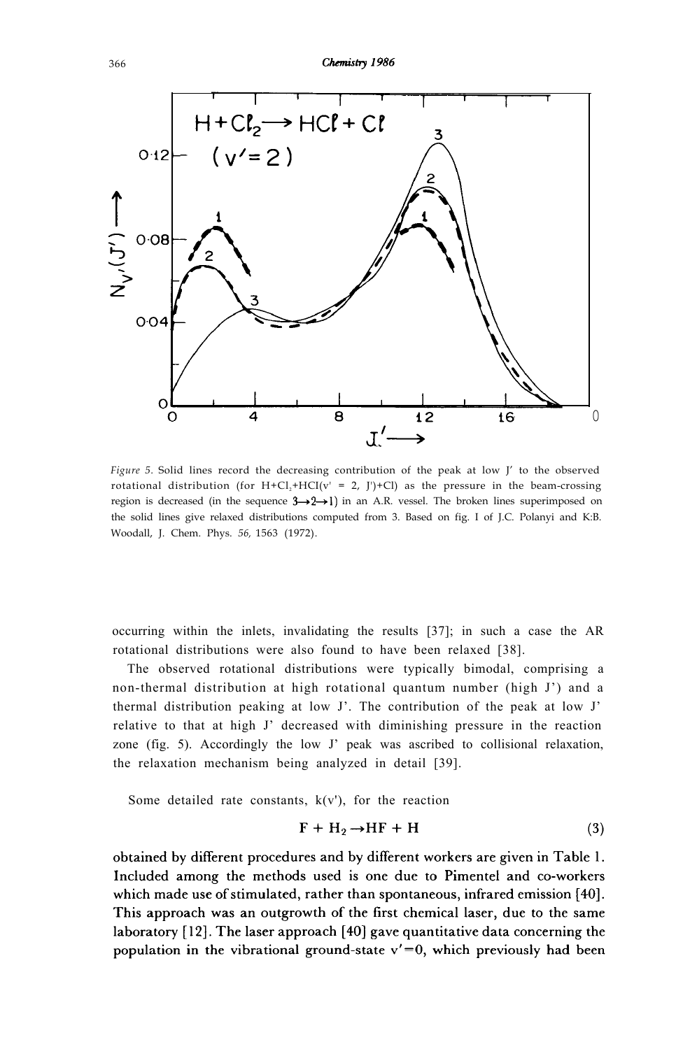*Figure 5.* Solid lines record the decreasing contribution of the peak at low J' to the observed rotational distribution (for $H+Cl_2 \rightarrow HCl(v' = 2, J')+Cl$) as the pressure in the beam-crossing region is decreased (in the sequence $3 \rightarrow 2 \rightarrow 1$) in an A.R. vessel. The broken lines superimposed on the solid lines give relaxed distributions computed from 3. Based on fig. I of J.C. Polanyi and K.B. Woodall, J. Chem. Phys. *56,* 1563 (1972).

occurring within the inlets, invalidating the results [37]; in such a case the AR rotational distributions were also found to have been relaxed [38].

The observed rotational distributions were typically bimodal, comprising a non-thermal distribution at high rotational quantum number (high J') and a thermal distribution peaking at low J'. The contribution of the peak at low J' relative to that at high J' decreased with diminishing pressure in the reaction zone (fig. 5). Accordingly the low J' peak was ascribed to collisional relaxation, the relaxation mechanism being analyzed in detail [39].

Some detailed rate constants, k(v'), for the reaction

$$F + H_2 \rightarrow HF + H \tag{3}$$

obtained by different procedures and by different workers are given in Table 1. Included among the methods used is one due to Pimentel and co-workers which made use of stimulated, rather than spontaneous, infrared emission [40]. This approach was an outgrowth of the first chemical laser, due to the same laboratory [12]. The laser approach [40] gave quantitative data concerning the population in the vibrational ground-state $v'=0$, which previously had been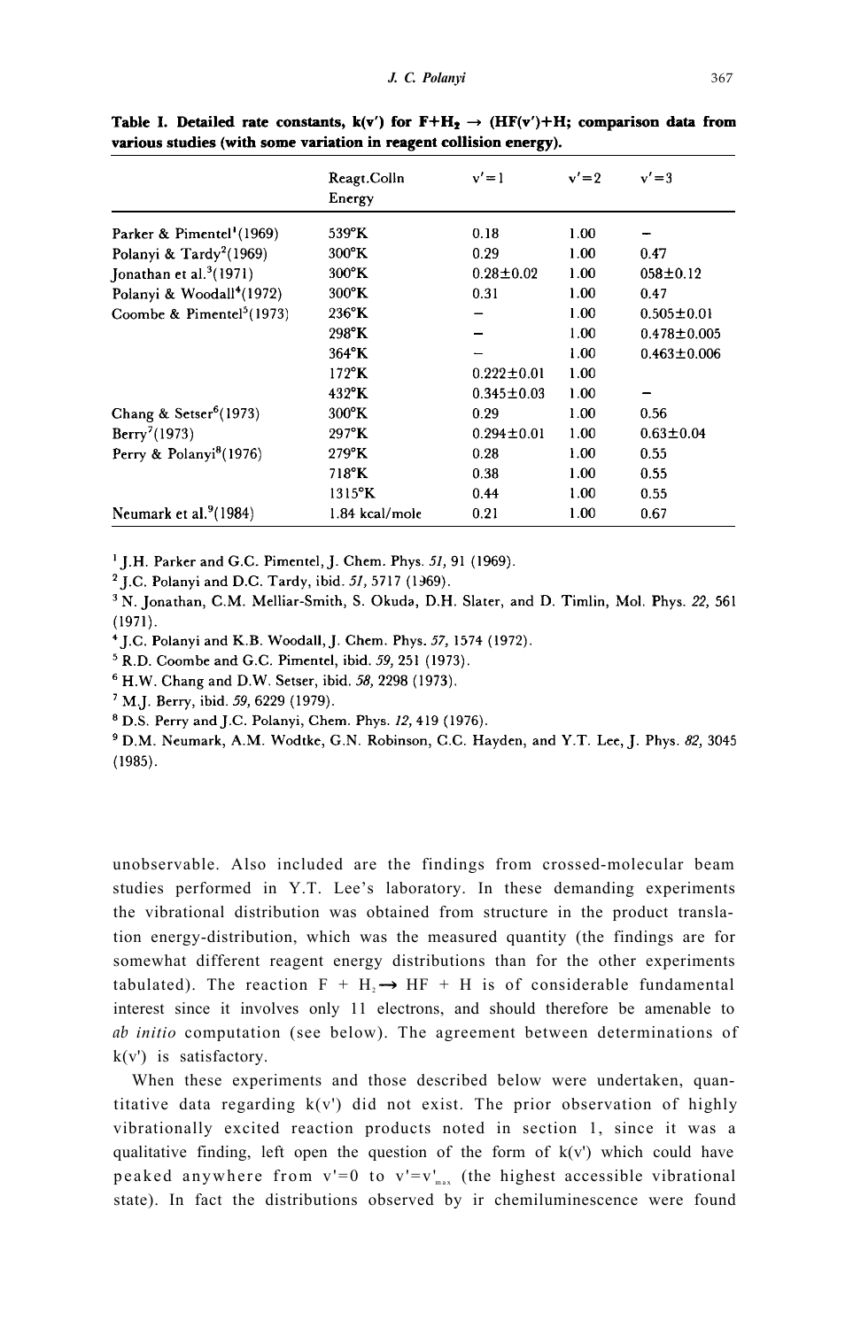**Table I. Detailed rate constants, k(v') for $F+H_2 \rightarrow (HF(v')+H$; comparison data from various studies (with some variation in reagent collision energy).**

| | Reagt.Colln Energy | v'=1 | v'=2 | v'=3 |
|---|---|---|---|---|
| Parker & Pimentel[1](1969) | 539°K | 0.18 | 1.00 | – |
| Polanyi & Tardy[2](1969) | 300°K | 0.29 | 1.00 | 0.47 |
| Jonathan et al.[3](1971) | 300°K | 0.28±0.02 | 1.00 | 058±0.12 |
| Polanyi & Woodall[4](1972) | 300°K | 0.31 | 1.00 | 0.47 |
| Coombe & Pimentel[5](1973) | 236°K | – | 1.00 | 0.505±0.01 |
| | 298°K | – | 1.00 | 0.478±0.005 |
| | 364°K | – | 1.00 | 0.463±0.006 |
| | 172°K | 0.222±0.01 | 1.00 | |
| | 432°K | 0.345±0.03 | 1.00 | – |
| Chang & Setser[6](1973) | 300°K | 0.29 | 1.00 | 0.56 |
| Berry[7](1973) | 297°K | 0.294±0.01 | 1.00 | 0.63±0.04 |
| Perry & Polanyi[8](1976) | 279°K | 0.28 | 1.00 | 0.55 |
| | 718°K | 0.38 | 1.00 | 0.55 |
| | 1315°K | 0.44 | 1.00 | 0.55 |
| Neumark et al.[9](1984) | 1.84 kcal/mole | 0.21 | 1.00 | 0.67 |

[1] J.H. Parker and G.C. Pimentel, J. Chem. Phys. *51,* 91 (1969).
[2] J.C. Polanyi and D.C. Tardy, ibid. *51,* 5717 (1969).
[3] N. Jonathan, C.M. Melliar-Smith, S. Okuda, D.H. Slater, and D. Timlin, Mol. Phys. *22,* 561 (1971).
[4] J.C. Polanyi and K.B. Woodall, J. Chem. Phys. *57,* 1574 (1972).
[5] R.D. Coombe and G.C. Pimentel, ibid. *59,* 251 (1973).
[6] H.W. Chang and D.W. Setser, ibid. *58,* 2298 (1973).
[7] M.J. Berry, ibid. *59,* 6229 (1979).
[8] D.S. Perry and J.C. Polanyi, Chem. Phys. *12,* 419 (1976).
[9] D.M. Neumark, A.M. Wodtke, G.N. Robinson, C.C. Hayden, and Y.T. Lee, J. Phys. *82,* 3045 (1985).

unobservable. Also included are the findings from crossed-molecular beam studies performed in Y.T. Lee's laboratory. In these demanding experiments the vibrational distribution was obtained from structure in the product translation energy-distribution, which was the measured quantity (the findings are for somewhat different reagent energy distributions than for the other experiments tabulated). The reaction $F + H_2 \rightarrow HF + H$ is of considerable fundamental interest since it involves only 11 electrons, and should therefore be amenable to *ab initio* computation (see below). The agreement between determinations of k(v') is satisfactory.

When these experiments and those described below were undertaken, quantitative data regarding k(v') did not exist. The prior observation of highly vibrationally excited reaction products noted in section 1, since it was a qualitative finding, left open the question of the form of k(v') which could have peaked anywhere from v'=0 to $v'=v'_{max}$ (the highest accessible vibrational state). In fact the distributions observed by ir chemiluminescence were found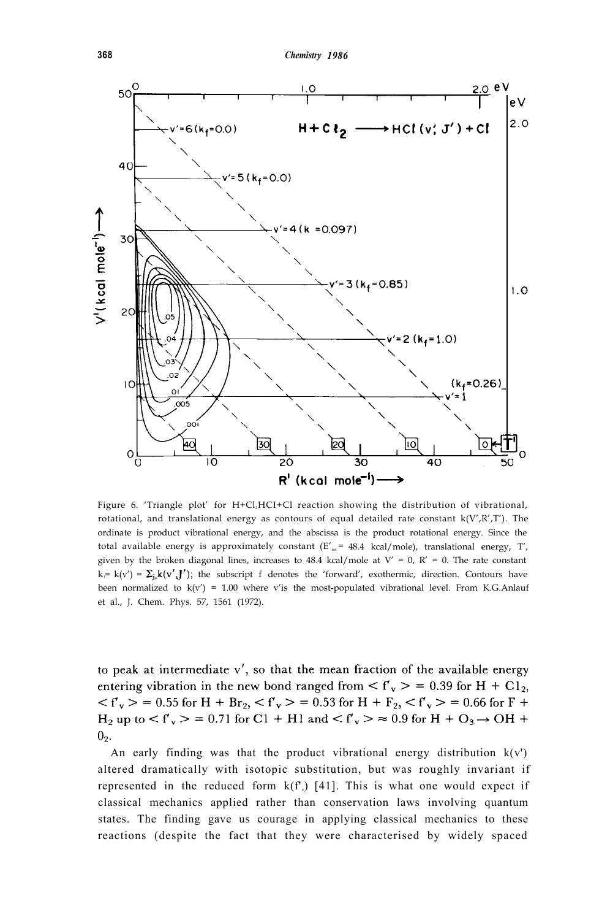Figure 6. 'Triangle plot' for $H+Cl_2HCl+Cl$ reaction showing the distribution of vibrational, rotational, and translational energy as contours of equal detailed rate constant k(V',R',T'). The ordinate is product vibrational energy, and the abscissa is the product rotational energy. Since the total available energy is approximately constant ($E'_{tot}$ = 48.4 kcal/mole), translational energy, T', given by the broken diagonal lines, increases to 48.4 kcal/mole at V' = 0, R' = 0. The rate constant $k_f$= k(v') = $\Sigma_{J'} k(v',J')$; the subscript f denotes the 'forward', exothermic, direction. Contours have been normalized to k(v') = 1.00 where v'is the most-populated vibrational level. From K.G.Anlauf et al., J. Chem. Phys. 57, 1561 (1972).

to peak at intermediate v', so that the mean fraction of the available energy entering vibration in the new bond ranged from $< f'_v > = 0.39$ for $H + Cl_2$, $< f'_v > = 0.55$ for $H + Br_2$, $< f'_v > = 0.53$ for $H + F_2$, $< f'_v > = 0.66$ for $F + H_2$ up to $< f'_v > = 0.71$ for $Cl + HI$ and $< f'_v > \approx 0.9$ for $H + O_3 \rightarrow OH + O_2$.

An early finding was that the product vibrational energy distribution k(v') altered dramatically with isotopic substitution, but was roughly invariant if represented in the reduced form $k(f'_v)$ [41]. This is what one would expect if classical mechanics applied rather than conservation laws involving quantum states. The finding gave us courage in applying classical mechanics to these reactions (despite the fact that they were characterised by widely spaced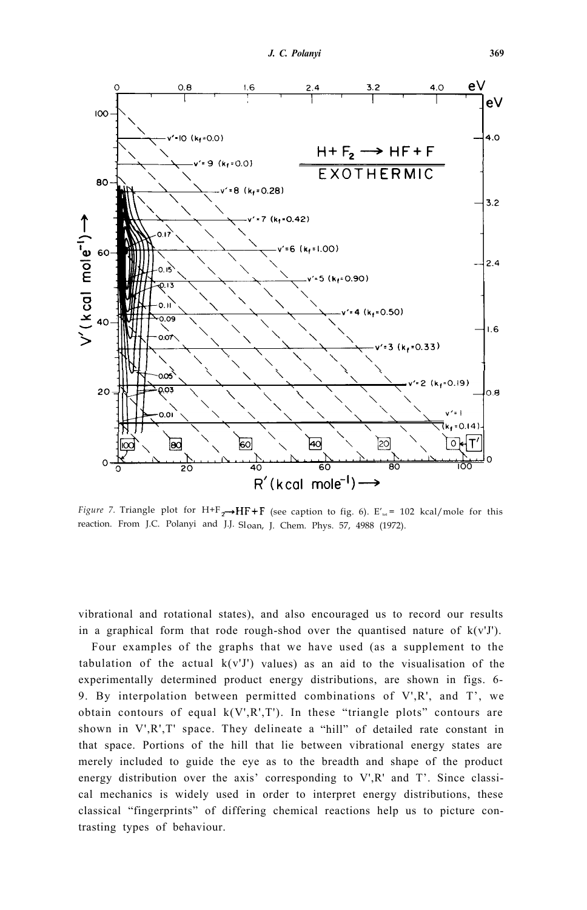*Figure 7.* Triangle plot for $H+F_2 \rightarrow HF+F$ (see caption to fig. 6). $E'_{tot}$ = 102 kcal/mole for this reaction. From J.C. Polanyi and J.J. Sloan, J. Chem. Phys. 57, 4988 (1972).

vibrational and rotational states), and also encouraged us to record our results in a graphical form that rode rough-shod over the quantised nature of k(v'J').

Four examples of the graphs that we have used (as a supplement to the tabulation of the actual k(v'J') values) as an aid to the visualisation of the experimentally determined product energy distributions, are shown in figs. 6-9. By interpolation between permitted combinations of V',R', and T', we obtain contours of equal k(V',R',T'). In these "triangle plots" contours are shown in V',R',T' space. They delineate a "hill" of detailed rate constant in that space. Portions of the hill that lie between vibrational energy states are merely included to guide the eye as to the breadth and shape of the product energy distribution over the axis' corresponding to V',R' and T'. Since classical mechanics is widely used in order to interpret energy distributions, these classical "fingerprints" of differing chemical reactions help us to picture contrasting types of behaviour.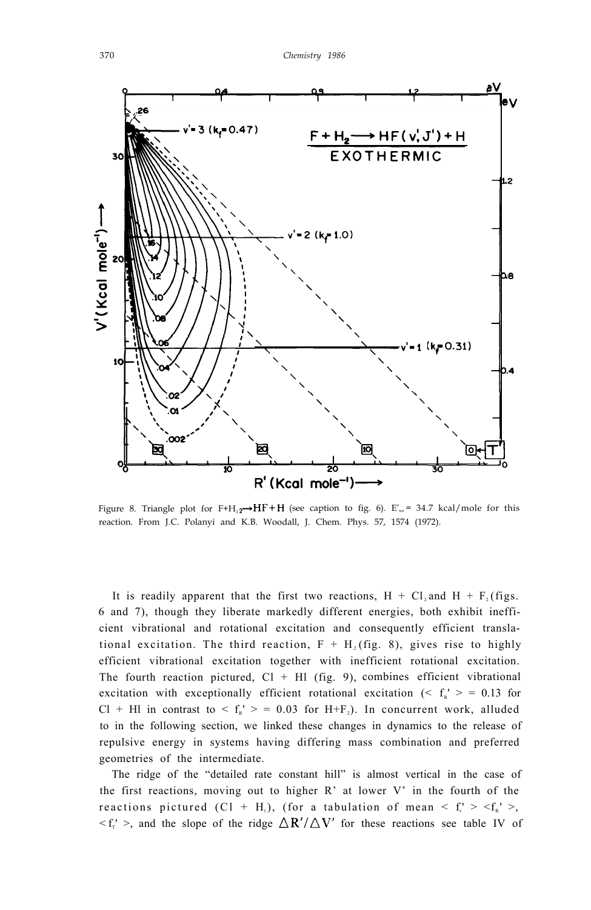Figure 8. Triangle plot for $F+H_2 \rightarrow HF+H$ (see caption to fig. 6). $E'_{tot}$ = 34.7 kcal/mole for this reaction. From J.C. Polanyi and K.B. Woodall, J. Chem. Phys. 57, 1574 (1972).

It is readily apparent that the first two reactions, H + $Cl_2$ and H + $F_2$ (figs. 6 and 7), though they liberate markedly different energies, both exhibit inefficient vibrational and rotational excitation and consequently efficient translational excitation. The third reaction, F + $H_2$ (fig. 8), gives rise to highly efficient vibrational excitation together with inefficient rotational excitation. The fourth reaction pictured, Cl + HI (fig. 9), combines efficient vibrational excitation with exceptionally efficient rotational excitation ($< f_R' >$ = 0.13 for Cl + HI in contrast to $< f_R' >$ = 0.03 for H+$F_2$). In concurrent work, alluded to in the following section, we linked these changes in dynamics to the release of repulsive energy in systems having differing mass combination and preferred geometries of the intermediate.

The ridge of the "detailed rate constant hill" is almost vertical in the case of the first reactions, moving out to higher R' at lower V' in the fourth of the reactions pictured (Cl + $H_1$), (for a tabulation of mean $< f_v' >$ $<f_R' >$, $< f_T' >$, and the slope of the ridge $\Delta R'/\Delta V'$ for these reactions see table IV of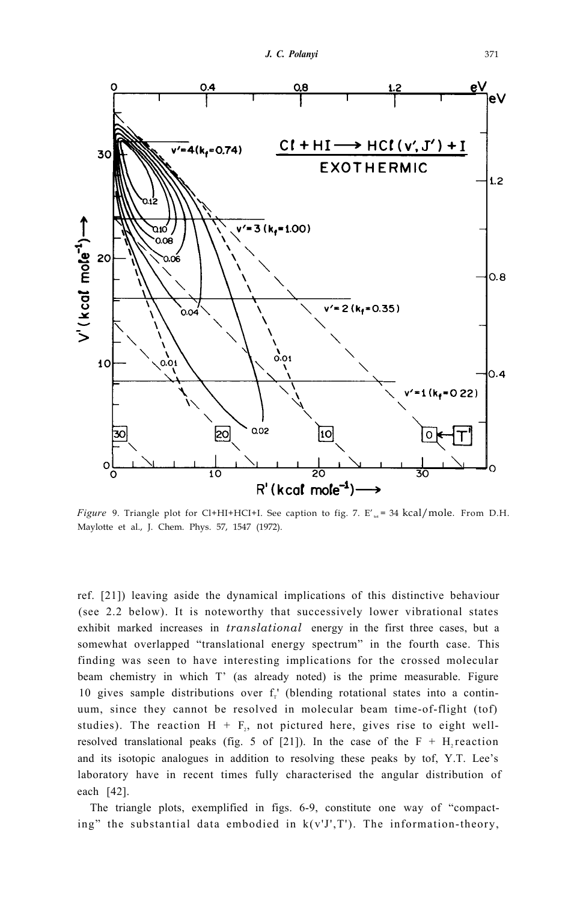*Figure* 9. Triangle plot for Cl+HI+HCI+I. See caption to fig. 7. $E'_{tot}$ = 34 kcal/mole. From D.H. Maylotte et al., J. Chem. Phys. 57, 1547 (1972).

ref. [21]) leaving aside the dynamical implications of this distinctive behaviour (see 2.2 below). It is noteworthy that successively lower vibrational states exhibit marked increases in *translational* energy in the first three cases, but a somewhat overlapped "translational energy spectrum" in the fourth case. This finding was seen to have interesting implications for the crossed molecular beam chemistry in which T' (as already noted) is the prime measurable. Figure 10 gives sample distributions over $f_T'$ (blending rotational states into a continuum, since they cannot be resolved in molecular beam time-of-flight (tof) studies). The reaction H + $F_2$, not pictured here, gives rise to eight well-resolved translational peaks (fig. 5 of [21]). In the case of the F + $H_2$ reaction and its isotopic analogues in addition to resolving these peaks by tof, Y.T. Lee's laboratory have in recent times fully characterised the angular distribution of each [42].

The triangle plots, exemplified in figs. 6-9, constitute one way of "compacting" the substantial data embodied in k(v'J',T'). The information-theory,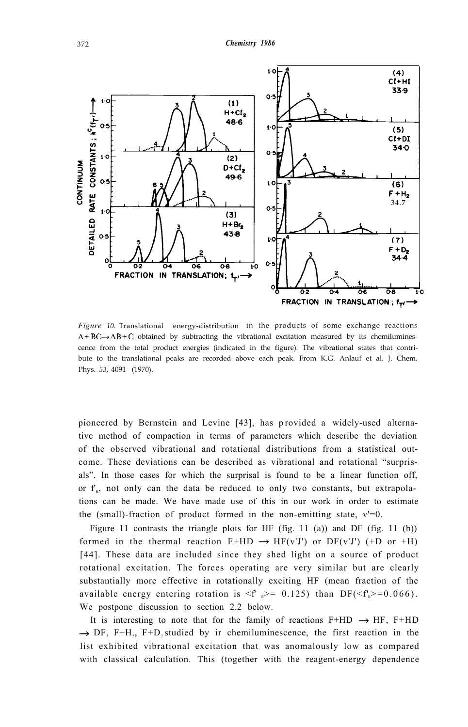*Figure 10.* Translational energy-distribution in the products of some exchange reactions $A+BC \rightarrow AB+C$ obtained by subtracting the vibrational excitation measured by its chemiluminescence from the total product energies (indicated in the figure). The vibrational states that contribute to the translational peaks are recorded above each peak. From K.G. Anlauf et al. J. Chem. Phys. *53,* 4091 (1970).

pioneered by Bernstein and Levine [43], has provided a widely-used alternative method of compaction in terms of parameters which describe the deviation of the observed vibrational and rotational distributions from a statistical outcome. These deviations can be described as vibrational and rotational "surprisals". In those cases for which the surprisal is found to be a linear function off, or $f'_R$, not only can the data be reduced to only two constants, but extrapolations can be made. We have made use of this in our work in order to estimate the (small)-fraction of product formed in the non-emitting state, v'=0.

Figure 11 contrasts the triangle plots for HF (fig. 11 (a)) and DF (fig. 11 (b)) formed in the thermal reaction F+HD $\rightarrow$ HF(v'J') or DF(v'J') (+D or +H) [44]. These data are included since they shed light on a source of product rotational excitation. The forces operating are very similar but are clearly substantially more effective in rotationally exciting HF (mean fraction of the available energy entering rotation is $\langle f'_R \rangle = 0.125$) than DF($\langle f'_R \rangle = 0.066$). We postpone discussion to section 2.2 below.

It is interesting to note that for the family of reactions F+HD $\rightarrow$ HF, F+HD $\rightarrow$ DF, F+$H_2$, F+$D_2$ studied by ir chemiluminescence, the first reaction in the list exhibited vibrational excitation that was anomalously low as compared with classical calculation. This (together with the reagent-energy dependence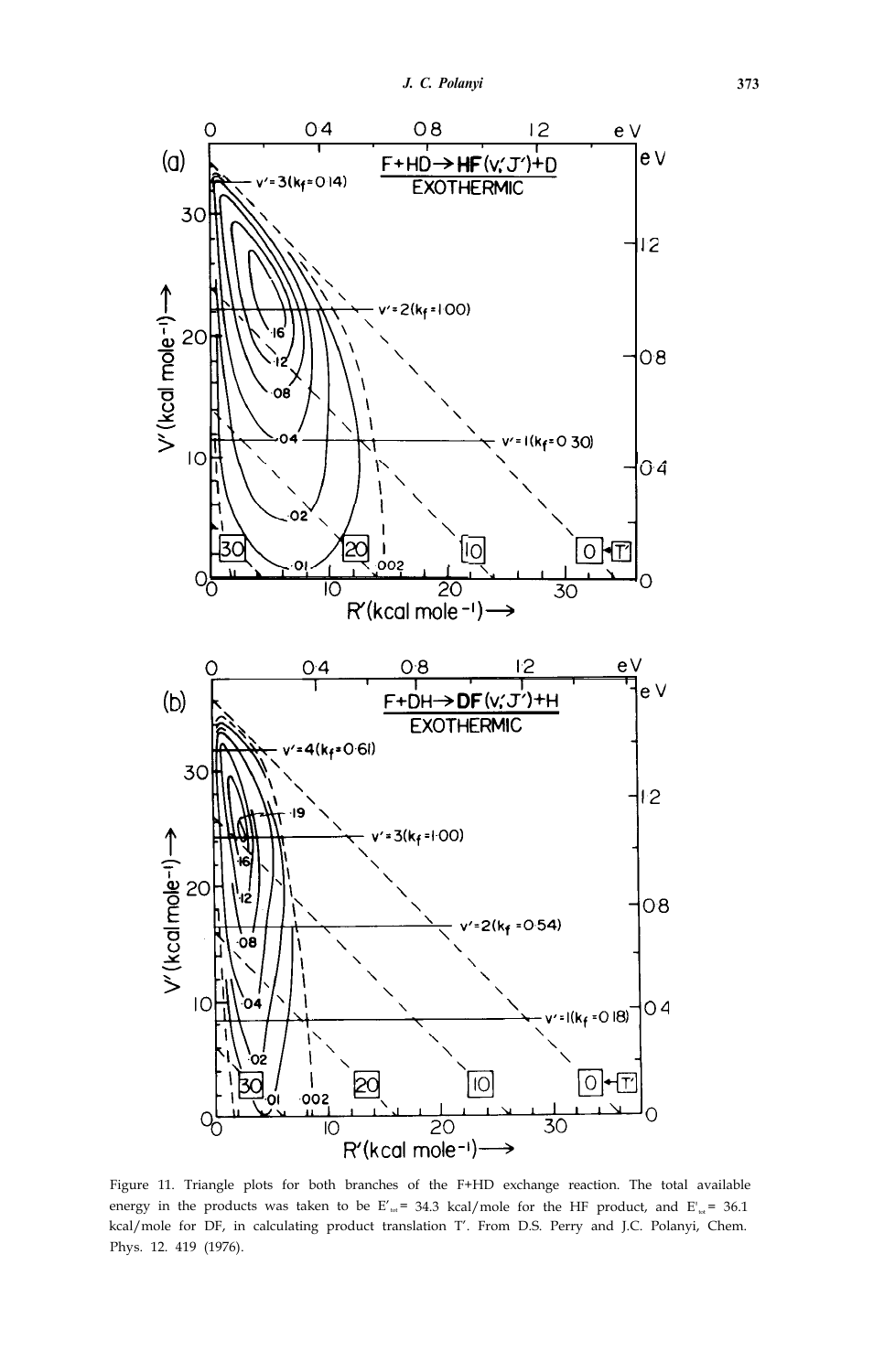Figure 11. Triangle plots for both branches of the F+HD exchange reaction. The total available energy in the products was taken to be $E'_{tot}$ = 34.3 kcal/mole for the HF product, and $E'_{tot}$ = 36.1 kcal/mole for DF, in calculating product translation T′. From D.S. Perry and J.C. Polanyi, Chem. Phys. 12. 419 (1976).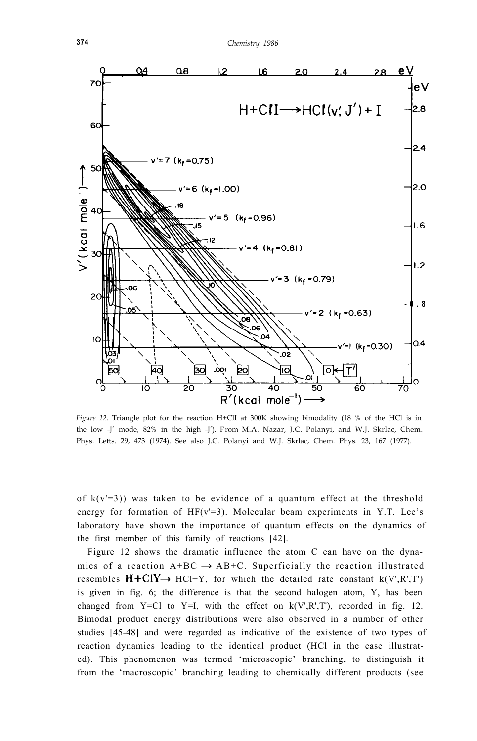*Figure 12.* Triangle plot for the reaction H+ClI at 300K showing bimodality (18 % of the HCl is in the low -J′ mode, 82% in the high -J′). From M.A. Nazar, J.C. Polanyi, and W.J. Skrlac, Chem. Phys. Letts. 29, 473 (1974). See also J.C. Polanyi and W.J. Skrlac, Chem. Phys. 23, 167 (1977).

of k(v′=3)) was taken to be evidence of a quantum effect at the threshold energy for formation of HF(v′=3). Molecular beam experiments in Y.T. Lee's laboratory have shown the importance of quantum effects on the dynamics of the first member of this family of reactions [42].

Figure 12 shows the dramatic influence the atom C can have on the dynamics of a reaction A+BC → AB+C. Superficially the reaction illustrated resembles H+ClY→ HCl+Y, for which the detailed rate constant k(V′,R′,T′) is given in fig. 6; the difference is that the second halogen atom, Y, has been changed from Y=Cl to Y=I, with the effect on k(V′,R′,T′), recorded in fig. 12. Bimodal product energy distributions were also observed in a number of other studies [45-48] and were regarded as indicative of the existence of two types of reaction dynamics leading to the identical product (HCl in the case illustrated). This phenomenon was termed 'microscopic' branching, to distinguish it from the 'macroscopic' branching leading to chemically different products (see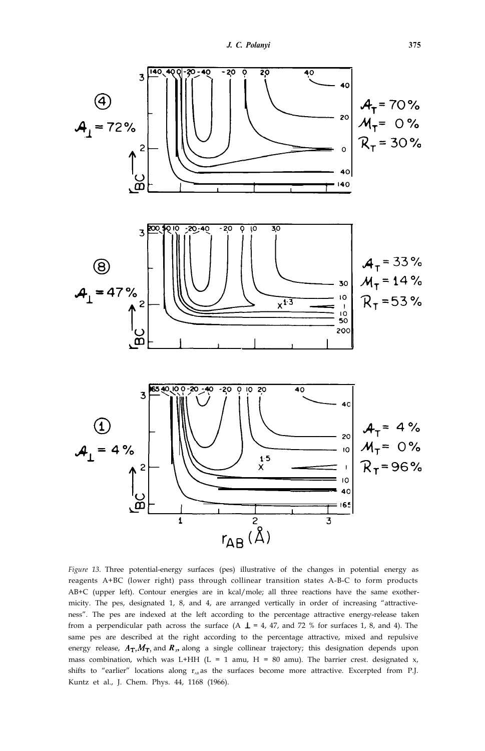*Figure 13.* Three potential-energy surfaces (pes) illustrative of the changes in potential energy as reagents A+BC (lower right) pass through collinear transition states A-B-C to form products AB+C (upper left). Contour energies are in kcal/mole; all three reactions have the same exothermicity. The pes, designated 1, 8, and 4, are arranged vertically in order of increasing "attractiveness". The pes are indexed at the left according to the percentage attractive energy-release taken from a perpendicular path across the surface ($\mathcal{A}_\perp$ = 4, 47, and 72 % for surfaces 1, 8, and 4). The same pes are described at the right according to the percentage attractive, mixed and repulsive energy release, $\mathcal{A}_T$, $\mathcal{M}_T$, and $\mathcal{R}_T$, along a single collinear trajectory; this designation depends upon mass combination, which was L+HH (L = 1 amu, H = 80 amu). The barrier crest. designated x, shifts to "earlier" locations along $r_{AB}$ as the surfaces become more attractive. Excerpted from P.J. Kuntz et al., J. Chem. Phys. 44, 1168 (1966).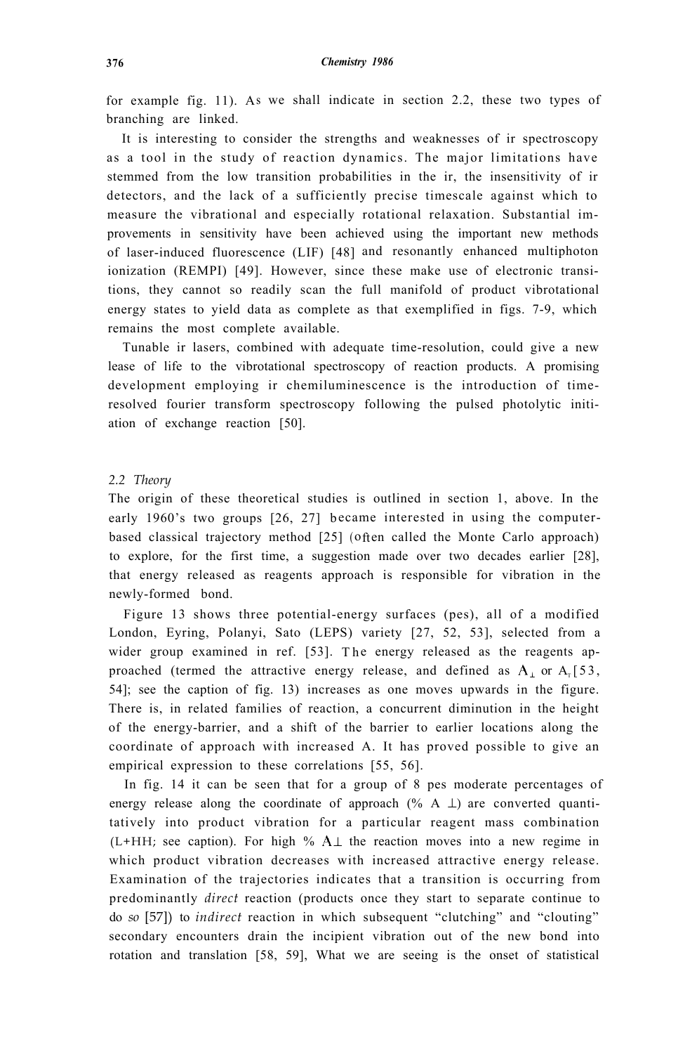for example fig. 11). As we shall indicate in section 2.2, these two types of branching are linked.

It is interesting to consider the strengths and weaknesses of ir spectroscopy as a tool in the study of reaction dynamics. The major limitations have stemmed from the low transition probabilities in the ir, the insensitivity of ir detectors, and the lack of a sufficiently precise timescale against which to measure the vibrational and especially rotational relaxation. Substantial improvements in sensitivity have been achieved using the important new methods of laser-induced fluorescence (LIF) [48] and resonantly enhanced multiphoton ionization (REMPI) [49]. However, since these make use of electronic transitions, they cannot so readily scan the full manifold of product vibrotational energy states to yield data as complete as that exemplified in figs. 7-9, which remains the most complete available.

Tunable ir lasers, combined with adequate time-resolution, could give a new lease of life to the vibrotational spectroscopy of reaction products. A promising development employing ir chemiluminescence is the introduction of time-resolved fourier transform spectroscopy following the pulsed photolytic initiation of exchange reaction [50].

## *2.2 Theory*

The origin of these theoretical studies is outlined in section 1, above. In the early 1960's two groups [26, 27] became interested in using the computer-based classical trajectory method [25] (often called the Monte Carlo approach) to explore, for the first time, a suggestion made over two decades earlier [28], that energy released as reagents approach is responsible for vibration in the newly-formed bond.

Figure 13 shows three potential-energy surfaces (pes), all of a modified London, Eyring, Polanyi, Sato (LEPS) variety [27, 52, 53], selected from a wider group examined in ref. [53]. The energy released as the reagents approached (termed the attractive energy release, and defined as $A_{\perp}$ or $A_{T}$ [53, 54]; see the caption of fig. 13) increases as one moves upwards in the figure. There is, in related families of reaction, a concurrent diminution in the height of the energy-barrier, and a shift of the barrier to earlier locations along the coordinate of approach with increased A. It has proved possible to give an empirical expression to these correlations [55, 56].

In fig. 14 it can be seen that for a group of 8 pes moderate percentages of energy release along the coordinate of approach (% $A_{\perp}$) are converted quantitatively into product vibration for a particular reagent mass combination (L+HH; see caption). For high % $A_{\perp}$ the reaction moves into a new regime in which product vibration decreases with increased attractive energy release. Examination of the trajectories indicates that a transition is occurring from predominantly *direct* reaction (products once they start to separate continue to do so [57]) to *indirect* reaction in which subsequent "clutching" and "clouting" secondary encounters drain the incipient vibration out of the new bond into rotation and translation [58, 59], What we are seeing is the onset of statistical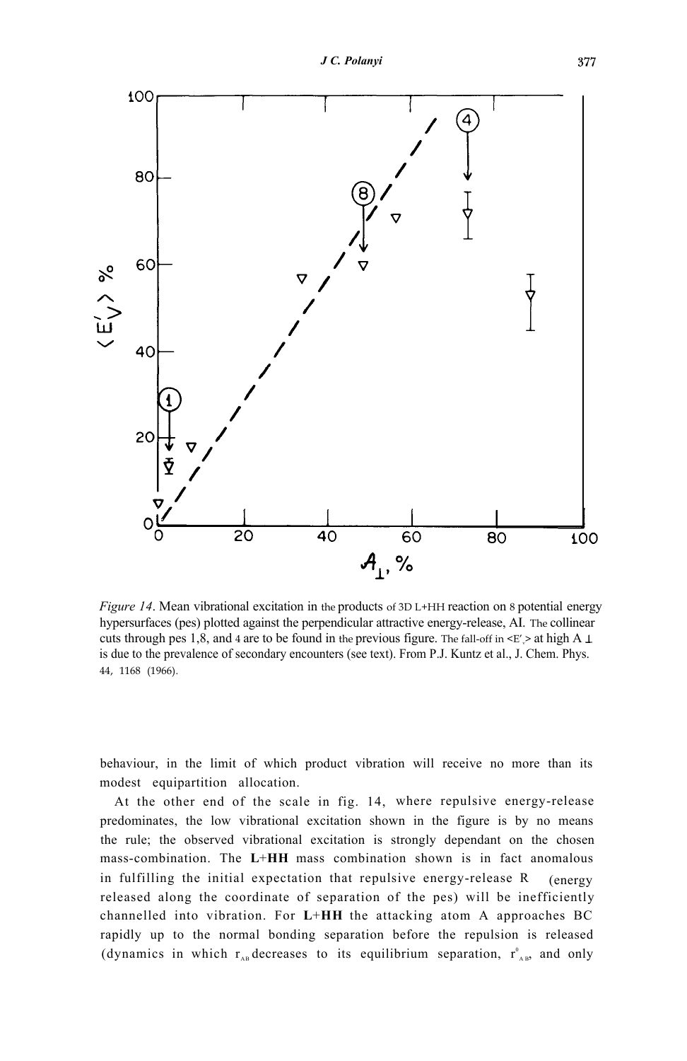*Figure 14*. Mean vibrational excitation in the products of 3D L+HH reaction on 8 potential energy hypersurfaces (pes) plotted against the perpendicular attractive energy-release, A⊥. The collinear cuts through pes 1,8, and 4 are to be found in the previous figure. The fall-off in $\langle E'_V \rangle$ at high $A_\perp$ is due to the prevalence of secondary encounters (see text). From P.J. Kuntz et al., J. Chem. Phys. 44, 1168 (1966).

behaviour, in the limit of which product vibration will receive no more than its modest equipartition allocation.

At the other end of the scale in fig. 14, where repulsive energy-release predominates, the low vibrational excitation shown in the figure is by no means the rule; the observed vibrational excitation is strongly dependant on the chosen mass-combination. The **L**+**HH** mass combination shown is in fact anomalous in fulfilling the initial expectation that repulsive energy-release R (energy released along the coordinate of separation of the pes) will be inefficiently channelled into vibration. For **L**+**HH** the attacking atom A approaches BC rapidly up to the normal bonding separation before the repulsion is released (dynamics in which $r_{AB}$ decreases to its equilibrium separation, $r^0_{AB}$, and only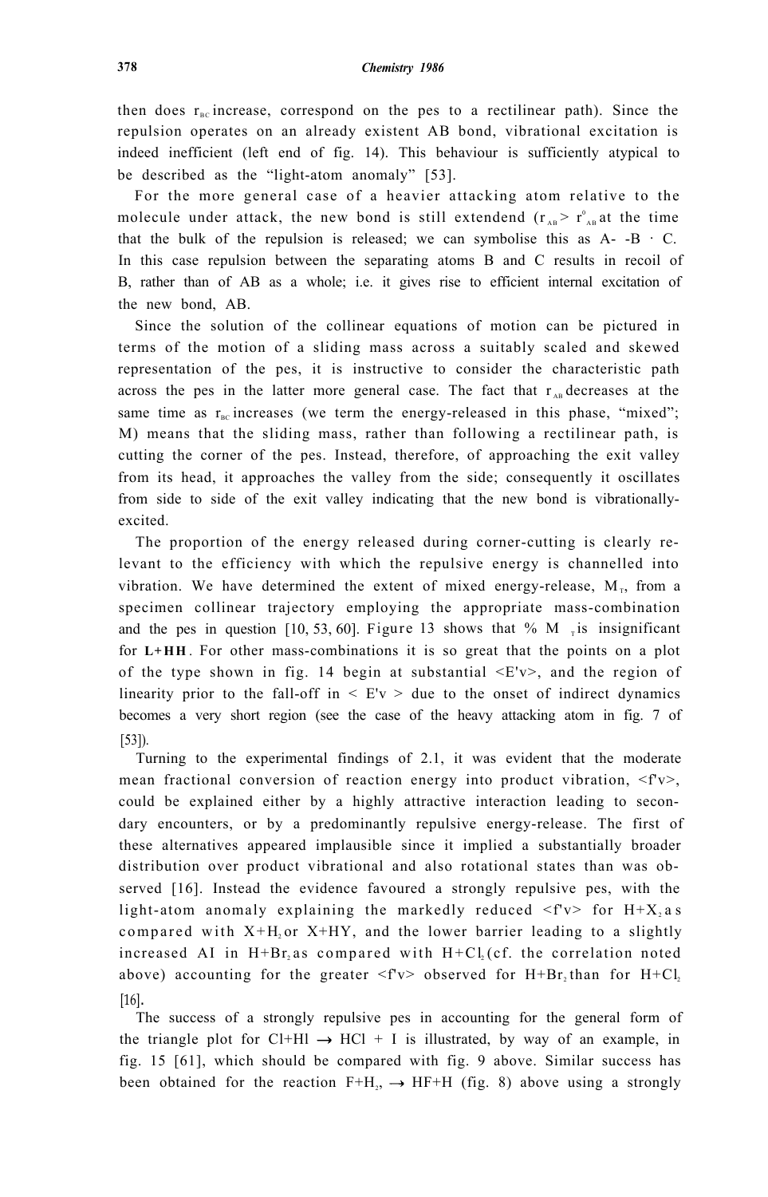then does $r_{BC}$ increase, correspond on the pes to a rectilinear path). Since the repulsion operates on an already existent AB bond, vibrational excitation is indeed inefficient (left end of fig. 14). This behaviour is sufficiently atypical to be described as the "light-atom anomaly" [53].

For the more general case of a heavier attacking atom relative to the molecule under attack, the new bond is still extendend ($r_{AB} > r^0_{AB}$ at the time that the bulk of the repulsion is released; we can symbolise this as A- -B · C. In this case repulsion between the separating atoms B and C results in recoil of B, rather than of AB as a whole; i.e. it gives rise to efficient internal excitation of the new bond, AB.

Since the solution of the collinear equations of motion can be pictured in terms of the motion of a sliding mass across a suitably scaled and skewed representation of the pes, it is instructive to consider the characteristic path across the pes in the latter more general case. The fact that $r_{AB}$ decreases at the same time as $r_{BC}$ increases (we term the energy-released in this phase, "mixed"; M) means that the sliding mass, rather than following a rectilinear path, is cutting the corner of the pes. Instead, therefore, of approaching the exit valley from its head, it approaches the valley from the side; consequently it oscillates from side to side of the exit valley indicating that the new bond is vibrationally-excited.

The proportion of the energy released during corner-cutting is clearly relevant to the efficiency with which the repulsive energy is channelled into vibration. We have determined the extent of mixed energy-release, $M_T$, from a specimen collinear trajectory employing the appropriate mass-combination and the pes in question [10, 53, 60]. Figure 13 shows that % $M_T$ is insignificant for **L+HH**. For other mass-combinations it is so great that the points on a plot of the type shown in fig. 14 begin at substantial <E'v>, and the region of linearity prior to the fall-off in < E'v > due to the onset of indirect dynamics becomes a very short region (see the case of the heavy attacking atom in fig. 7 of [53]).

Turning to the experimental findings of 2.1, it was evident that the moderate mean fractional conversion of reaction energy into product vibration, <f'v>, could be explained either by a highly attractive interaction leading to secondary encounters, or by a predominantly repulsive energy-release. The first of these alternatives appeared implausible since it implied a substantially broader distribution over product vibrational and also rotational states than was observed [16]. Instead the evidence favoured a strongly repulsive pes, with the light-atom anomaly explaining the markedly reduced <f'v> for $H+X_2$ as compared with $X+H_2$ or X+HY, and the lower barrier leading to a slightly increased AI in $H+Br_2$ as compared with $H+Cl_2$ (cf. the correlation noted above) accounting for the greater <f'v> observed for $H+Br_2$ than for $H+Cl_2$ [16].

The success of a strongly repulsive pes in accounting for the general form of the triangle plot for Cl+HI $\rightarrow$ HCl + I is illustrated, by way of an example, in fig. 15 [61], which should be compared with fig. 9 above. Similar success has been obtained for the reaction $F+H_2 \rightarrow HF+H$ (fig. 8) above using a strongly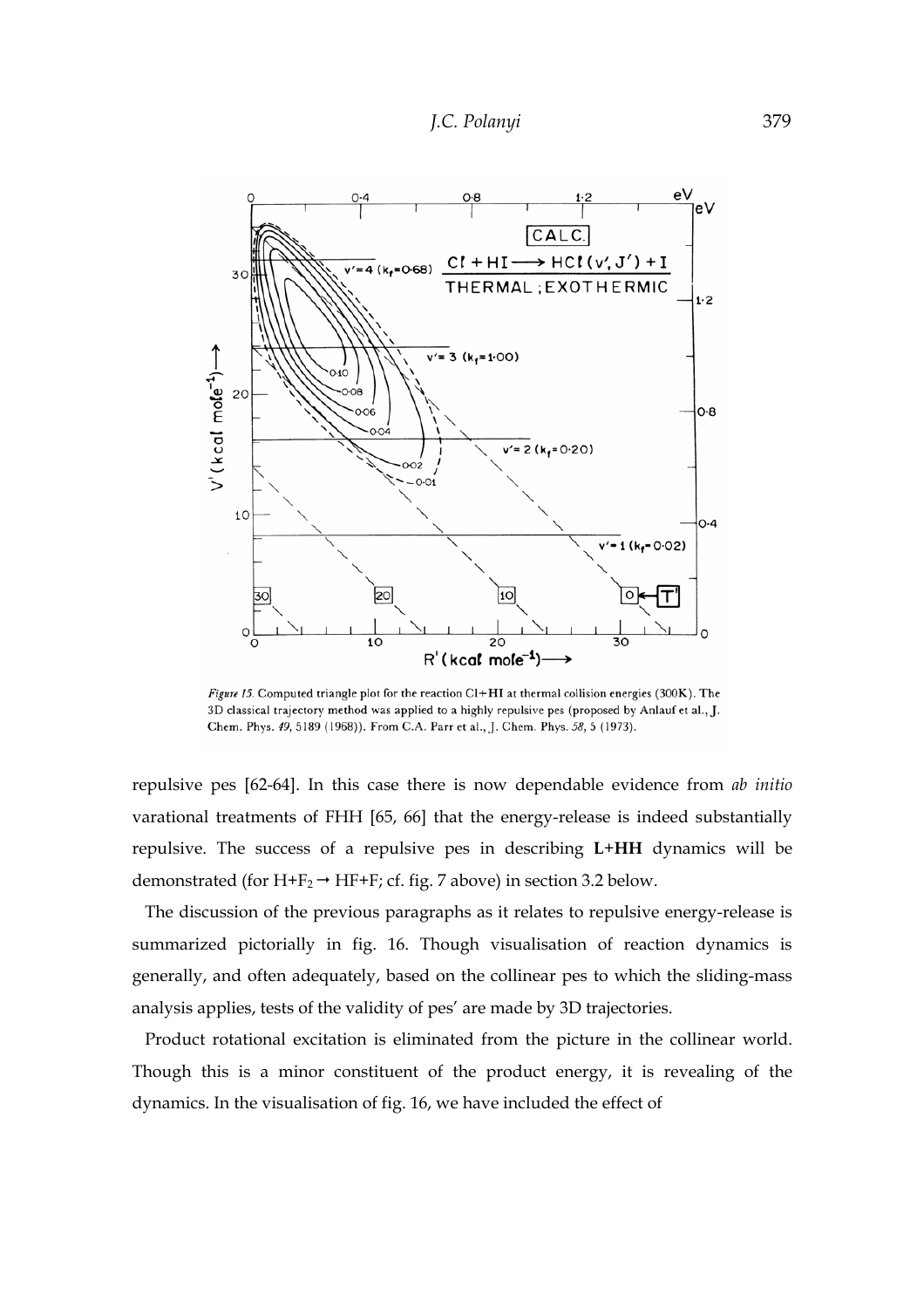*Figure 15.* Computed triangle plot for the reaction Cl+HI at thermal collision energies (300K). The 3D classical trajectory method was applied to a highly repulsive pes (proposed by Anlauf et al., J. Chem. Phys. *49*, 5189 (1968)). From C.A. Parr et al., J. Chem. Phys. *58*, 5 (1973).

repulsive pes [62-64]. In this case there is now dependable evidence from *ab initio* varational treatments of FHH [65, 66] that the energy-release is indeed substantially repulsive. The success of a repulsive pes in describing **L**+**HH** dynamics will be demonstrated (for $H+F_2 \rightarrow HF+F$; cf. fig. 7 above) in section 3.2 below.

The discussion of the previous paragraphs as it relates to repulsive energy-release is summarized pictorially in fig. 16. Though visualisation of reaction dynamics is generally, and often adequately, based on the collinear pes to which the sliding-mass analysis applies, tests of the validity of pes' are made by 3D trajectories.

Product rotational excitation is eliminated from the picture in the collinear world. Though this is a minor constituent of the product energy, it is revealing of the dynamics. In the visualisation of fig. 16, we have included the effect of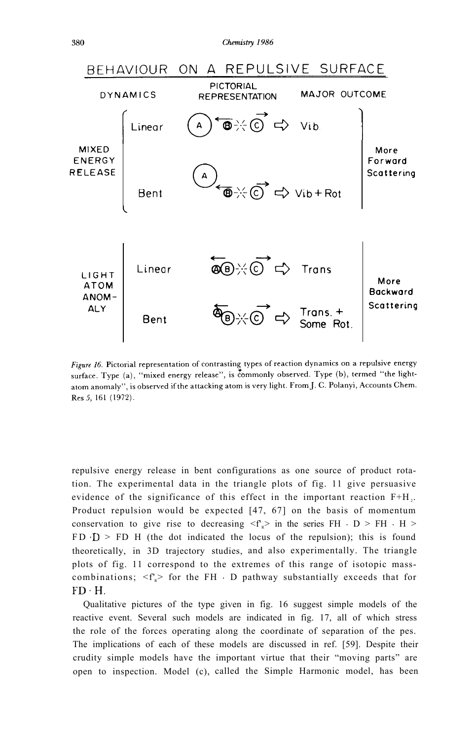## BEHAVIOUR ON A REPULSIVE SURFACE

| DYNAMICS | | PICTORIAL REPRESENTATION | MAJOR OUTCOME | |
|---|---|---|---|---|
| MIXED ENERGY RELEASE | Linear | A ←B ⁄ C→ ⇨ | Vib. | More Forward Scattering |
| | Bent | A ←B ⁄ C→ ⇨ | Vib + Rot | |
| LIGHT ATOM ANOMALY | Linear | ←AB ⁄ C→ ⇨ | Trans | More Backward Scattering |
| | Bent | ←AB ⁄ C→ ⇨ | Trans. + Some Rot. | |

*Figure 16.* Pictorial representation of contrasting types of reaction dynamics on a repulsive energy surface. Type (a), "mixed energy release", is commonly observed. Type (b), termed "the light-atom anomaly", is observed if the attacking atom is very light. From J. C. Polanyi, Accounts Chem. Res *5*, 161 (1972).

repulsive energy release in bent configurations as one source of product rotation. The experimental data in the triangle plots of fig. 11 give persuasive evidence of the significance of this effect in the important reaction $F+H_2$. Product repulsion would be expected [47, 67] on the basis of momentum conservation to give rise to decreasing $\langle f'_R \rangle$ in the series FH · D > FH · H > FD · D > FD H (the dot indicated the locus of the repulsion); this is found theoretically, in 3D trajectory studies, and also experimentally. The triangle plots of fig. 11 correspond to the extremes of this range of isotopic mass-combinations; $\langle f'_R \rangle$ for the FH · D pathway substantially exceeds that for FD · H.

Qualitative pictures of the type given in fig. 16 suggest simple models of the reactive event. Several such models are indicated in fig. 17, all of which stress the role of the forces operating along the coordinate of separation of the pes. The implications of each of these models are discussed in ref. [59]. Despite their crudity simple models have the important virtue that their "moving parts" are open to inspection. Model (c), called the Simple Harmonic model, has been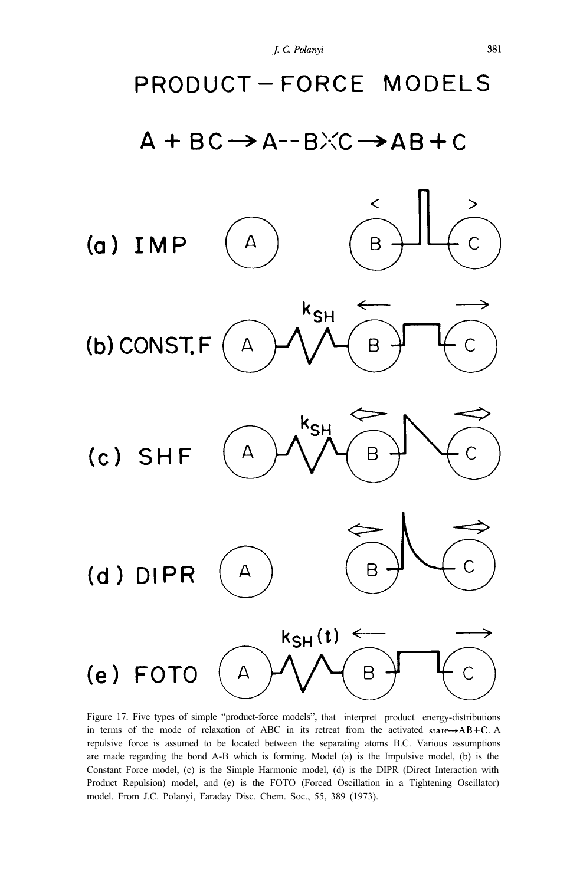# PRODUCT – FORCE MODELS

A + BC → A--B⋰⋱C → AB + C

(a) IMP

(b) CONST. F

(c) SHF

(d) DIPR

(e) FOTO

Figure 17. Five types of simple "product-force models", that interpret product energy-distributions in terms of the mode of relaxation of ABC in its retreat from the activated state→AB+C. A repulsive force is assumed to be located between the separating atoms B.C. Various assumptions are made regarding the bond A-B which is forming. Model (a) is the Impulsive model, (b) is the Constant Force model, (c) is the Simple Harmonic model, (d) is the DIPR (Direct Interaction with Product Repulsion) model, and (e) is the FOTO (Forced Oscillation in a Tightening Oscillator) model. From J.C. Polanyi, Faraday Disc. Chem. Soc., 55, 389 (1973).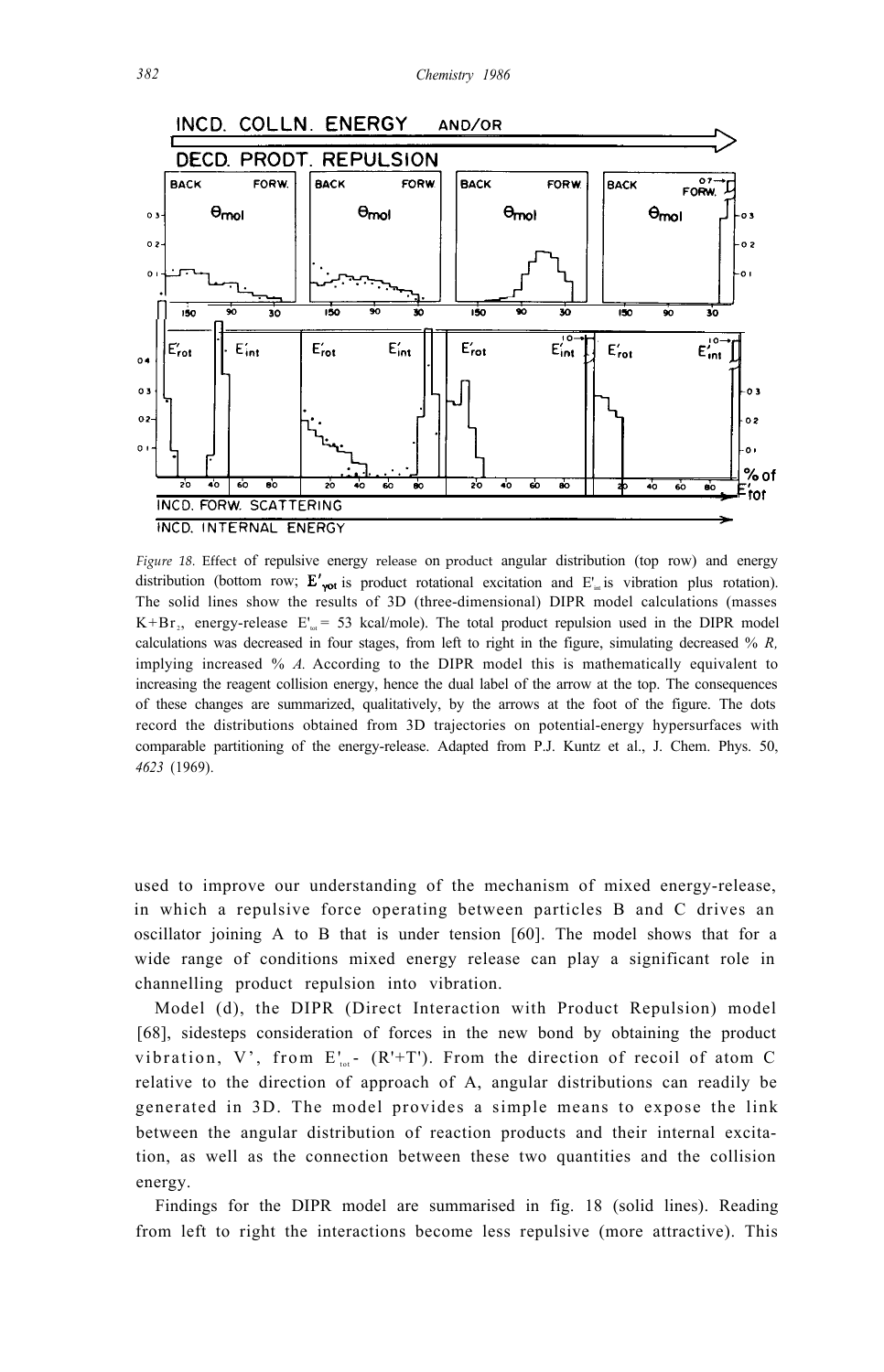*Figure 18.* Effect of repulsive energy release on product angular distribution (top row) and energy distribution (bottom row; $E'_{rot}$ is product rotational excitation and $E'_{int}$ is vibration plus rotation). The solid lines show the results of 3D (three-dimensional) DIPR model calculations (masses $K+Br_2$, energy-release $E'_{tot}$ = 53 kcal/mole). The total product repulsion used in the DIPR model calculations was decreased in four stages, from left to right in the figure, simulating decreased % *R,* implying increased % *A.* According to the DIPR model this is mathematically equivalent to increasing the reagent collision energy, hence the dual label of the arrow at the top. The consequences of these changes are summarized, qualitatively, by the arrows at the foot of the figure. The dots record the distributions obtained from 3D trajectories on potential-energy hypersurfaces with comparable partitioning of the energy-release. Adapted from P.J. Kuntz et al., J. Chem. Phys. 50, *4623* (1969).

used to improve our understanding of the mechanism of mixed energy-release, in which a repulsive force operating between particles B and C drives an oscillator joining A to B that is under tension [60]. The model shows that for a wide range of conditions mixed energy release can play a significant role in channelling product repulsion into vibration.

Model (d), the DIPR (Direct Interaction with Product Repulsion) model [68], sidesteps consideration of forces in the new bond by obtaining the product vibration, V', from $E'_{tot}$ - (R'+T'). From the direction of recoil of atom C relative to the direction of approach of A, angular distributions can readily be generated in 3D. The model provides a simple means to expose the link between the angular distribution of reaction products and their internal excitation, as well as the connection between these two quantities and the collision energy.

Findings for the DIPR model are summarised in fig. 18 (solid lines). Reading from left to right the interactions become less repulsive (more attractive). This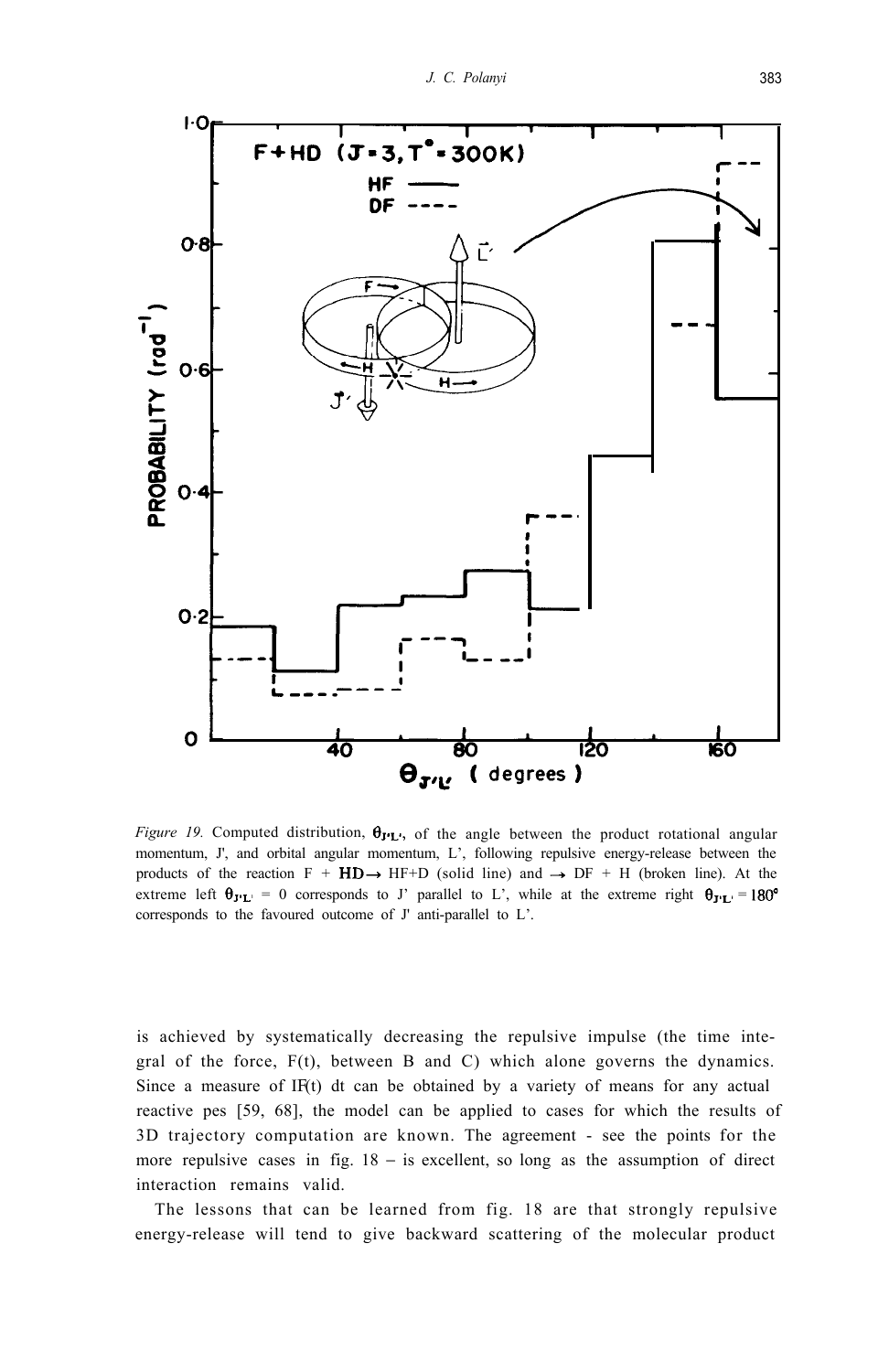*Figure 19.* Computed distribution, $\theta_{J'L'}$, of the angle between the product rotational angular momentum, J', and orbital angular momentum, L', following repulsive energy-release between the products of the reaction F + HD → HF+D (solid line) and → DF + H (broken line). At the extreme left $\theta_{J'L'}$ = 0 corresponds to J' parallel to L', while at the extreme right $\theta_{J'L'} = 180°$ corresponds to the favoured outcome of J' anti-parallel to L'.

is achieved by systematically decreasing the repulsive impulse (the time integral of the force, F(t), between B and C) which alone governs the dynamics. Since a measure of $\int F(t)\,dt$ can be obtained by a variety of means for any actual reactive pes [59, 68], the model can be applied to cases for which the results of 3D trajectory computation are known. The agreement - see the points for the more repulsive cases in fig. 18 – is excellent, so long as the assumption of direct interaction remains valid.

The lessons that can be learned from fig. 18 are that strongly repulsive energy-release will tend to give backward scattering of the molecular product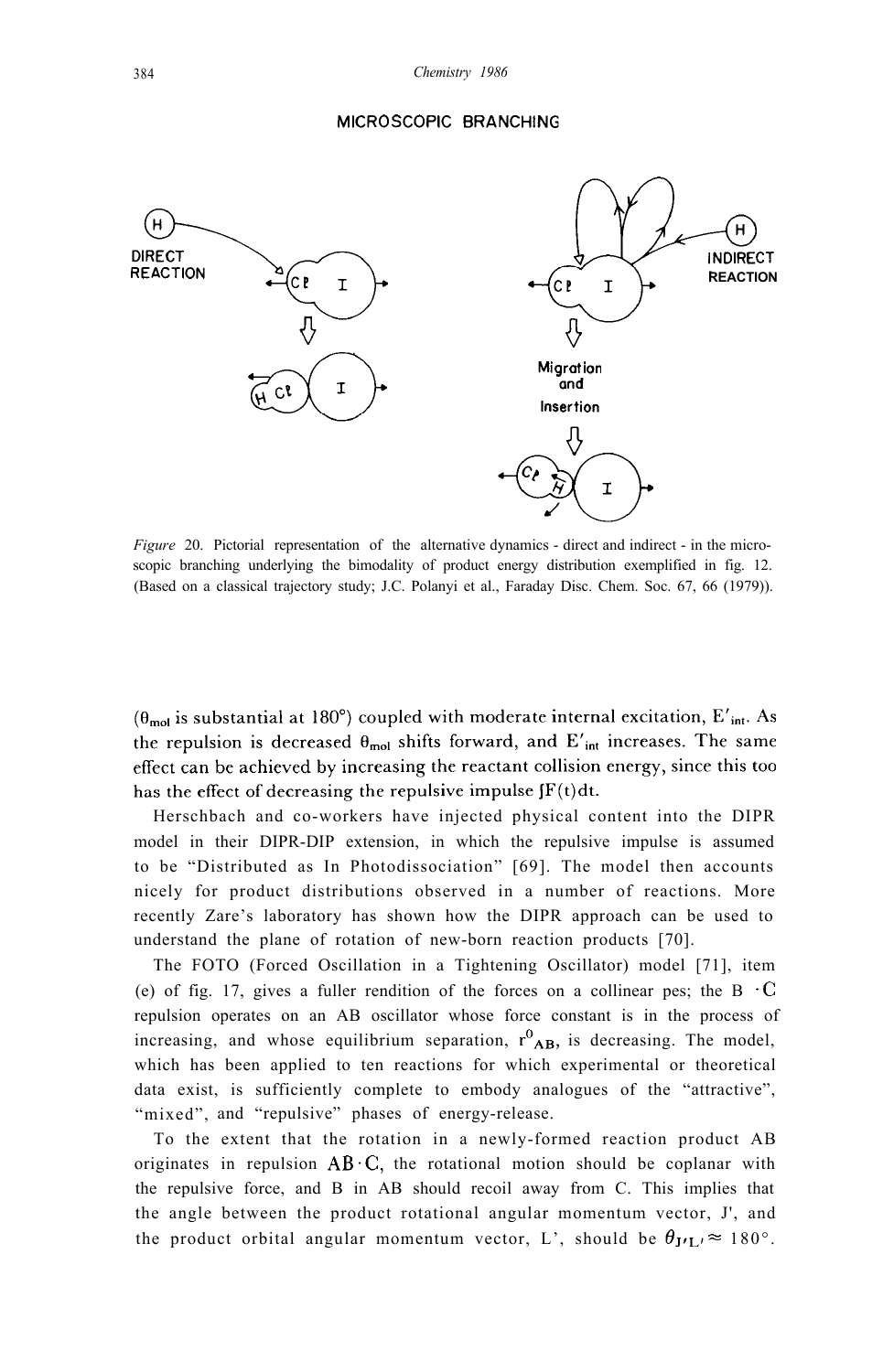MICROSCOPIC BRANCHING

DIRECT REACTION

INDIRECT REACTION

Migration and Insertion

*Figure* 20. Pictorial representation of the alternative dynamics - direct and indirect - in the microscopic branching underlying the bimodality of product energy distribution exemplified in fig. 12. (Based on a classical trajectory study; J.C. Polanyi et al., Faraday Disc. Chem. Soc. 67, 66 (1979)).

($\theta_{mol}$ is substantial at 180°) coupled with moderate internal excitation, $E'_{int}$. As the repulsion is decreased $\theta_{mol}$ shifts forward, and $E'_{int}$ increases. The same effect can be achieved by increasing the reactant collision energy, since this too has the effect of decreasing the repulsive impulse $\int F(t)dt$.

Herschbach and co-workers have injected physical content into the DIPR model in their DIPR-DIP extension, in which the repulsive impulse is assumed to be "Distributed as In Photodissociation" [69]. The model then accounts nicely for product distributions observed in a number of reactions. More recently Zare's laboratory has shown how the DIPR approach can be used to understand the plane of rotation of new-born reaction products [70].

The FOTO (Forced Oscillation in a Tightening Oscillator) model [71], item (e) of fig. 17, gives a fuller rendition of the forces on a collinear pes; the B $\cdot$C repulsion operates on an AB oscillator whose force constant is in the process of increasing, and whose equilibrium separation, $r^0_{AB}$, is decreasing. The model, which has been applied to ten reactions for which experimental or theoretical data exist, is sufficiently complete to embody analogues of the "attractive", "mixed", and "repulsive" phases of energy-release.

To the extent that the rotation in a newly-formed reaction product AB originates in repulsion $AB \cdot C$, the rotational motion should be coplanar with the repulsive force, and B in AB should recoil away from C. This implies that the angle between the product rotational angular momentum vector, J', and the product orbital angular momentum vector, L', should be $\theta_{J'L'} \approx 180°$.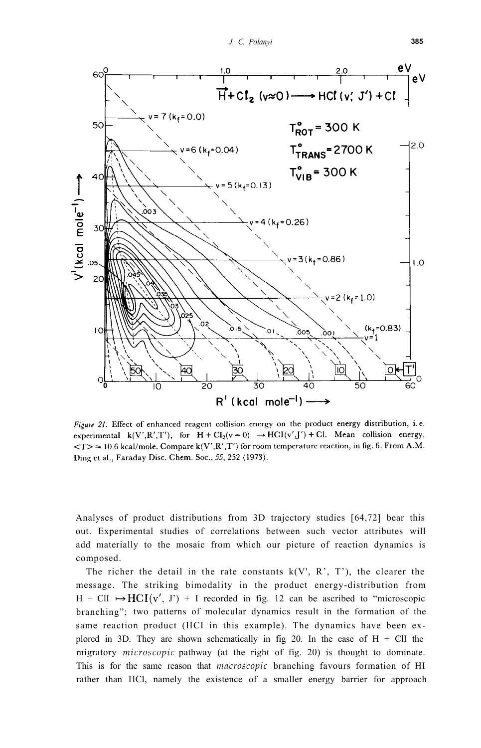*Figure 21.* Effect of enhanced reagent collision energy on the product energy distribution, i. e. experimental k(V',R',T'), for $H + Cl_2(v = 0) \rightarrow HCl(v'J') + Cl$. Mean collision energy, $<T> \approx 10.6$ kcal/mole. Compare k(V',R',T') for room temperature reaction, in fig. 6. From A.M. Ding et al., Faraday Disc. Chem. Soc., *55*, 252 (1973).

Analyses of product distributions from 3D trajectory studies [64,72] bear this out. Experimental studies of correlations between such vector attributes will add materially to the mosaic from which our picture of reaction dynamics is composed.

The richer the detail in the rate constants k(V', R', T'), the clearer the message. The striking bimodality in the product energy-distribution from $H + ClI \mapsto HCl(v', J') + I$ recorded in fig. 12 can be ascribed to "microscopic branching"; two patterns of molecular dynamics result in the formation of the same reaction product (HCl in this example). The dynamics have been explored in 3D. They are shown schematically in fig 20. In the case of H + ClI the migratory *microscopic* pathway (at the right of fig. 20) is thought to dominate. This is for the same reason that *macroscopic* branching favours formation of HI rather than HCl, namely the existence of a smaller energy barrier for approach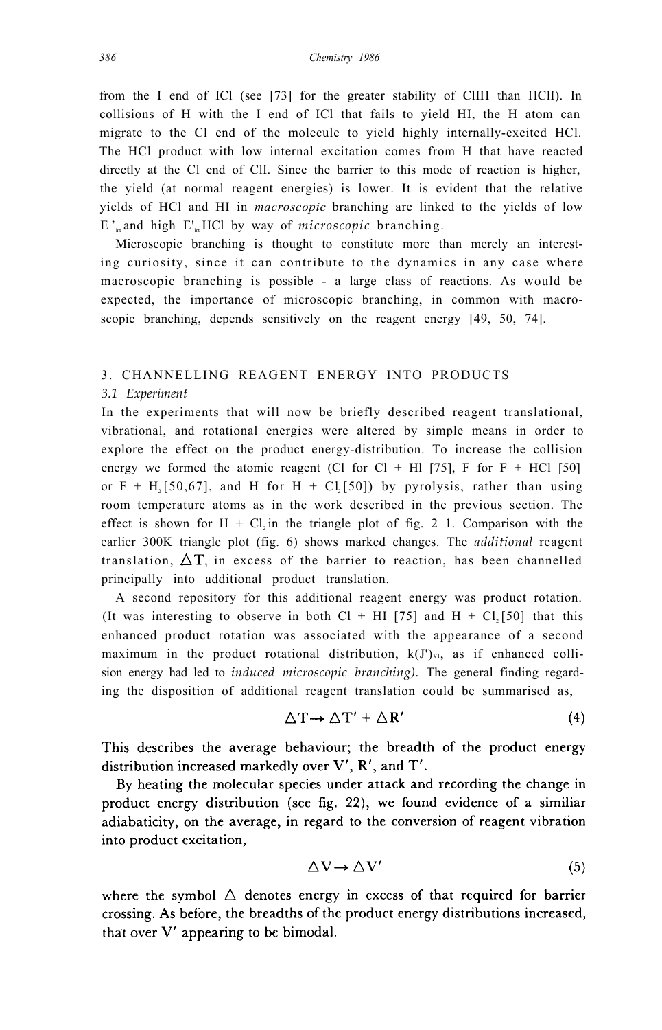from the I end of ICl (see [73] for the greater stability of ClIH than HClI). In collisions of H with the I end of ICl that fails to yield HI, the H atom can migrate to the Cl end of the molecule to yield highly internally-excited HCl. The HCl product with low internal excitation comes from H that have reacted directly at the Cl end of ClI. Since the barrier to this mode of reaction is higher, the yield (at normal reagent energies) is lower. It is evident that the relative yields of HCl and HI in *macroscopic* branching are linked to the yields of low $E'_{int}$ and high $E'_{int}$ HCl by way of *microscopic* branching.

Microscopic branching is thought to constitute more than merely an interesting curiosity, since it can contribute to the dynamics in any case where macroscopic branching is possible - a large class of reactions. As would be expected, the importance of microscopic branching, in common with macroscopic branching, depends sensitively on the reagent energy [49, 50, 74].

## 3. CHANNELLING REAGENT ENERGY INTO PRODUCTS

### 3.1 Experiment

In the experiments that will now be briefly described reagent translational, vibrational, and rotational energies were altered by simple means in order to explore the effect on the product energy-distribution. To increase the collision energy we formed the atomic reagent (Cl for Cl + HI [75], F for F + HCl [50] or F + $H_2$ [50,67], and H for H + $Cl_2$ [50]) by pyrolysis, rather than using room temperature atoms as in the work described in the previous section. The effect is shown for H + $Cl_2$ in the triangle plot of fig. 2 1. Comparison with the earlier 300K triangle plot (fig. 6) shows marked changes. The *additional* reagent translation, $\Delta T$, in excess of the barrier to reaction, has been channelled principally into additional product translation.

A second repository for this additional reagent energy was product rotation. (It was interesting to observe in both Cl + HI [75] and H + $Cl_2$ [50] that this enhanced product rotation was associated with the appearance of a second maximum in the product rotational distribution, $k(J')_{v'}$, as if enhanced collision energy had led to *induced microscopic branching*). The general finding regarding the disposition of additional reagent translation could be summarised as,

$$\Delta T \rightarrow \Delta T' + \Delta R' \tag{4}$$

This describes the average behaviour; the breadth of the product energy distribution increased markedly over V', R', and T'.

By heating the molecular species under attack and recording the change in product energy distribution (see fig. 22), we found evidence of a similiar adiabaticity, on the average, in regard to the conversion of reagent vibration into product excitation,

$$\Delta V \rightarrow \Delta V' \tag{5}$$

where the symbol $\Delta$ denotes energy in excess of that required for barrier crossing. As before, the breadths of the product energy distributions increased, that over V' appearing to be bimodal.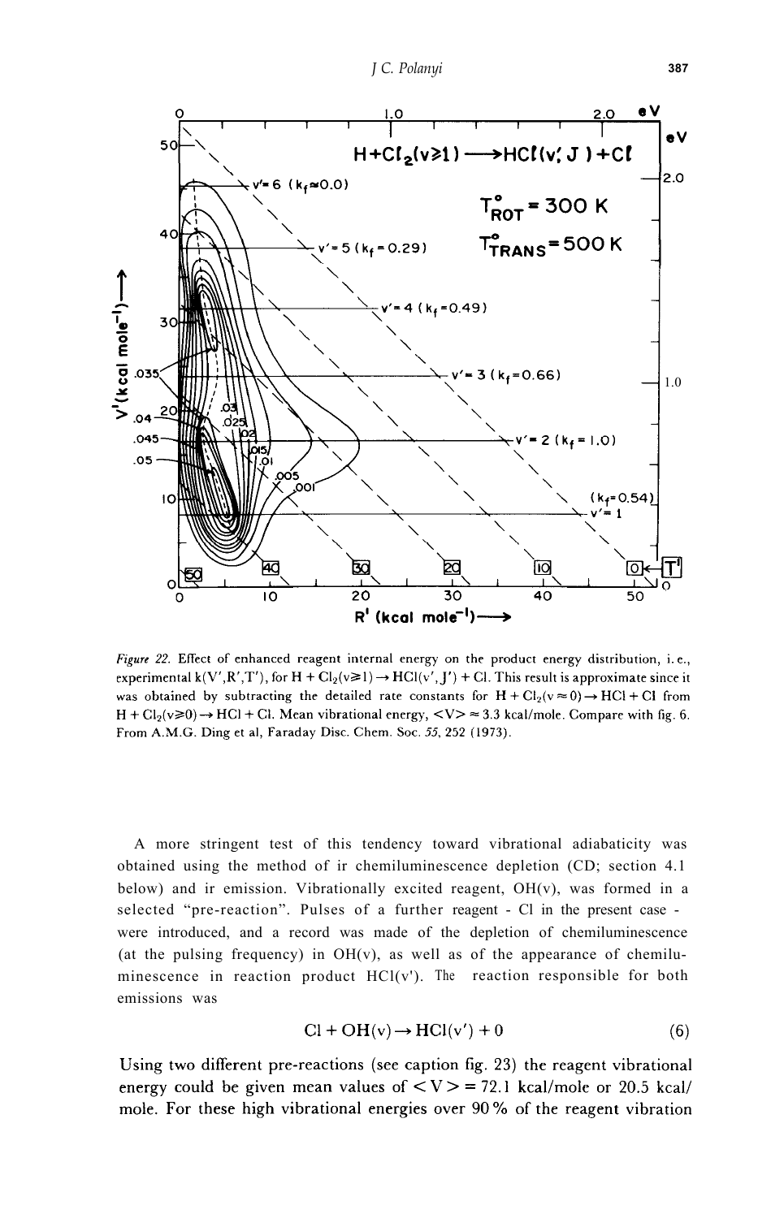*Figure 22.* Effect of enhanced reagent internal energy on the product energy distribution, i. e., experimental $k(V',R',T')$, for $H + Cl_2(v \geq 1) \rightarrow HCl(v',J') + Cl$. This result is approximate since it was obtained by subtracting the detailed rate constants for $H + Cl_2(v \approx 0) \rightarrow HCl + Cl$ from $H + Cl_2(v \geq 0) \rightarrow HCl + Cl$. Mean vibrational energy, $\langle V \rangle \approx 3.3$ kcal/mole. Compare with fig. 6. From A.M.G. Ding et al, Faraday Disc. Chem. Soc. *55*, 252 (1973).

A more stringent test of this tendency toward vibrational adiabaticity was obtained using the method of ir chemiluminescence depletion (CD; section 4.1 below) and ir emission. Vibrationally excited reagent, OH(v), was formed in a selected "pre-reaction". Pulses of a further reagent - Cl in the present case - were introduced, and a record was made of the depletion of chemiluminescence (at the pulsing frequency) in OH(v), as well as of the appearance of chemiluminescence in reaction product HCl(v'). The reaction responsible for both emissions was

$$Cl + OH(v) \rightarrow HCl(v') + O \tag{6}$$

Using two different pre-reactions (see caption fig. 23) the reagent vibrational energy could be given mean values of $\langle V \rangle = 72.1$ kcal/mole or 20.5 kcal/mole. For these high vibrational energies over 90% of the reagent vibration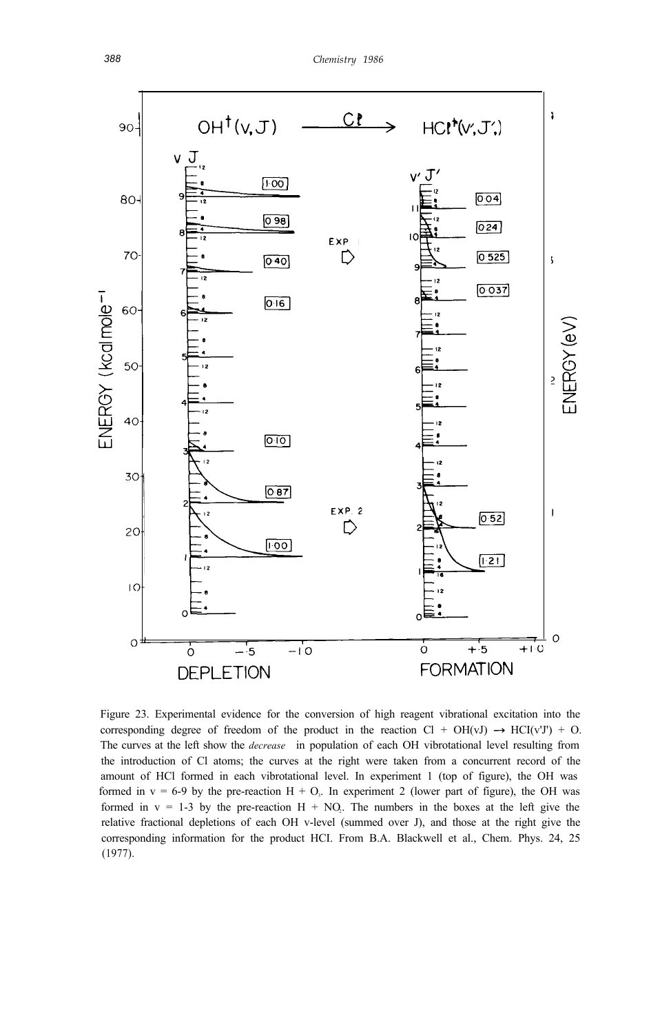Figure 23. Experimental evidence for the conversion of high reagent vibrational excitation into the corresponding degree of freedom of the product in the reaction Cl + OH(vJ) → HCl(v'J') + O. The curves at the left show the *decrease* in population of each OH vibrotational level resulting from the introduction of Cl atoms; the curves at the right were taken from a concurrent record of the amount of HCl formed in each vibrotational level. In experiment 1 (top of figure), the OH was formed in v = 6-9 by the pre-reaction H + $O_3$. In experiment 2 (lower part of figure), the OH was formed in v = 1-3 by the pre-reaction H + $NO_2$. The numbers in the boxes at the left give the relative fractional depletions of each OH v-level (summed over J), and those at the right give the corresponding information for the product HCl. From B.A. Blackwell et al., Chem. Phys. 24, 25 (1977).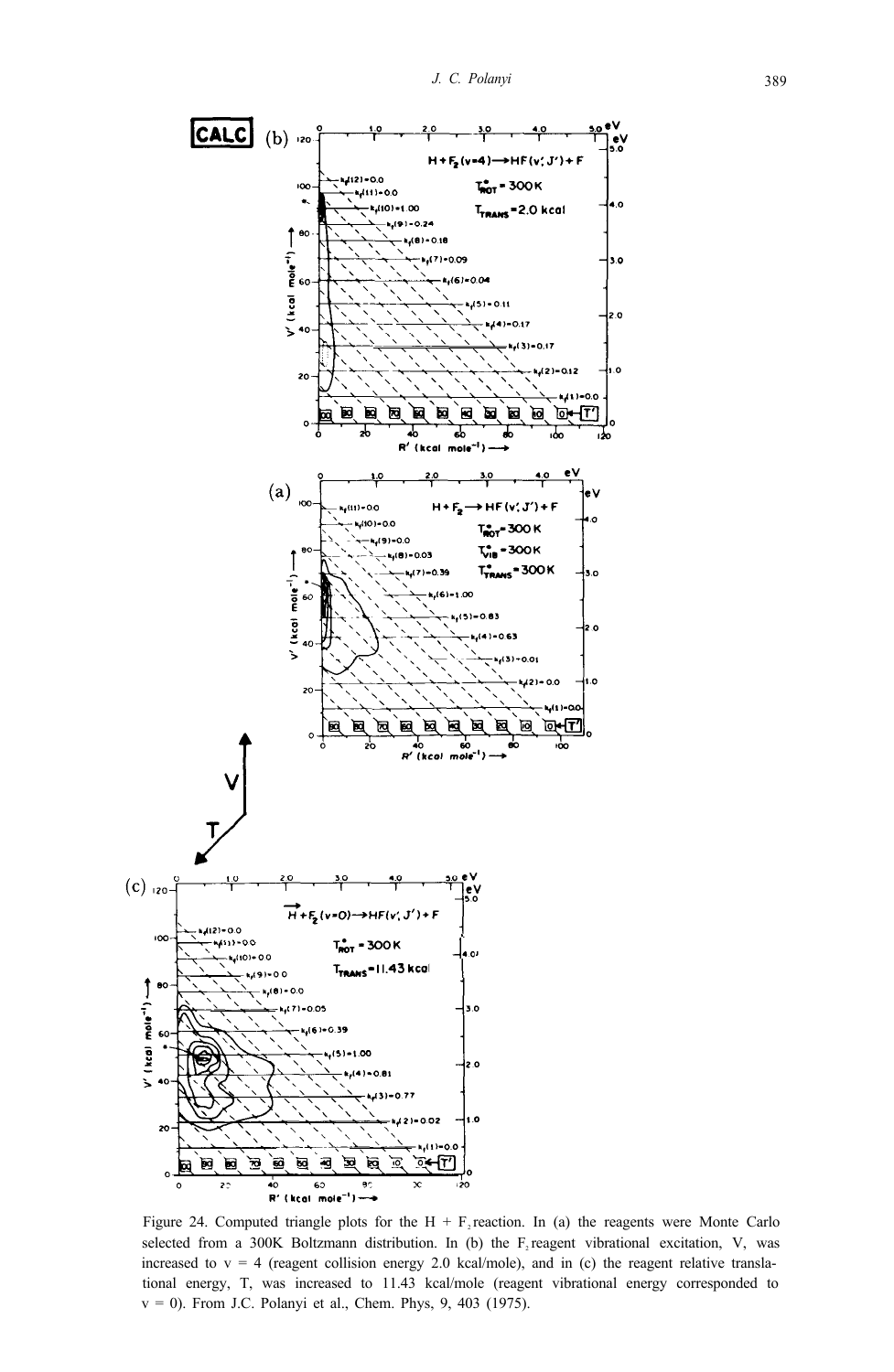Figure 24. Computed triangle plots for the H + $F_2$ reaction. In (a) the reagents were Monte Carlo selected from a 300K Boltzmann distribution. In (b) the $F_2$ reagent vibrational excitation, V, was increased to v = 4 (reagent collision energy 2.0 kcal/mole), and in (c) the reagent relative translational energy, T, was increased to 11.43 kcal/mole (reagent vibrational energy corresponded to v = 0). From J.C. Polanyi et al., Chem. Phys, 9, 403 (1975).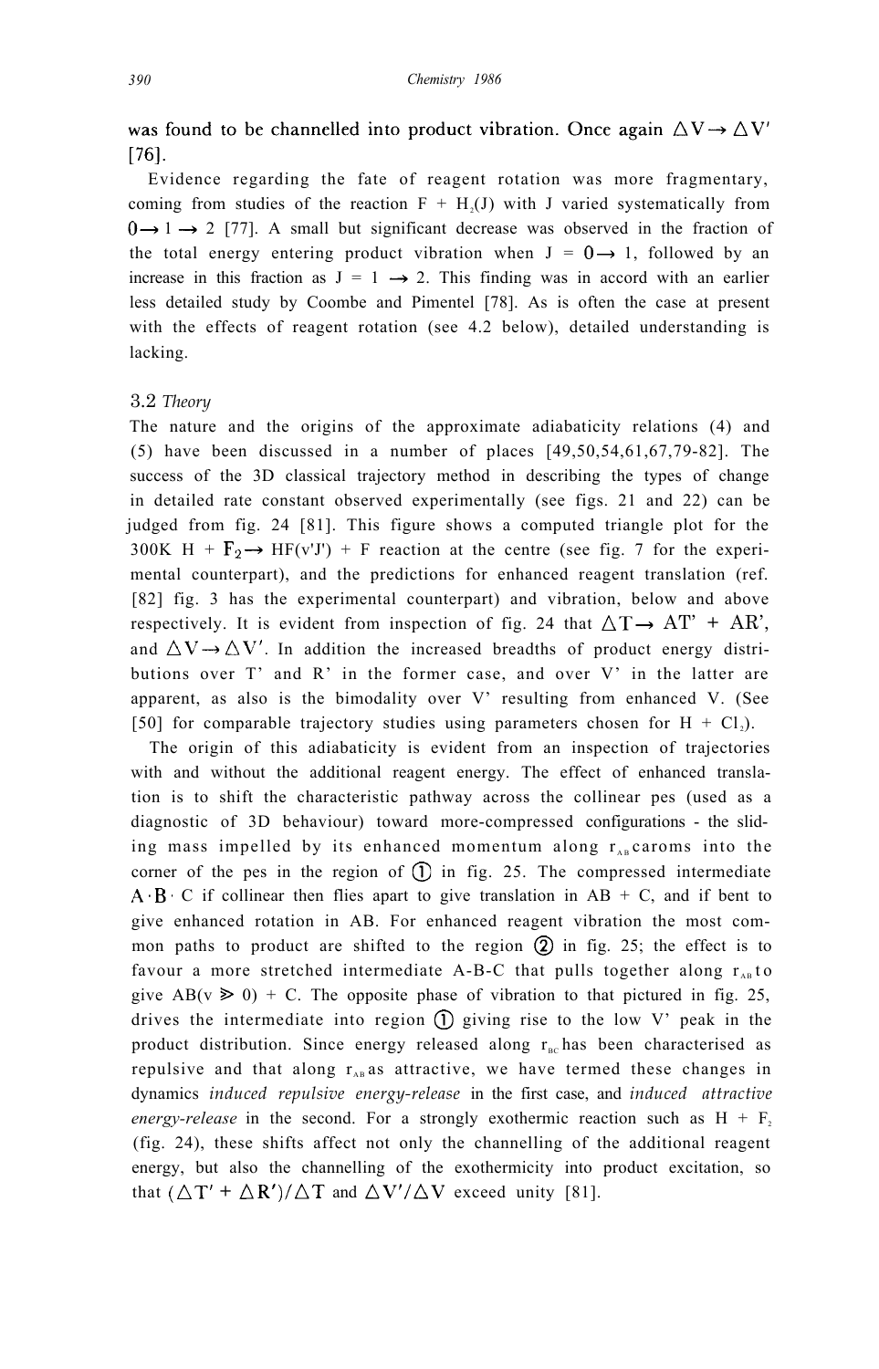was found to be channelled into product vibration. Once again $\Delta V \rightarrow \Delta V'$ [76].

Evidence regarding the fate of reagent rotation was more fragmentary, coming from studies of the reaction $F + H_2(J)$ with J varied systematically from $0 \rightarrow 1 \rightarrow 2$ [77]. A small but significant decrease was observed in the fraction of the total energy entering product vibration when $J = 0 \rightarrow 1$, followed by an increase in this fraction as $J = 1 \rightarrow 2$. This finding was in accord with an earlier less detailed study by Coombe and Pimentel [78]. As is often the case at present with the effects of reagent rotation (see 4.2 below), detailed understanding is lacking.

### 3.2 *Theory*

The nature and the origins of the approximate adiabaticity relations (4) and (5) have been discussed in a number of places [49,50,54,61,67,79-82]. The success of the 3D classical trajectory method in describing the types of change in detailed rate constant observed experimentally (see figs. 21 and 22) can be judged from fig. 24 [81]. This figure shows a computed triangle plot for the 300K $H + F_2 \rightarrow HF(v'J') + F$ reaction at the centre (see fig. 7 for the experimental counterpart), and the predictions for enhanced reagent translation (ref. [82] fig. 3 has the experimental counterpart) and vibration, below and above respectively. It is evident from inspection of fig. 24 that $\Delta T \rightarrow \Delta T' + \Delta R'$, and $\Delta V \rightarrow \Delta V'$. In addition the increased breadths of product energy distributions over T' and R' in the former case, and over V' in the latter are apparent, as also is the bimodality over V' resulting from enhanced V. (See [50] for comparable trajectory studies using parameters chosen for $H + Cl_2$).

The origin of this adiabaticity is evident from an inspection of trajectories with and without the additional reagent energy. The effect of enhanced translation is to shift the characteristic pathway across the collinear pes (used as a diagnostic of 3D behaviour) toward more-compressed configurations - the sliding mass impelled by its enhanced momentum along $r_{AB}$ caroms into the corner of the pes in the region of ① in fig. 25. The compressed intermediate $A \cdot B \cdot C$ if collinear then flies apart to give translation in AB + C, and if bent to give enhanced rotation in AB. For enhanced reagent vibration the most common paths to product are shifted to the region ② in fig. 25; the effect is to favour a more stretched intermediate A-B-C that pulls together along $r_{AB}$ to give $AB(v \gg 0) + C$. The opposite phase of vibration to that pictured in fig. 25, drives the intermediate into region ① giving rise to the low V' peak in the product distribution. Since energy released along $r_{BC}$ has been characterised as repulsive and that along $r_{AB}$ as attractive, we have termed these changes in dynamics *induced repulsive energy-release* in the first case, and *induced attractive energy-release* in the second. For a strongly exothermic reaction such as $H + F_2$ (fig. 24), these shifts affect not only the channelling of the additional reagent energy, but also the channelling of the exothermicity into product excitation, so that $(\Delta T' + \Delta R')/\Delta T$ and $\Delta V'/\Delta V$ exceed unity [81].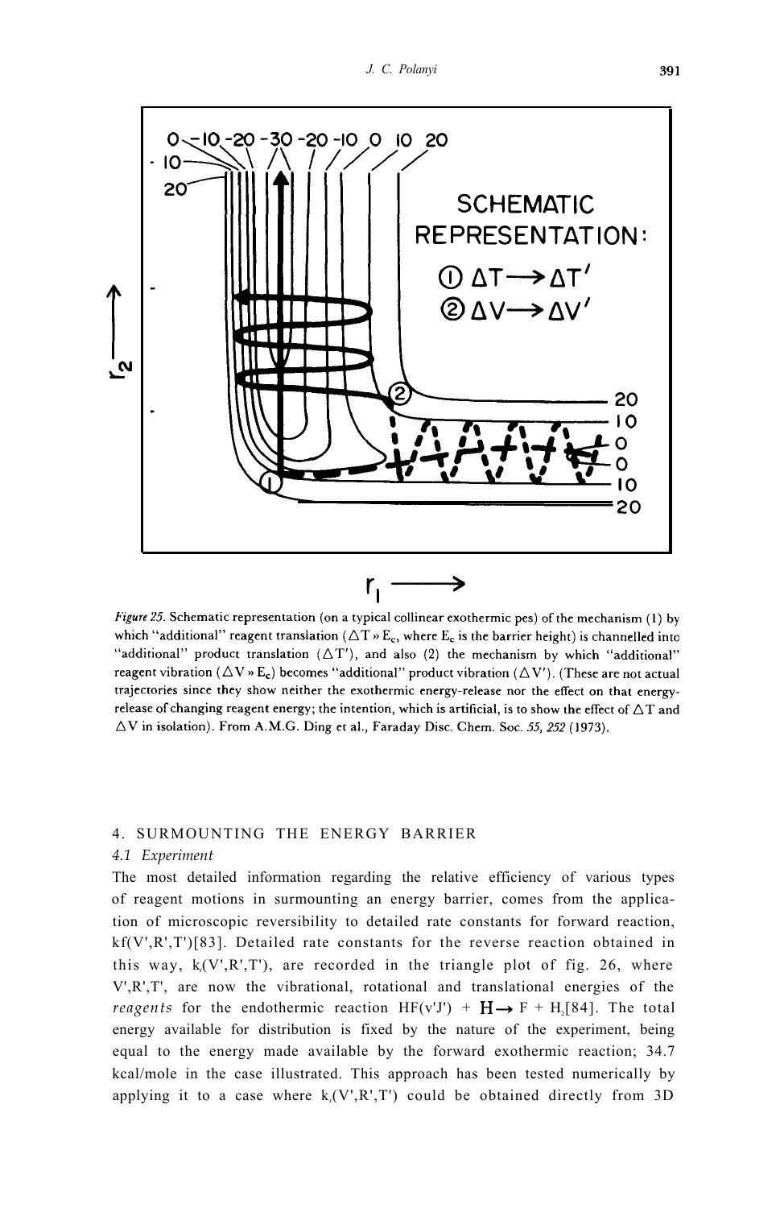*Figure 25.* Schematic representation (on a typical collinear exothermic pes) of the mechanism (1) by which "additional" reagent translation ($\Delta T \gg E_c$, where $E_c$ is the barrier height) is channelled into "additional" product translation ($\Delta T'$), and also (2) the mechanism by which "additional" reagent vibration ($\Delta V \gg E_c$) becomes "additional" product vibration ($\Delta V'$). (These are not actual trajectories since they show neither the exothermic energy-release nor the effect on that energy-release of changing reagent energy; the intention, which is artificial, is to show the effect of $\Delta T$ and $\Delta V$ in isolation). From A.M.G. Ding et al., Faraday Disc. Chem. Soc. *55, 252* (1973).

## 4. SURMOUNTING THE ENERGY BARRIER

### 4.1 *Experiment*

The most detailed information regarding the relative efficiency of various types of reagent motions in surmounting an energy barrier, comes from the application of microscopic reversibility to detailed rate constants for forward reaction, kf(V',R',T')[83]. Detailed rate constants for the reverse reaction obtained in this way, $k_r$(V',R',T'), are recorded in the triangle plot of fig. 26, where V',R',T', are now the vibrational, rotational and translational energies of the *reagents* for the endothermic reaction HF(v'J') + H → F + $H_2$[84]. The total energy available for distribution is fixed by the nature of the experiment, being equal to the energy made available by the forward exothermic reaction; 34.7 kcal/mole in the case illustrated. This approach has been tested numerically by applying it to a case where $k_r$(V',R',T') could be obtained directly from 3D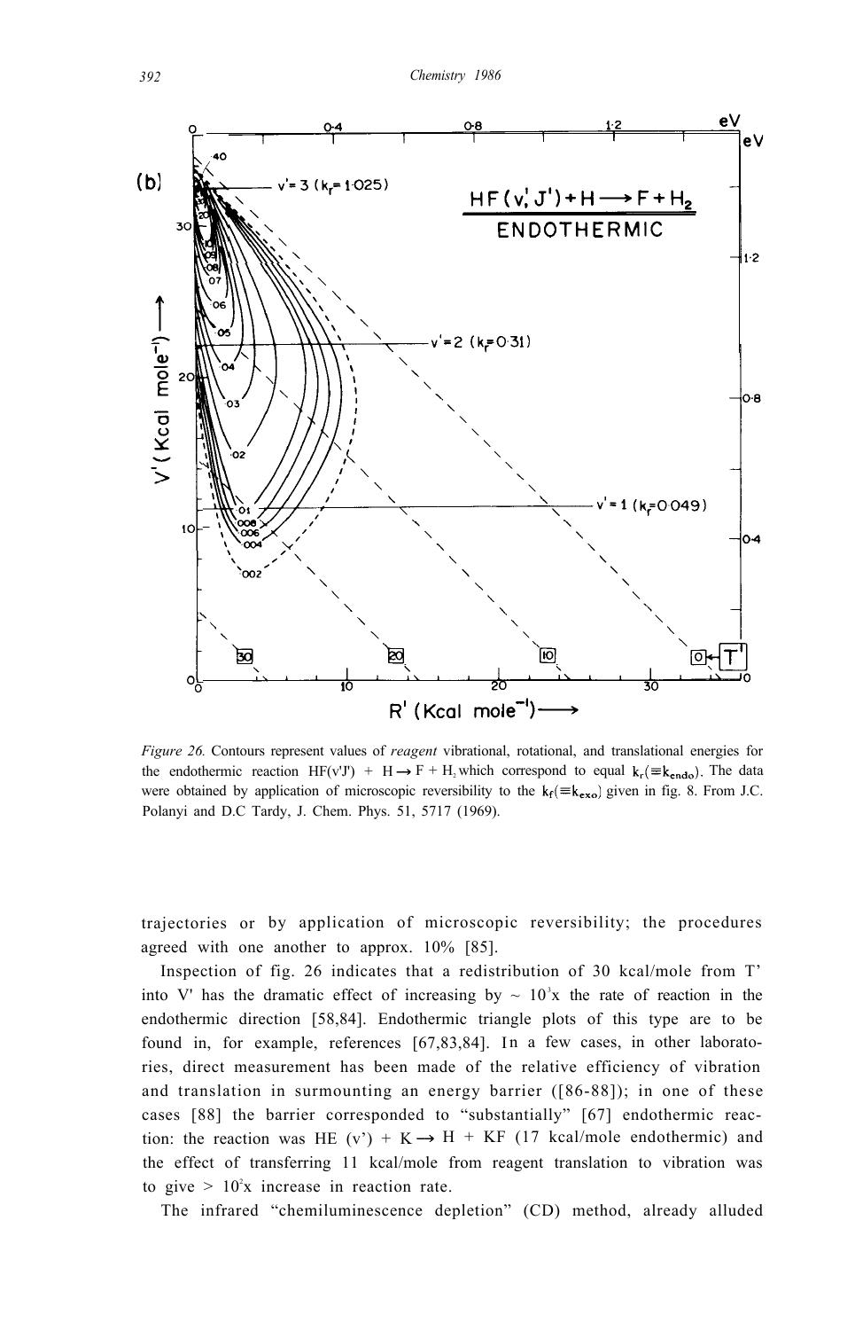*Figure 26.* Contours represent values of *reagent* vibrational, rotational, and translational energies for the endothermic reaction HF(v'J') + H → F + $H_2$ which correspond to equal $k_r(\equiv k_{endo})$. The data were obtained by application of microscopic reversibility to the $k_f(\equiv k_{exo})$ given in fig. 8. From J.C. Polanyi and D.C Tardy, J. Chem. Phys. 51, 5717 (1969).

trajectories or by application of microscopic reversibility; the procedures agreed with one another to approx. 10% [85].

Inspection of fig. 26 indicates that a redistribution of 30 kcal/mole from T' into V' has the dramatic effect of increasing by ~ $10^3$x the rate of reaction in the endothermic direction [58,84]. Endothermic triangle plots of this type are to be found in, for example, references [67,83,84]. In a few cases, in other laboratories, direct measurement has been made of the relative efficiency of vibration and translation in surmounting an energy barrier ([86-88]); in one of these cases [88] the barrier corresponded to "substantially" [67] endothermic reaction: the reaction was HE (v') + K → H + KF (17 kcal/mole endothermic) and the effect of transferring 11 kcal/mole from reagent translation to vibration was to give > $10^2$x increase in reaction rate.

The infrared "chemiluminescence depletion" (CD) method, already alluded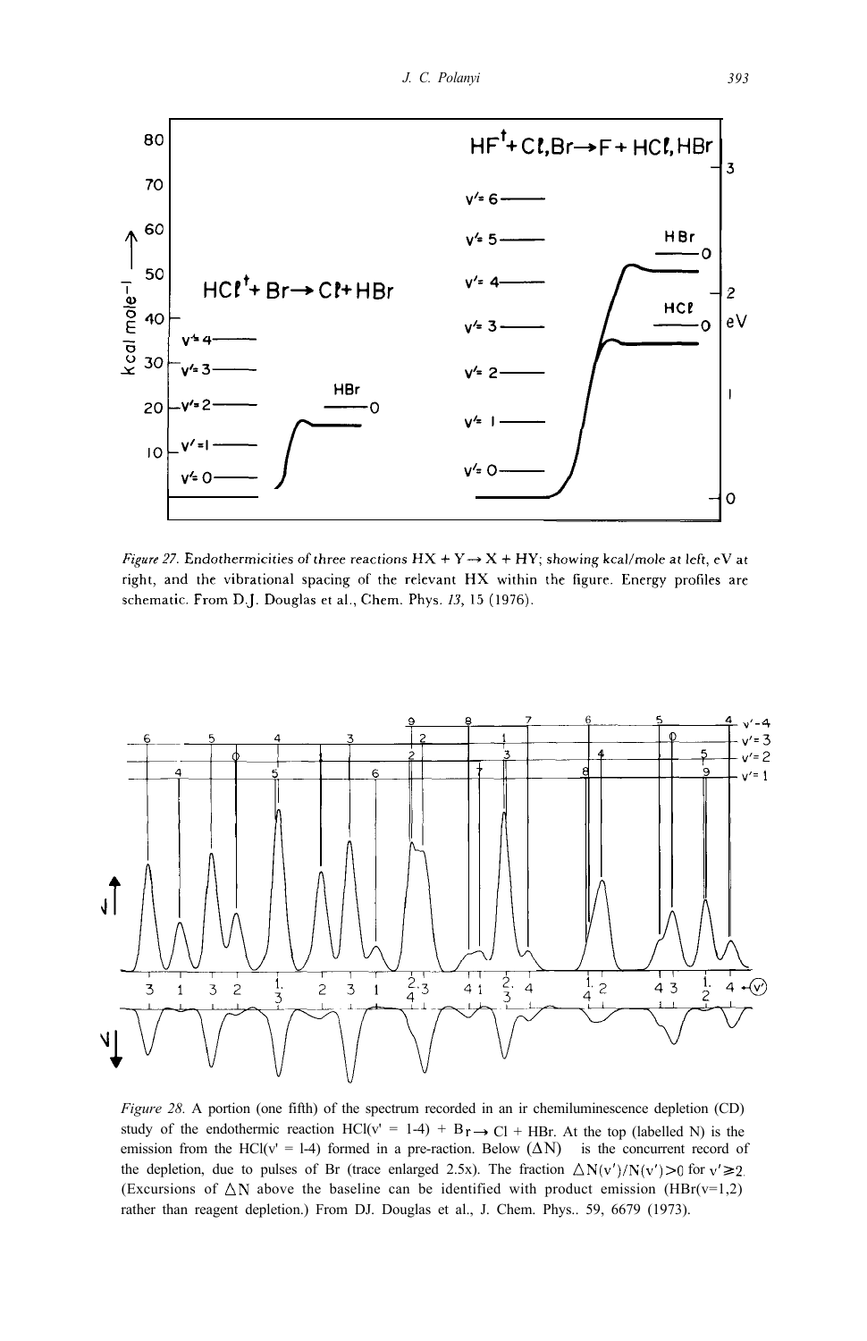*Figure 27.* Endothermicities of three reactions $HX + Y \rightarrow X + HY$; showing kcal/mole at left, eV at right, and the vibrational spacing of the relevant HX within the figure. Energy profiles are schematic. From D.J. Douglas et al., Chem. Phys. *13*, 15 (1976).

*Figure 28.* A portion (one fifth) of the spectrum recorded in an ir chemiluminescence depletion (CD) study of the endothermic reaction $HCl(v' = 1\text{-}4) + Br \rightarrow Cl + HBr$. At the top (labelled N) is the emission from the $HCl(v' = 1\text{-}4)$ formed in a pre-raction. Below $(\Delta N)$ is the concurrent record of the depletion, due to pulses of Br (trace enlarged 2.5x). The fraction $\Delta N(v')/N(v') > 0$ for $v' \geq 2$. (Excursions of $\Delta N$ above the baseline can be identified with product emission (HBr(v=1,2) rather than reagent depletion.) From DJ. Douglas et al., J. Chem. Phys.. 59, 6679 (1973).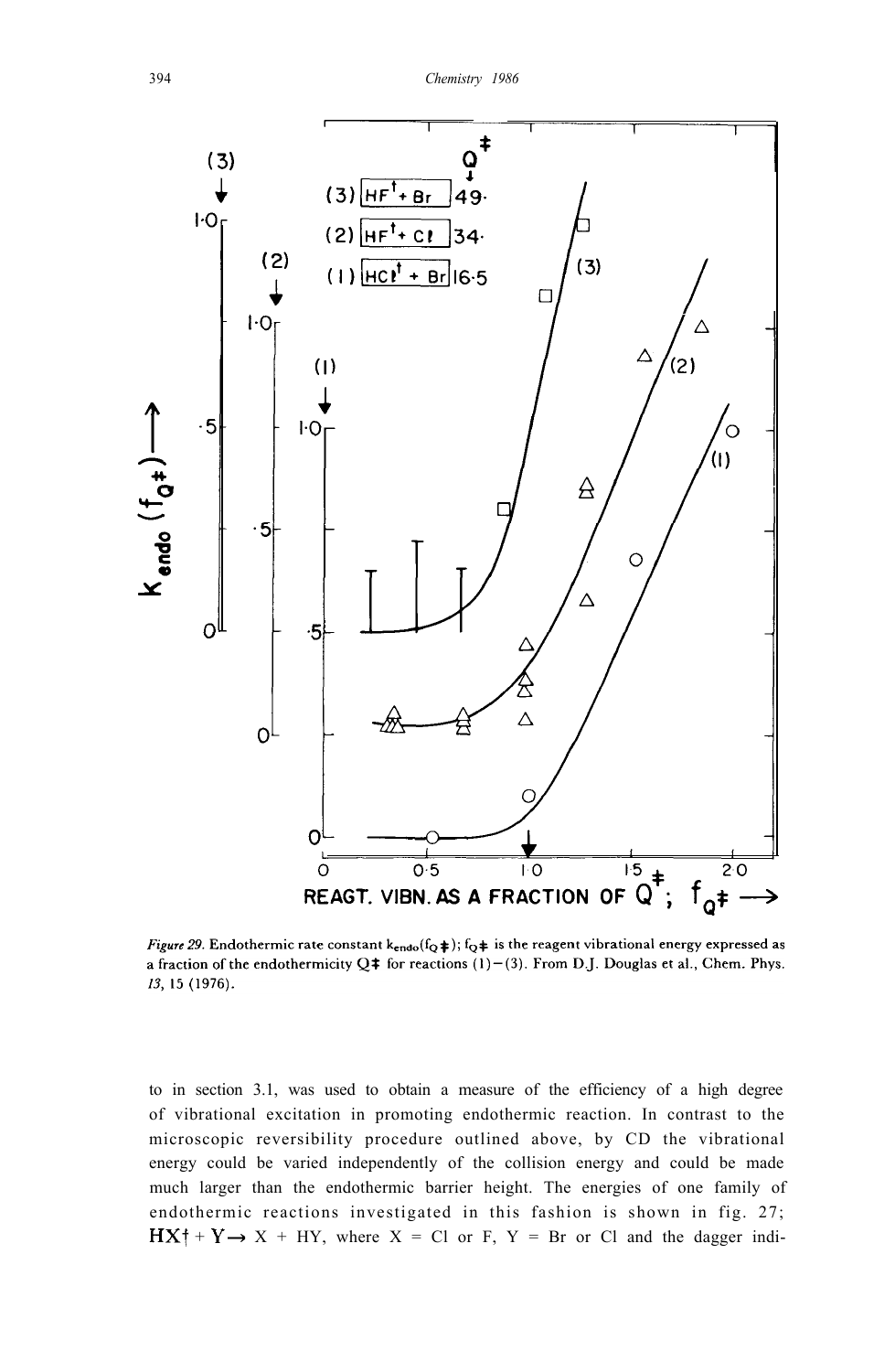*Figure 29.* Endothermic rate constant $k_{endo}(f_{Q\ddagger})$; $f_{Q\ddagger}$ is the reagent vibrational energy expressed as a fraction of the endothermicity $Q\ddagger$ for reactions (1)−(3). From D.J. Douglas et al., Chem. Phys. *13*, 15 (1976).

to in section 3.1, was used to obtain a measure of the efficiency of a high degree of vibrational excitation in promoting endothermic reaction. In contrast to the microscopic reversibility procedure outlined above, by CD the vibrational energy could be varied independently of the collision energy and could be made much larger than the endothermic barrier height. The energies of one family of endothermic reactions investigated in this fashion is shown in fig. 27; $HX^{\dagger} + Y \rightarrow X + HY$, where X = Cl or F, Y = Br or Cl and the dagger indi-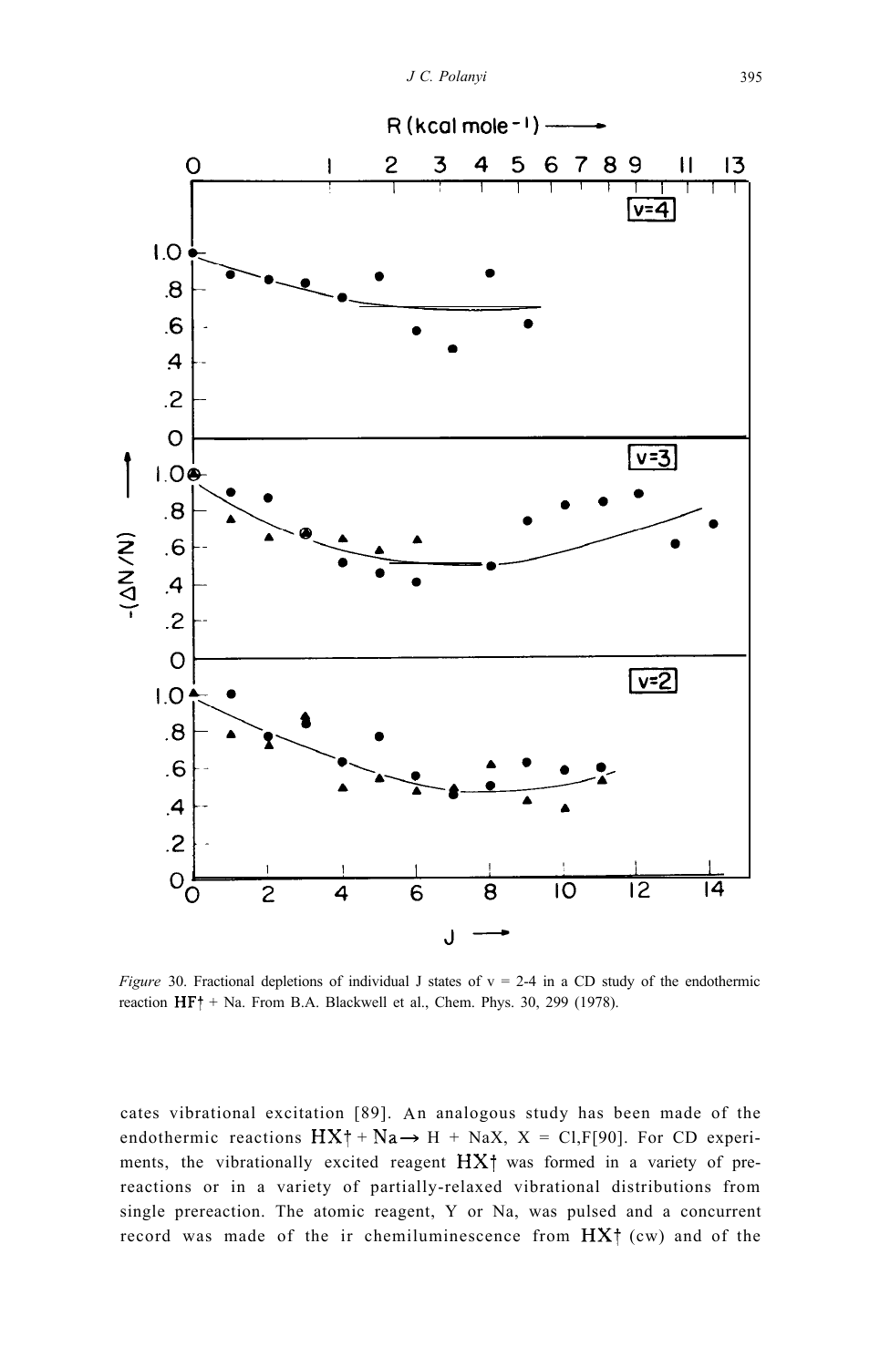*Figure* 30. Fractional depletions of individual J states of v = 2-4 in a CD study of the endothermic reaction HF† + Na. From B.A. Blackwell et al., Chem. Phys. 30, 299 (1978).

cates vibrational excitation [89]. An analogous study has been made of the endothermic reactions HX† + Na → H + NaX, X = Cl,F[90]. For CD experiments, the vibrationally excited reagent HX† was formed in a variety of prereactions or in a variety of partially-relaxed vibrational distributions from single prereaction. The atomic reagent, Y or Na, was pulsed and a concurrent record was made of the ir chemiluminescence from HX† (cw) and of the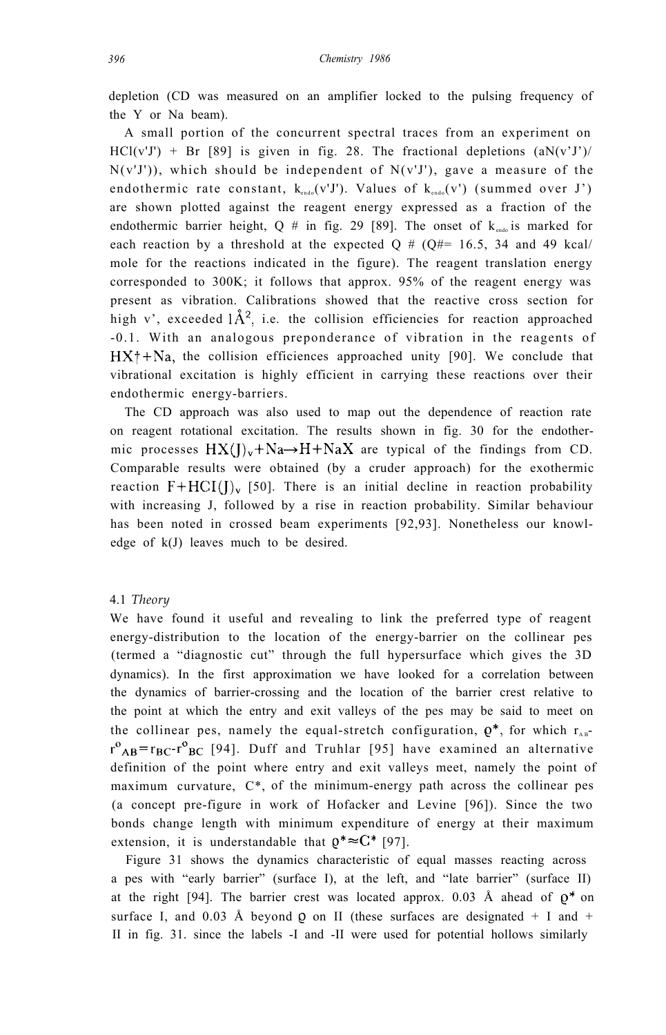depletion (CD was measured on an amplifier locked to the pulsing frequency of the Y or Na beam).

A small portion of the concurrent spectral traces from an experiment on HCl(v'J') + Br [89] is given in fig. 28. The fractional depletions (aN(v'J')/N(v'J')), which should be independent of N(v'J'), gave a measure of the endothermic rate constant, $k_{endo}$(v'J'). Values of $k_{endo}$(v') (summed over J') are shown plotted against the reagent energy expressed as a fraction of the endothermic barrier height, Q # in fig. 29 [89]. The onset of $k_{endo}$ is marked for each reaction by a threshold at the expected Q # (Q#= 16.5, 34 and 49 kcal/mole for the reactions indicated in the figure). The reagent translation energy corresponded to 300K; it follows that approx. 95% of the reagent energy was present as vibration. Calibrations showed that the reactive cross section for high v', exceeded 1Å$^2$, i.e. the collision efficiencies for reaction approached -0.1. With an analogous preponderance of vibration in the reagents of $HX^{\dagger}+Na$, the collision efficiences approached unity [90]. We conclude that vibrational excitation is highly efficient in carrying these reactions over their endothermic energy-barriers.

The CD approach was also used to map out the dependence of reaction rate on reagent rotational excitation. The results shown in fig. 30 for the endothermic processes $HX(J)_v+Na \rightarrow H+NaX$ are typical of the findings from CD. Comparable results were obtained (by a cruder approach) for the exothermic reaction $F+HCl(J)_v$ [50]. There is an initial decline in reaction probability with increasing J, followed by a rise in reaction probability. Similar behaviour has been noted in crossed beam experiments [92,93]. Nonetheless our knowledge of k(J) leaves much to be desired.

## 4.1 *Theory*

We have found it useful and revealing to link the preferred type of reagent energy-distribution to the location of the energy-barrier on the collinear pes (termed a "diagnostic cut" through the full hypersurface which gives the 3D dynamics). In the first approximation we have looked for a correlation between the dynamics of barrier-crossing and the location of the barrier crest relative to the point at which the entry and exit valleys of the pes may be said to meet on the collinear pes, namely the equal-stretch configuration, $\varrho^*$, for which $r_{AB}-r^o_{AB}=r_{BC}-r^o_{BC}$ [94]. Duff and Truhlar [95] have examined an alternative definition of the point where entry and exit valleys meet, namely the point of maximum curvature, C*, of the minimum-energy path across the collinear pes (a concept pre-figure in work of Hofacker and Levine [96]). Since the two bonds change length with minimum expenditure of energy at their maximum extension, it is understandable that $\varrho^* \approx C^*$ [97].

Figure 31 shows the dynamics characteristic of equal masses reacting across a pes with "early barrier" (surface I), at the left, and "late barrier" (surface II) at the right [94]. The barrier crest was located approx. 0.03 Å ahead of $\varrho^*$ on surface I, and 0.03 Å beyond $\varrho$ on II (these surfaces are designated + I and + II in fig. 31. since the labels -I and -II were used for potential hollows similarly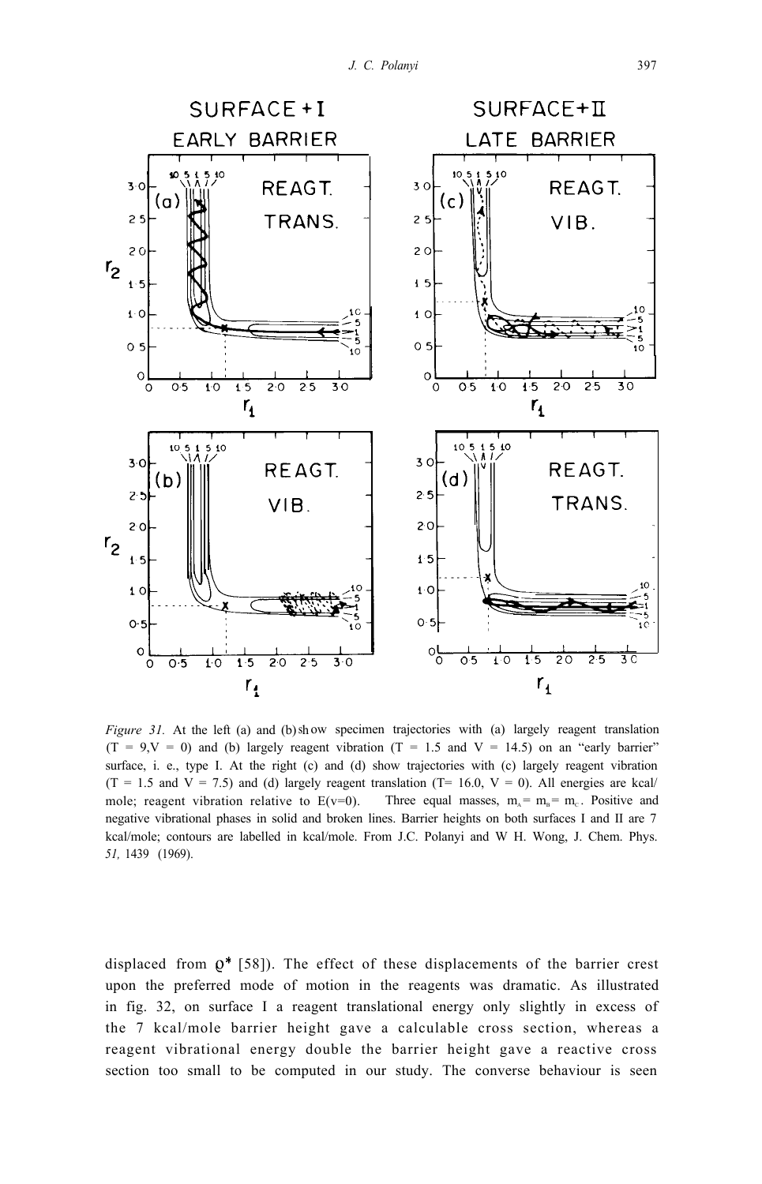Figure 31. At the left (a) and (b) show specimen trajectories with (a) largely reagent translation (T = 9,V = 0) and (b) largely reagent vibration (T = 1.5 and V = 14.5) on an "early barrier" surface, i. e., type I. At the right (c) and (d) show trajectories with (c) largely reagent vibration (T = 1.5 and V = 7.5) and (d) largely reagent translation (T= 16.0, V = 0). All energies are kcal/mole; reagent vibration relative to E(v=0). Three equal masses, $m_A = m_B = m_C$. Positive and negative vibrational phases in solid and broken lines. Barrier heights on both surfaces I and II are 7 kcal/mole; contours are labelled in kcal/mole. From J.C. Polanyi and W H. Wong, J. Chem. Phys. *51,* 1439 (1969).

displaced from $\varrho^*$ [58]). The effect of these displacements of the barrier crest upon the preferred mode of motion in the reagents was dramatic. As illustrated in fig. 32, on surface I a reagent translational energy only slightly in excess of the 7 kcal/mole barrier height gave a calculable cross section, whereas a reagent vibrational energy double the barrier height gave a reactive cross section too small to be computed in our study. The converse behaviour is seen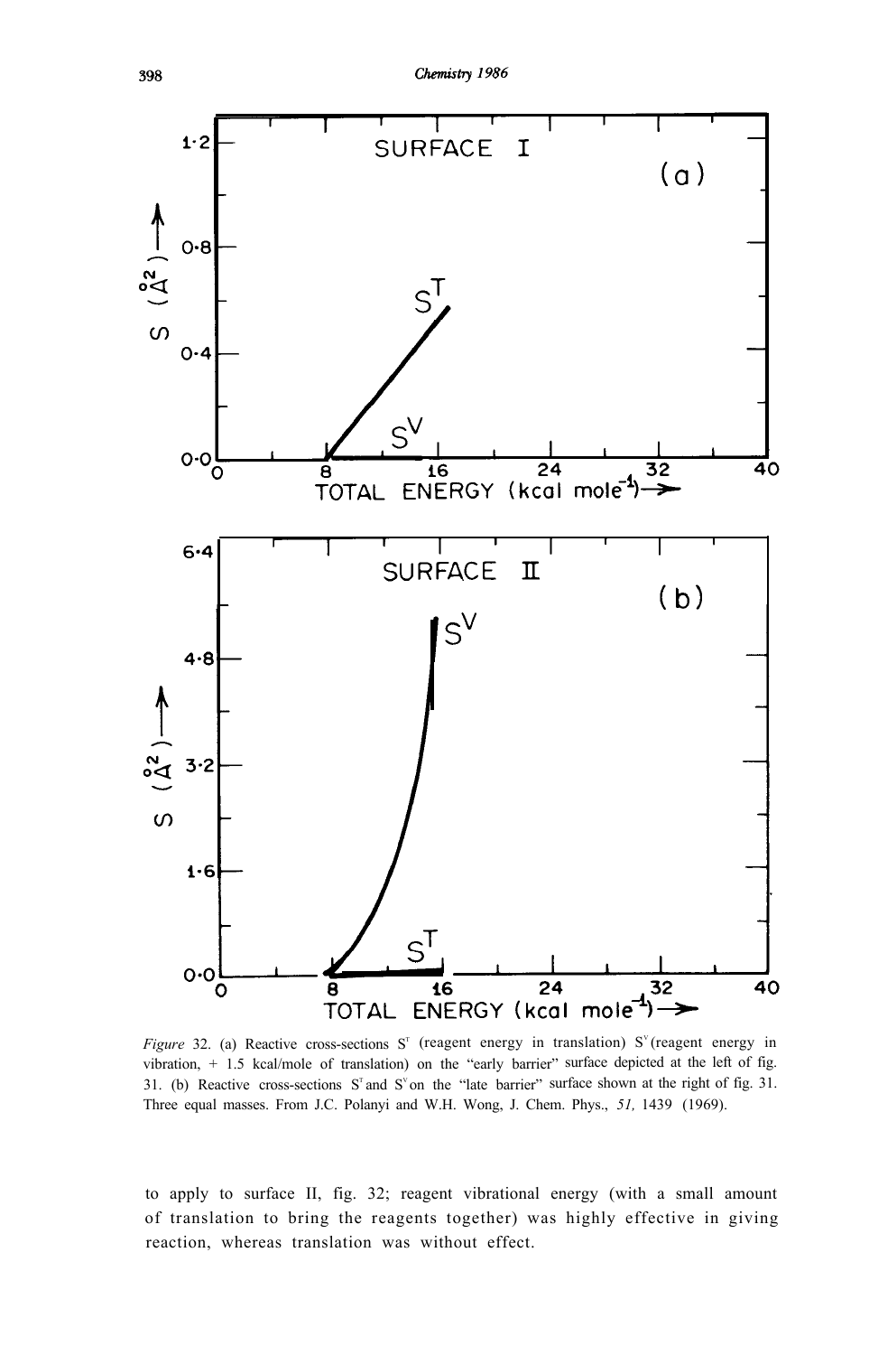*Figure* 32. (a) Reactive cross-sections $S^T$ (reagent energy in translation) $S^V$ (reagent energy in vibration, + 1.5 kcal/mole of translation) on the "early barrier" surface depicted at the left of fig. 31. (b) Reactive cross-sections $S^T$ and $S^V$ on the "late barrier" surface shown at the right of fig. 31. Three equal masses. From J.C. Polanyi and W.H. Wong, J. Chem. Phys., *51,* 1439 (1969).

to apply to surface II, fig. 32; reagent vibrational energy (with a small amount of translation to bring the reagents together) was highly effective in giving reaction, whereas translation was without effect.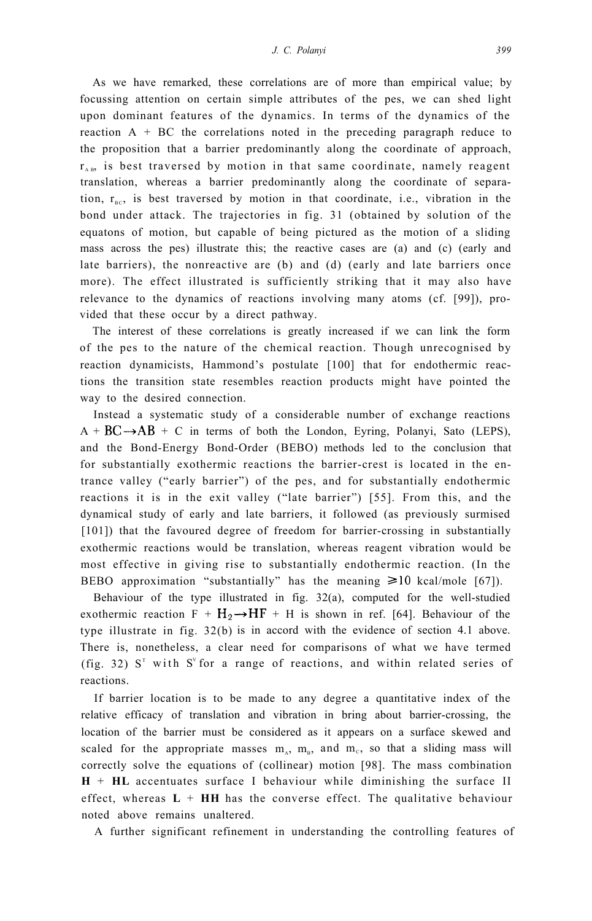As we have remarked, these correlations are of more than empirical value; by focussing attention on certain simple attributes of the pes, we can shed light upon dominant features of the dynamics. In terms of the dynamics of the reaction A + BC the correlations noted in the preceding paragraph reduce to the proposition that a barrier predominantly along the coordinate of approach, $r_{AB}$, is best traversed by motion in that same coordinate, namely reagent translation, whereas a barrier predominantly along the coordinate of separation, $r_{BC}$, is best traversed by motion in that coordinate, i.e., vibration in the bond under attack. The trajectories in fig. 31 (obtained by solution of the equatons of motion, but capable of being pictured as the motion of a sliding mass across the pes) illustrate this; the reactive cases are (a) and (c) (early and late barriers), the nonreactive are (b) and (d) (early and late barriers once more). The effect illustrated is sufficiently striking that it may also have relevance to the dynamics of reactions involving many atoms (cf. [99]), provided that these occur by a direct pathway.

The interest of these correlations is greatly increased if we can link the form of the pes to the nature of the chemical reaction. Though unrecognised by reaction dynamicists, Hammond's postulate [100] that for endothermic reactions the transition state resembles reaction products might have pointed the way to the desired connection.

Instead a systematic study of a considerable number of exchange reactions A + $BC \rightarrow AB$ + C in terms of both the London, Eyring, Polanyi, Sato (LEPS), and the Bond-Energy Bond-Order (BEBO) methods led to the conclusion that for substantially exothermic reactions the barrier-crest is located in the entrance valley ("early barrier") of the pes, and for substantially endothermic reactions it is in the exit valley ("late barrier") [55]. From this, and the dynamical study of early and late barriers, it followed (as previously surmised [101]) that the favoured degree of freedom for barrier-crossing in substantially exothermic reactions would be translation, whereas reagent vibration would be most effective in giving rise to substantially endothermic reaction. (In the BEBO approximation "substantially" has the meaning $\geqslant 10$ kcal/mole [67]).

Behaviour of the type illustrated in fig. 32(a), computed for the well-studied exothermic reaction F + $H_2 \rightarrow HF$ + H is shown in ref. [64]. Behaviour of the type illustrate in fig. 32(b) is in accord with the evidence of section 4.1 above. There is, nonetheless, a clear need for comparisons of what we have termed (fig. 32) $S^T$ with $S^V$ for a range of reactions, and within related series of reactions.

If barrier location is to be made to any degree a quantitative index of the relative efficacy of translation and vibration in bring about barrier-crossing, the location of the barrier must be considered as it appears on a surface skewed and scaled for the appropriate masses $m_A$, $m_B$, and $m_C$, so that a sliding mass will correctly solve the equations of (collinear) motion [98]. The mass combination **H** + **HL** accentuates surface I behaviour while diminishing the surface II effect, whereas **L** + **HH** has the converse effect. The qualitative behaviour noted above remains unaltered.

A further significant refinement in understanding the controlling features of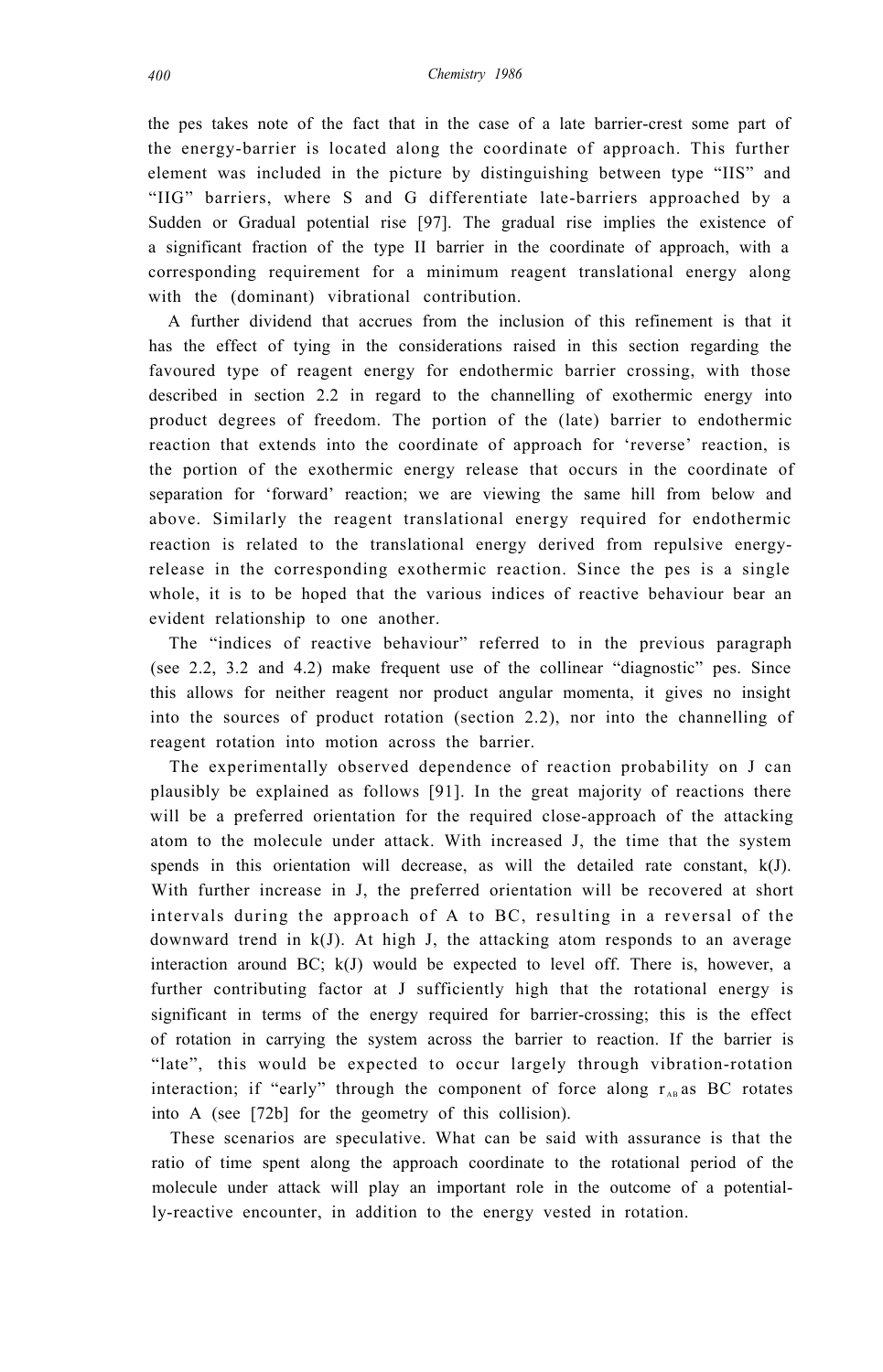the pes takes note of the fact that in the case of a late barrier-crest some part of the energy-barrier is located along the coordinate of approach. This further element was included in the picture by distinguishing between type "IIS" and "IIG" barriers, where S and G differentiate late-barriers approached by a Sudden or Gradual potential rise [97]. The gradual rise implies the existence of a significant fraction of the type II barrier in the coordinate of approach, with a corresponding requirement for a minimum reagent translational energy along with the (dominant) vibrational contribution.

A further dividend that accrues from the inclusion of this refinement is that it has the effect of tying in the considerations raised in this section regarding the favoured type of reagent energy for endothermic barrier crossing, with those described in section 2.2 in regard to the channelling of exothermic energy into product degrees of freedom. The portion of the (late) barrier to endothermic reaction that extends into the coordinate of approach for 'reverse' reaction, is the portion of the exothermic energy release that occurs in the coordinate of separation for 'forward' reaction; we are viewing the same hill from below and above. Similarly the reagent translational energy required for endothermic reaction is related to the translational energy derived from repulsive energy-release in the corresponding exothermic reaction. Since the pes is a single whole, it is to be hoped that the various indices of reactive behaviour bear an evident relationship to one another.

The "indices of reactive behaviour" referred to in the previous paragraph (see 2.2, 3.2 and 4.2) make frequent use of the collinear "diagnostic" pes. Since this allows for neither reagent nor product angular momenta, it gives no insight into the sources of product rotation (section 2.2), nor into the channelling of reagent rotation into motion across the barrier.

The experimentally observed dependence of reaction probability on J can plausibly be explained as follows [91]. In the great majority of reactions there will be a preferred orientation for the required close-approach of the attacking atom to the molecule under attack. With increased J, the time that the system spends in this orientation will decrease, as will the detailed rate constant, k(J). With further increase in J, the preferred orientation will be recovered at short intervals during the approach of A to BC, resulting in a reversal of the downward trend in k(J). At high J, the attacking atom responds to an average interaction around BC; k(J) would be expected to level off. There is, however, a further contributing factor at J sufficiently high that the rotational energy is significant in terms of the energy required for barrier-crossing; this is the effect of rotation in carrying the system across the barrier to reaction. If the barrier is "late", this would be expected to occur largely through vibration-rotation interaction; if "early" through the component of force along $r_{AB}$ as BC rotates into A (see [72b] for the geometry of this collision).

These scenarios are speculative. What can be said with assurance is that the ratio of time spent along the approach coordinate to the rotational period of the molecule under attack will play an important role in the outcome of a potentially-reactive encounter, in addition to the energy vested in rotation.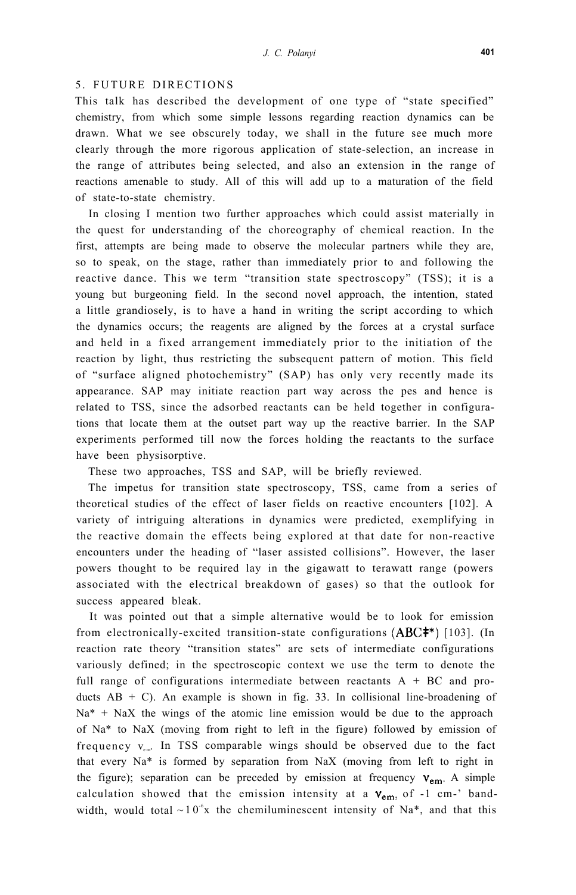## 5. FUTURE DIRECTIONS

This talk has described the development of one type of "state specified" chemistry, from which some simple lessons regarding reaction dynamics can be drawn. What we see obscurely today, we shall in the future see much more clearly through the more rigorous application of state-selection, an increase in the range of attributes being selected, and also an extension in the range of reactions amenable to study. All of this will add up to a maturation of the field of state-to-state chemistry.

In closing I mention two further approaches which could assist materially in the quest for understanding of the choreography of chemical reaction. In the first, attempts are being made to observe the molecular partners while they are, so to speak, on the stage, rather than immediately prior to and following the reactive dance. This we term "transition state spectroscopy" (TSS); it is a young but burgeoning field. In the second novel approach, the intention, stated a little grandiosely, is to have a hand in writing the script according to which the dynamics occurs; the reagents are aligned by the forces at a crystal surface and held in a fixed arrangement immediately prior to the initiation of the reaction by light, thus restricting the subsequent pattern of motion. This field of "surface aligned photochemistry" (SAP) has only very recently made its appearance. SAP may initiate reaction part way across the pes and hence is related to TSS, since the adsorbed reactants can be held together in configurations that locate them at the outset part way up the reactive barrier. In the SAP experiments performed till now the forces holding the reactants to the surface have been physisorptive.

These two approaches, TSS and SAP, will be briefly reviewed.

The impetus for transition state spectroscopy, TSS, came from a series of theoretical studies of the effect of laser fields on reactive encounters [102]. A variety of intriguing alterations in dynamics were predicted, exemplifying in the reactive domain the effects being explored at that date for non-reactive encounters under the heading of "laser assisted collisions". However, the laser powers thought to be required lay in the gigawatt to terawatt range (powers associated with the electrical breakdown of gases) so that the outlook for success appeared bleak.

It was pointed out that a simple alternative would be to look for emission from electronically-excited transition-state configurations ($ABC^{\ddagger *}$) [103]. (In reaction rate theory "transition states" are sets of intermediate configurations variously defined; in the spectroscopic context we use the term to denote the full range of configurations intermediate between reactants A + BC and products AB + C). An example is shown in fig. 33. In collisional line-broadening of Na* + NaX the wings of the atomic line emission would be due to the approach of Na* to NaX (moving from right to left in the figure) followed by emission of frequency $\nu_{em}$. In TSS comparable wings should be observed due to the fact that every Na* is formed by separation from NaX (moving from left to right in the figure); separation can be preceded by emission at frequency $\nu_{em}$. A simple calculation showed that the emission intensity at a $\nu_{em}$, of -1 $cm^{-1}$ bandwidth, would total $\sim 10^{-6}$x the chemiluminescent intensity of Na*, and that this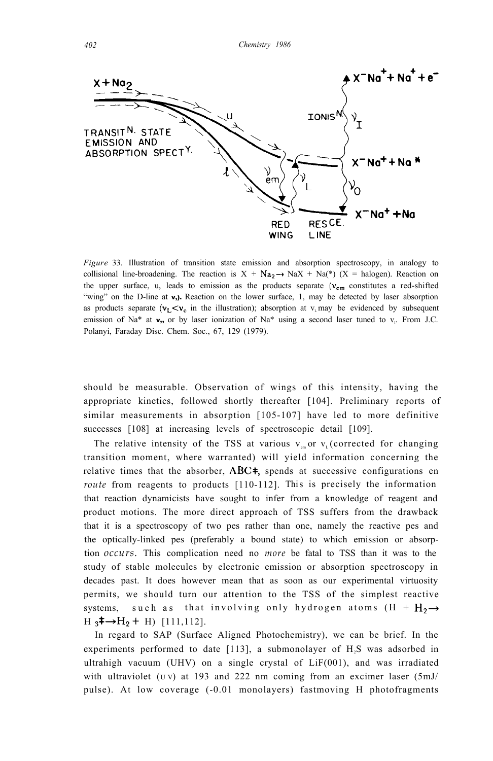*Figure* 33. Illustration of transition state emission and absorption spectroscopy, in analogy to collisional line-broadening. The reaction is $X + Na_2 \rightarrow NaX + Na(*)$ (X = halogen). Reaction on the upper surface, u, leads to emission as the products separate ($\nu_{em}$ constitutes a red-shifted "wing" on the D-line at $\nu_o$). Reaction on the lower surface, 1, may be detected by laser absorption as products separate ($\nu_L < \nu_o$ in the illustration); absorption at $\nu_L$ may be evidenced by subsequent emission of Na* at $\nu_o$, or by laser ionization of Na* using a second laser tuned to $\nu_I$. From J.C. Polanyi, Faraday Disc. Chem. Soc., 67, 129 (1979).

should be measurable. Observation of wings of this intensity, having the appropriate kinetics, followed shortly thereafter [104]. Preliminary reports of similar measurements in absorption [105-107] have led to more definitive successes [108] at increasing levels of spectroscopic detail [109].

The relative intensity of the TSS at various $\nu_{em}$ or $\nu_L$ (corrected for changing transition moment, where warranted) will yield information concerning the relative times that the absorber, $ABC^{\ddagger}$, spends at successive configurations en *route* from reagents to products [110-112]. This is precisely the information that reaction dynamicists have sought to infer from a knowledge of reagent and product motions. The more direct approach of TSS suffers from the drawback that it is a spectroscopy of two pes rather than one, namely the reactive pes and the optically-linked pes (preferably a bound state) to which emission or absorption *occurs*. This complication need no *more* be fatal to TSS than it was to the study of stable molecules by electronic emission or absorption spectroscopy in decades past. It does however mean that as soon as our experimental virtuosity permits, we should turn our attention to the TSS of the simplest reactive systems, such as that involving only hydrogen atoms ($H + H_2 \rightarrow H_3^{\ddagger} \rightarrow H_2 + H$) [111,112].

In regard to SAP (Surface Aligned Photochemistry), we can be brief. In the experiments performed to date [113], a submonolayer of $H_2S$ was adsorbed in ultrahigh vacuum (UHV) on a single crystal of LiF(001), and was irradiated with ultraviolet (UV) at 193 and 222 nm coming from an excimer laser (5mJ/pulse). At low coverage (-0.01 monolayers) fastmoving H photofragments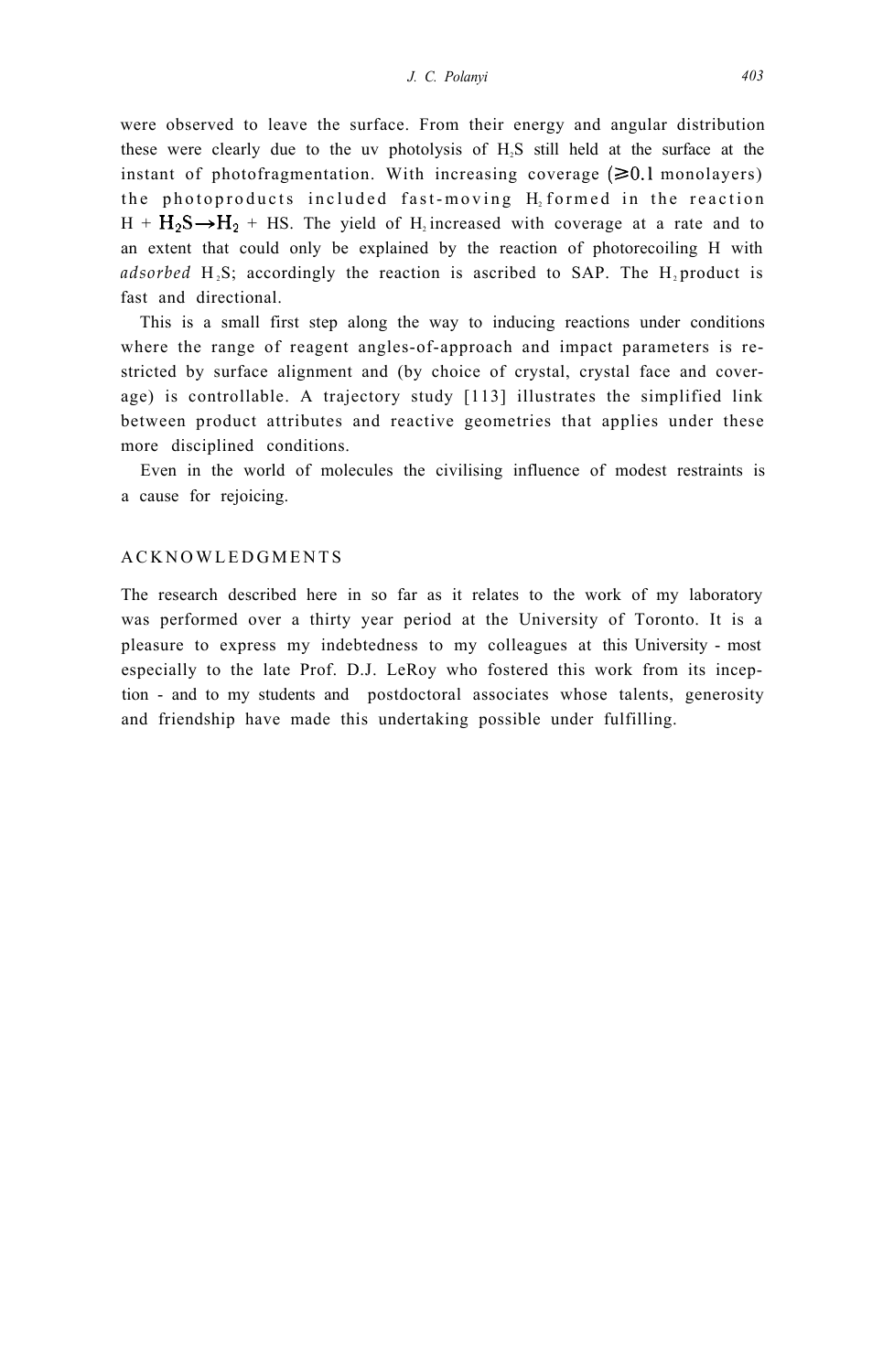were observed to leave the surface. From their energy and angular distribution these were clearly due to the uv photolysis of $H_2S$ still held at the surface at the instant of photofragmentation. With increasing coverage ($\geqslant 0.1$ monolayers) the photoproducts included fast-moving $H_2$ formed in the reaction $H + H_2S \rightarrow H_2 + HS$. The yield of $H_2$ increased with coverage at a rate and to an extent that could only be explained by the reaction of photorecoiling H with *adsorbed* $H_2S$; accordingly the reaction is ascribed to SAP. The $H_2$ product is fast and directional.

This is a small first step along the way to inducing reactions under conditions where the range of reagent angles-of-approach and impact parameters is restricted by surface alignment and (by choice of crystal, crystal face and coverage) is controllable. A trajectory study [113] illustrates the simplified link between product attributes and reactive geometries that applies under these more disciplined conditions.

Even in the world of molecules the civilising influence of modest restraints is a cause for rejoicing.

## ACKNOWLEDGMENTS

The research described here in so far as it relates to the work of my laboratory was performed over a thirty year period at the University of Toronto. It is a pleasure to express my indebtedness to my colleagues at this University - most especially to the late Prof. D.J. LeRoy who fostered this work from its inception - and to my students and postdoctoral associates whose talents, generosity and friendship have made this undertaking possible under fulfilling.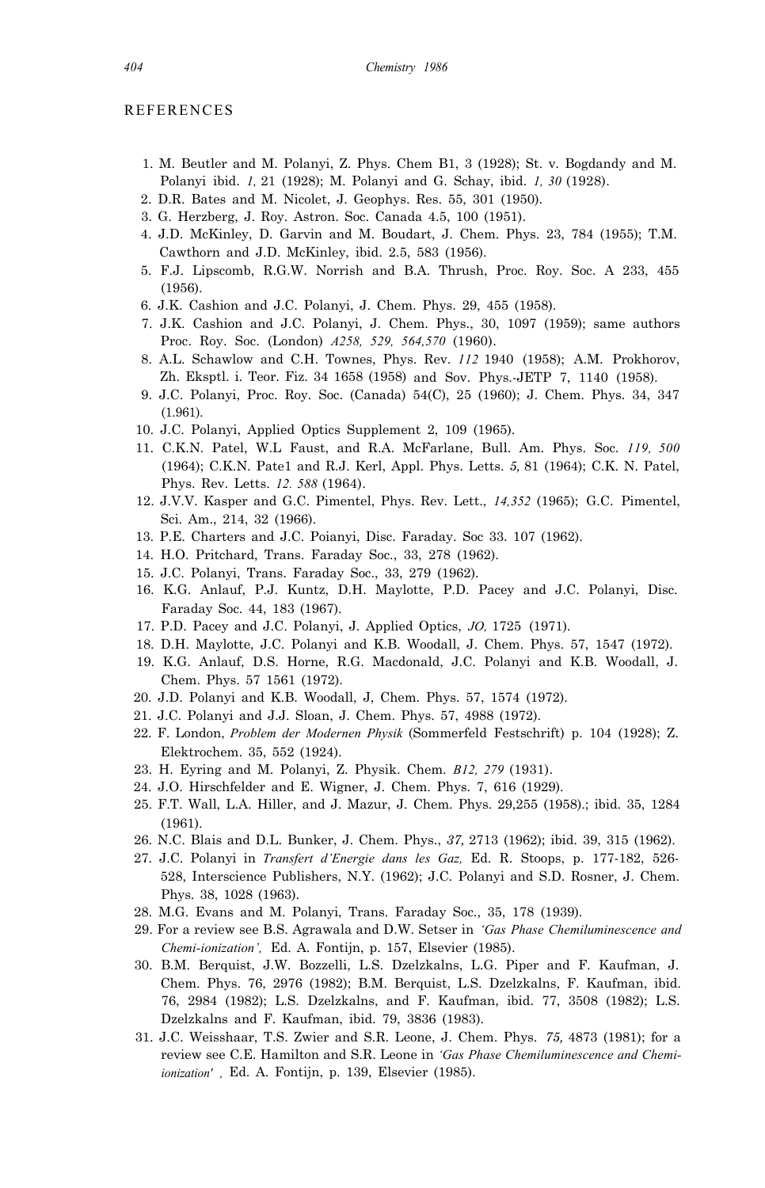# REFERENCES

1. M. Beutler and M. Polanyi, Z. Phys. Chem B1, 3 (1928); St. v. Bogdandy and M. Polanyi ibid. *1,* 21 (1928); M. Polanyi and G. Schay, ibid. *1, 30* (1928).
2. D.R. Bates and M. Nicolet, J. Geophys. Res. 55, 301 (1950).
3. G. Herzberg, J. Roy. Astron. Soc. Canada 4.5, 100 (1951).
4. J.D. McKinley, D. Garvin and M. Boudart, J. Chem. Phys. 23, 784 (1955); T.M. Cawthorn and J.D. McKinley, ibid. 2.5, 583 (1956).
5. F.J. Lipscomb, R.G.W. Norrish and B.A. Thrush, Proc. Roy. Soc. A 233, 455 (1956).
6. J.K. Cashion and J.C. Polanyi, J. Chem. Phys. 29, 455 (1958).
7. J.K. Cashion and J.C. Polanyi, J. Chem. Phys., 30, 1097 (1959); same authors Proc. Roy. Soc. (London) *A258, 529, 564,570* (1960).
8. A.L. Schawlow and C.H. Townes, Phys. Rev. *112* 1940 (1958); A.M. Prokhorov, Zh. Eksptl. i. Teor. Fiz. 34 1658 (1958) and Sov. Phys.-JETP 7, 1140 (1958).
9. J.C. Polanyi, Proc. Roy. Soc. (Canada) 54(C), 25 (1960); J. Chem. Phys. 34, 347 (1.961).
10. J.C. Polanyi, Applied Optics Supplement 2, 109 (1965).
11. C.K.N. Patel, W.L Faust, and R.A. McFarlane, Bull. Am. Phys. Soc. *119, 500* (1964); C.K.N. Pate1 and R.J. Kerl, Appl. Phys. Letts. *5,* 81 (1964); C.K. N. Patel, Phys. Rev. Letts. *12. 588* (1964).
12. J.V.V. Kasper and G.C. Pimentel, Phys. Rev. Lett., *14,352* (1965); G.C. Pimentel, Sci. Am., 214, 32 (1966).
13. P.E. Charters and J.C. Poianyi, Disc. Faraday. Soc 33. 107 (1962).
14. H.O. Pritchard, Trans. Faraday Soc., 33, 278 (1962).
15. J.C. Polanyi, Trans. Faraday Soc., 33, 279 (1962).
16. K.G. Anlauf, P.J. Kuntz, D.H. Maylotte, P.D. Pacey and J.C. Polanyi, Disc. Faraday Soc. 44, 183 (1967).
17. P.D. Pacey and J.C. Polanyi, J. Applied Optics, *JO,* 1725 (1971).
18. D.H. Maylotte, J.C. Polanyi and K.B. Woodall, J. Chem. Phys. 57, 1547 (1972).
19. K.G. Anlauf, D.S. Horne, R.G. Macdonald, J.C. Polanyi and K.B. Woodall, J. Chem. Phys. 57 1561 (1972).
20. J.D. Polanyi and K.B. Woodall, J, Chem. Phys. 57, 1574 (1972).
21. J.C. Polanyi and J.J. Sloan, J. Chem. Phys. 57, 4988 (1972).
22. F. London, *Problem der Modernen Physik* (Sommerfeld Festschrift) p. 104 (1928); Z. Elektrochem. 35, 552 (1924).
23. H. Eyring and M. Polanyi, Z. Physik. Chem. *B12, 279* (1931).
24. J.O. Hirschfelder and E. Wigner, J. Chem. Phys. 7, 616 (1929).
25. F.T. Wall, L.A. Hiller, and J. Mazur, J. Chem. Phys. 29,255 (1958).; ibid. 35, 1284 (1961).
26. N.C. Blais and D.L. Bunker, J. Chem. Phys., *37,* 2713 (1962); ibid. 39, 315 (1962).
27. J.C. Polanyi in *Transfert d'Energie dans les Gaz,* Ed. R. Stoops, p. 177-182, 526-528, Interscience Publishers, N.Y. (1962); J.C. Polanyi and S.D. Rosner, J. Chem. Phys. 38, 1028 (1963).
28. M.G. Evans and M. Polanyi, Trans. Faraday Soc., 35, 178 (1939).
29. For a review see B.S. Agrawala and D.W. Setser in *'Gas Phase Chemiluminescence and Chemi-ionization',* Ed. A. Fontijn, p. 157, Elsevier (1985).
30. B.M. Berquist, J.W. Bozzelli, L.S. Dzelzkalns, L.G. Piper and F. Kaufman, J. Chem. Phys. 76, 2976 (1982); B.M. Berquist, L.S. Dzelzkalns, F. Kaufman, ibid. 76, 2984 (1982); L.S. Dzelzkalns, and F. Kaufman, ibid. 77, 3508 (1982); L.S. Dzelzkalns and F. Kaufman, ibid. 79, 3836 (1983).
31. J.C. Weisshaar, T.S. Zwier and S.R. Leone, J. Chem. Phys. *75,* 4873 (1981); for a review see C.E. Hamilton and S.R. Leone in *'Gas Phase Chemiluminescence and Chemi-ionization'* , Ed. A. Fontijn, p. 139, Elsevier (1985).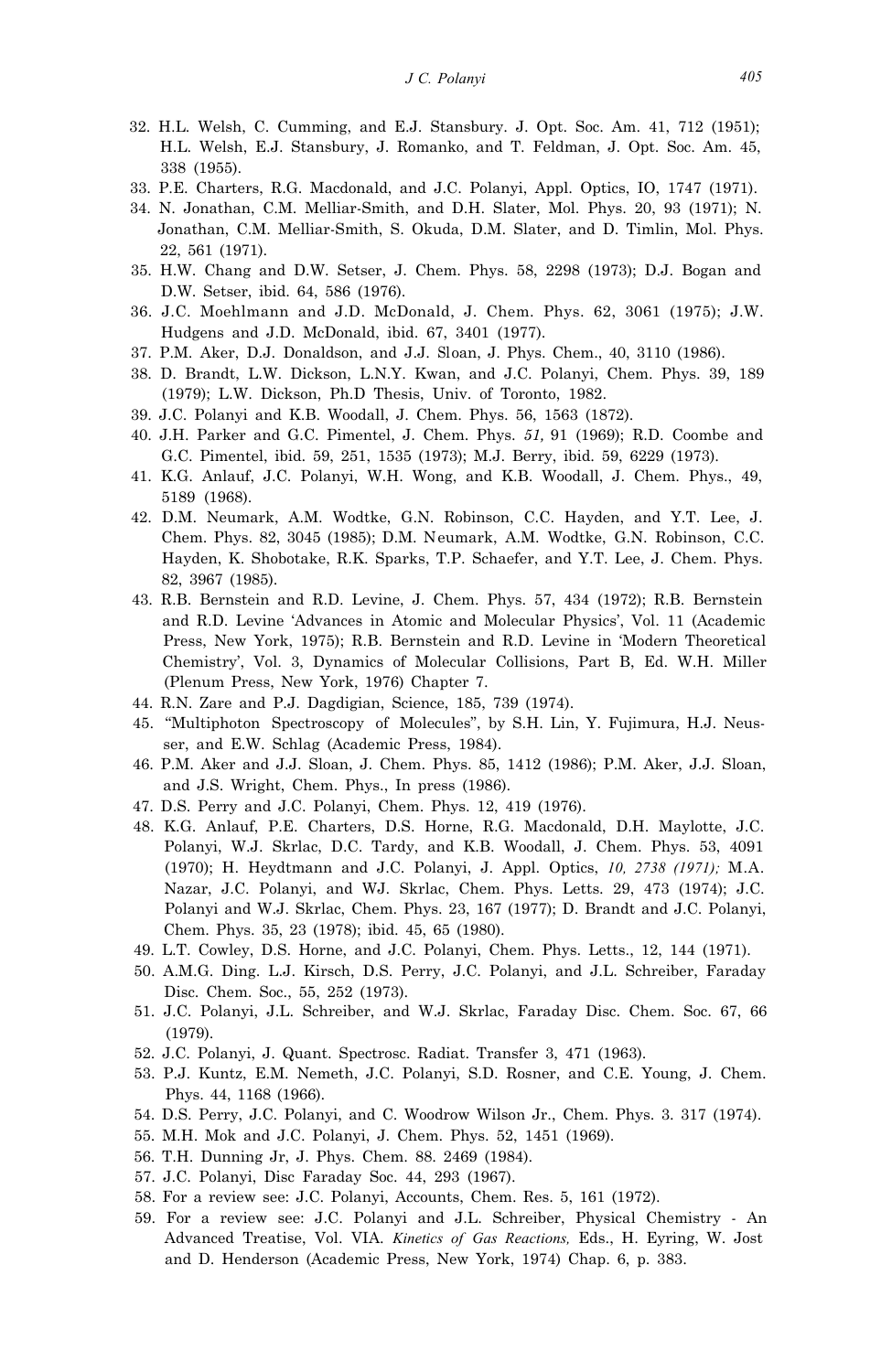32. H.L. Welsh, C. Cumming, and E.J. Stansbury. J. Opt. Soc. Am. 41, 712 (1951); H.L. Welsh, E.J. Stansbury, J. Romanko, and T. Feldman, J. Opt. Soc. Am. 45, 338 (1955).
33. P.E. Charters, R.G. Macdonald, and J.C. Polanyi, Appl. Optics, IO, 1747 (1971).
34. N. Jonathan, C.M. Melliar-Smith, and D.H. Slater, Mol. Phys. 20, 93 (1971); N. Jonathan, C.M. Melliar-Smith, S. Okuda, D.M. Slater, and D. Timlin, Mol. Phys. 22, 561 (1971).
35. H.W. Chang and D.W. Setser, J. Chem. Phys. 58, 2298 (1973); D.J. Bogan and D.W. Setser, ibid. 64, 586 (1976).
36. J.C. Moehlmann and J.D. McDonald, J. Chem. Phys. 62, 3061 (1975); J.W. Hudgens and J.D. McDonald, ibid. 67, 3401 (1977).
37. P.M. Aker, D.J. Donaldson, and J.J. Sloan, J. Phys. Chem., 40, 3110 (1986).
38. D. Brandt, L.W. Dickson, L.N.Y. Kwan, and J.C. Polanyi, Chem. Phys. 39, 189 (1979); L.W. Dickson, Ph.D Thesis, Univ. of Toronto, 1982.
39. J.C. Polanyi and K.B. Woodall, J. Chem. Phys. 56, 1563 (1872).
40. J.H. Parker and G.C. Pimentel, J. Chem. Phys. *51,* 91 (1969); R.D. Coombe and G.C. Pimentel, ibid. 59, 251, 1535 (1973); M.J. Berry, ibid. 59, 6229 (1973).
41. K.G. Anlauf, J.C. Polanyi, W.H. Wong, and K.B. Woodall, J. Chem. Phys., 49, 5189 (1968).
42. D.M. Neumark, A.M. Wodtke, G.N. Robinson, C.C. Hayden, and Y.T. Lee, J. Chem. Phys. 82, 3045 (1985); D.M. Neumark, A.M. Wodtke, G.N. Robinson, C.C. Hayden, K. Shobotake, R.K. Sparks, T.P. Schaefer, and Y.T. Lee, J. Chem. Phys. 82, 3967 (1985).
43. R.B. Bernstein and R.D. Levine, J. Chem. Phys. 57, 434 (1972); R.B. Bernstein and R.D. Levine 'Advances in Atomic and Molecular Physics', Vol. 11 (Academic Press, New York, 1975); R.B. Bernstein and R.D. Levine in 'Modern Theoretical Chemistry', Vol. 3, Dynamics of Molecular Collisions, Part B, Ed. W.H. Miller (Plenum Press, New York, 1976) Chapter 7.
44. R.N. Zare and P.J. Dagdigian, Science, 185, 739 (1974).
45. "Multiphoton Spectroscopy of Molecules", by S.H. Lin, Y. Fujimura, H.J. Neusser, and E.W. Schlag (Academic Press, 1984).
46. P.M. Aker and J.J. Sloan, J. Chem. Phys. 85, 1412 (1986); P.M. Aker, J.J. Sloan, and J.S. Wright, Chem. Phys., In press (1986).
47. D.S. Perry and J.C. Polanyi, Chem. Phys. 12, 419 (1976).
48. K.G. Anlauf, P.E. Charters, D.S. Horne, R.G. Macdonald, D.H. Maylotte, J.C. Polanyi, W.J. Skrlac, D.C. Tardy, and K.B. Woodall, J. Chem. Phys. 53, 4091 (1970); H. Heydtmann and J.C. Polanyi, J. Appl. Optics, *10, 2738 (1971);* M.A. Nazar, J.C. Polanyi, and WJ. Skrlac, Chem. Phys. Letts. 29, 473 (1974); J.C. Polanyi and W.J. Skrlac, Chem. Phys. 23, 167 (1977); D. Brandt and J.C. Polanyi, Chem. Phys. 35, 23 (1978); ibid. 45, 65 (1980).
49. L.T. Cowley, D.S. Horne, and J.C. Polanyi, Chem. Phys. Letts., 12, 144 (1971).
50. A.M.G. Ding. L.J. Kirsch, D.S. Perry, J.C. Polanyi, and J.L. Schreiber, Faraday Disc. Chem. Soc., 55, 252 (1973).
51. J.C. Polanyi, J.L. Schreiber, and W.J. Skrlac, Faraday Disc. Chem. Soc. 67, 66 (1979).
52. J.C. Polanyi, J. Quant. Spectrosc. Radiat. Transfer 3, 471 (1963).
53. P.J. Kuntz, E.M. Nemeth, J.C. Polanyi, S.D. Rosner, and C.E. Young, J. Chem. Phys. 44, 1168 (1966).
54. D.S. Perry, J.C. Polanyi, and C. Woodrow Wilson Jr., Chem. Phys. 3. 317 (1974).
55. M.H. Mok and J.C. Polanyi, J. Chem. Phys. 52, 1451 (1969).
56. T.H. Dunning Jr, J. Phys. Chem. 88. 2469 (1984).
57. J.C. Polanyi, Disc Faraday Soc. 44, 293 (1967).
58. For a review see: J.C. Polanyi, Accounts, Chem. Res. 5, 161 (1972).
59. For a review see: J.C. Polanyi and J.L. Schreiber, Physical Chemistry - An Advanced Treatise, Vol. VIA. *Kinetics of Gas Reactions,* Eds., H. Eyring, W. Jost and D. Henderson (Academic Press, New York, 1974) Chap. 6, p. 383.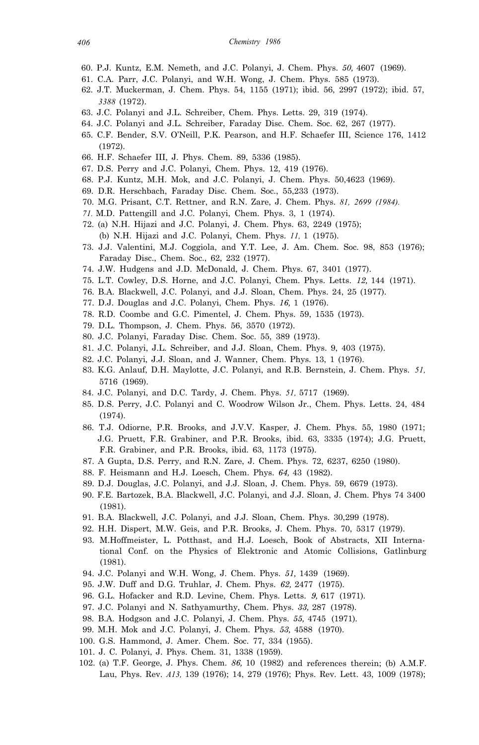60. P.J. Kuntz, E.M. Nemeth, and J.C. Polanyi, J. Chem. Phys. *50,* 4607 (1969).
61. C.A. Parr, J.C. Polanyi, and W.H. Wong, J. Chem. Phys. 585 (1973).
62. J.T. Muckerman, J. Chem. Phys. 54, 1155 (1971); ibid. 56, 2997 (1972); ibid. 57, *3388* (1972).
63. J.C. Polanyi and J.L. Schreiber, Chem. Phys. Letts. 29, 319 (1974).
64. J.C. Polanyi and J.L. Schreiber, Faraday Disc. Chem. Soc. 62, 267 (1977).
65. C.F. Bender, S.V. O'Neill, P.K. Pearson, and H.F. Schaefer III, Science 176, 1412 (1972).
66. H.F. Schaefer III, J. Phys. Chem. 89, 5336 (1985).
67. D.S. Perry and J.C. Polanyi, Chem. Phys. 12, 419 (1976).
68. P.J. Kuntz, M.H. Mok, and J.C. Polanyi, J. Chem. Phys. 50,4623 (1969).
69. D.R. Herschbach, Faraday Disc. Chem. Soc., 55,233 (1973).
70. M.G. Prisant, C.T. Rettner, and R.N. Zare, J. Chem. Phys. *81, 2699 (1984).*
71. M.D. Pattengill and J.C. Polanyi, Chem. Phys. 3, 1 (1974).
72. (a) N.H. Hijazi and J.C. Polanyi, J. Chem. Phys. 63, 2249 (1975); (b) N.H. Hijazi and J.C. Polanyi, Chem. Phys. *11,* 1 (1975).
73. J.J. Valentini, M.J. Coggiola, and Y.T. Lee, J. Am. Chem. Soc. 98, 853 (1976); Faraday Disc., Chem. Soc., 62, 232 (1977).
74. J.W. Hudgens and J.D. McDonald, J. Chem. Phys. 67, 3401 (1977).
75. L.T. Cowley, D.S. Horne, and J.C. Polanyi, Chem. Phys. Letts. *12,* 144 (1971).
76. B.A. Blackwell, J.C. Polanyi, and J.J. Sloan, Chem. Phys. 24, 25 (1977).
77. D.J. Douglas and J.C. Polanyi, Chem. Phys. *16,* 1 (1976).
78. R.D. Coombe and G.C. Pimentel, J. Chem. Phys. 59, 1535 (1973).
79. D.L. Thompson, J. Chem. Phys. 56, 3570 (1972).
80. J.C. Polanyi, Faraday Disc. Chem. Soc. 55, 389 (1973).
81. J.C. Polanyi, J.L. Schreiber, and J.J. Sloan, Chem. Phys. 9, 403 (1975).
82. J.C. Polanyi, J.J. Sloan, and J. Wanner, Chem. Phys. 13, 1 (1976).
83. K.G. Anlauf, D.H. Maylotte, J.C. Polanyi, and R.B. Bernstein, J. Chem. Phys. *51,* 5716 (1969).
84. J.C. Polanyi, and D.C. Tardy, J. Chem. Phys. *51,* 5717 (1969).
85. D.S. Perry, J.C. Polanyi and C. Woodrow Wilson Jr., Chem. Phys. Letts. 24, 484 (1974).
86. T.J. Odiorne, P.R. Brooks, and J.V.V. Kasper, J. Chem. Phys. 55, 1980 (1971; J.G. Pruett, F.R. Grabiner, and P.R. Brooks, ibid. 63, 3335 (1974); J.G. Pruett, F.R. Grabiner, and P.R. Brooks, ibid. 63, 1173 (1975).
87. A Gupta, D.S. Perry, and R.N. Zare, J. Chem. Phys. 72, 6237, 6250 (1980).
88. F. Heismann and H.J. Loesch, Chem. Phys. *64,* 43 (1982).
89. D.J. Douglas, J.C. Polanyi, and J.J. Sloan, J. Chem. Phys. 59, 6679 (1973).
90. F.E. Bartozek, B.A. Blackwell, J.C. Polanyi, and J.J. Sloan, J. Chem Phys 74 3400 (1981).
91. B.A. Blackwell, J.C. Polanyi, and J.J. Sloan, Chem. Phys. 30,299 (1978).
92. H.H. Dispert, M.W. Geis, and P.R. Brooks, J. Chem. Phys. 70, 5317 (1979).
93. M.Hoffmeister, L. Potthast, and H.J. Loesch, Book of Abstracts, XII International Conf. on the Physics of Elektronic and Atomic Collisions, Gatlinburg (1981).
94. J.C. Polanyi and W.H. Wong, J. Chem. Phys. *51,* 1439 (1969).
95. J.W. Duff and D.G. Truhlar, J. Chem. Phys. *62,* 2477 (1975).
96. G.L. Hofacker and R.D. Levine, Chem. Phys. Letts. *9,* 617 (1971).
97. J.C. Polanyi and N. Sathyamurthy, Chem. Phys. *33,* 287 (1978).
98. B.A. Hodgson and J.C. Polanyi, J. Chem. Phys. *55,* 4745 (1971).
99. M.H. Mok and J.C. Polanyi, J. Chem. Phys. *53,* 4588 (1970).
100. G.S. Hammond, J. Amer. Chem. Soc. 77, 334 (1955).
101. J. C. Polanyi, J. Phys. Chem. 31, 1338 (1959).
102. (a) T.F. George, J. Phys. Chem. *86,* 10 (1982) and references therein; (b) A.M.F. Lau, Phys. Rev. *A13,* 139 (1976); 14, 279 (1976); Phys. Rev. Lett. 43, 1009 (1978);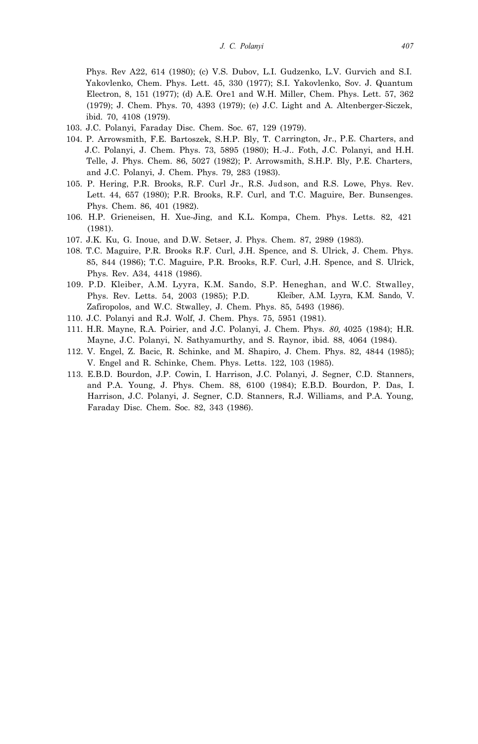Phys. Rev A22, 614 (1980); (c) V.S. Dubov, L.I. Gudzenko, L.V. Gurvich and S.I. Yakovlenko, Chem. Phys. Lett. 45, 330 (1977); S.I. Yakovlenko, Sov. J. Quantum Electron, 8, 151 (1977); (d) A.E. Ore1 and W.H. Miller, Chem. Phys. Lett. 57, 362 (1979); J. Chem. Phys. 70, 4393 (1979); (e) J.C. Light and A. Altenberger-Siczek, ibid. 70, 4108 (1979).

103. J.C. Polanyi, Faraday Disc. Chem. Soc. 67, 129 (1979).
104. P. Arrowsmith, F.E. Bartoszek, S.H.P. Bly, T. Carrington, Jr., P.E. Charters, and J.C. Polanyi, J. Chem. Phys. 73, 5895 (1980); H.-J.. Foth, J.C. Polanyi, and H.H. Telle, J. Phys. Chem. 86, 5027 (1982); P. Arrowsmith, S.H.P. Bly, P.E. Charters, and J.C. Polanyi, J. Chem. Phys. 79, 283 (1983).
105. P. Hering, P.R. Brooks, R.F. Curl Jr., R.S. Judson, and R.S. Lowe, Phys. Rev. Lett. 44, 657 (1980); P.R. Brooks, R.F. Curl, and T.C. Maguire, Ber. Bunsenges. Phys. Chem. 86, 401 (1982).
106. H.P. Grieneisen, H. Xue-Jing, and K.L. Kompa, Chem. Phys. Letts. 82, 421 (1981).
107. J.K. Ku, G. Inoue, and D.W. Setser, J. Phys. Chem. 87, 2989 (1983).
108. T.C. Maguire, P.R. Brooks R.F. Curl, J.H. Spence, and S. Ulrick, J. Chem. Phys. 85, 844 (1986); T.C. Maguire, P.R. Brooks, R.F. Curl, J.H. Spence, and S. Ulrick, Phys. Rev. A34, 4418 (1986).
109. P.D. Kleiber, A.M. Lyyra, K.M. Sando, S.P. Heneghan, and W.C. Stwalley, Phys. Rev. Letts. 54, 2003 (1985); P.D. Kleiber, A.M. Lyyra, K.M. Sando, V. Zafiropolos, and W.C. Stwalley, J. Chem. Phys. 85, 5493 (1986).
110. J.C. Polanyi and R.J. Wolf, J. Chem. Phys. 75, 5951 (1981).
111. H.R. Mayne, R.A. Poirier, and J.C. Polanyi, J. Chem. Phys. *80,* 4025 (1984); H.R. Mayne, J.C. Polanyi, N. Sathyamurthy, and S. Raynor, ibid. 88, 4064 (1984).
112. V. Engel, Z. Bacic, R. Schinke, and M. Shapiro, J. Chem. Phys. 82, 4844 (1985); V. Engel and R. Schinke, Chem. Phys. Letts. 122, 103 (1985).
113. E.B.D. Bourdon, J.P. Cowin, I. Harrison, J.C. Polanyi, J. Segner, C.D. Stanners, and P.A. Young, J. Phys. Chem. 88, 6100 (1984); E.B.D. Bourdon, P. Das, I. Harrison, J.C. Polanyi, J. Segner, C.D. Stanners, R.J. Williams, and P.A. Young, Faraday Disc. Chem. Soc. 82, 343 (1986).